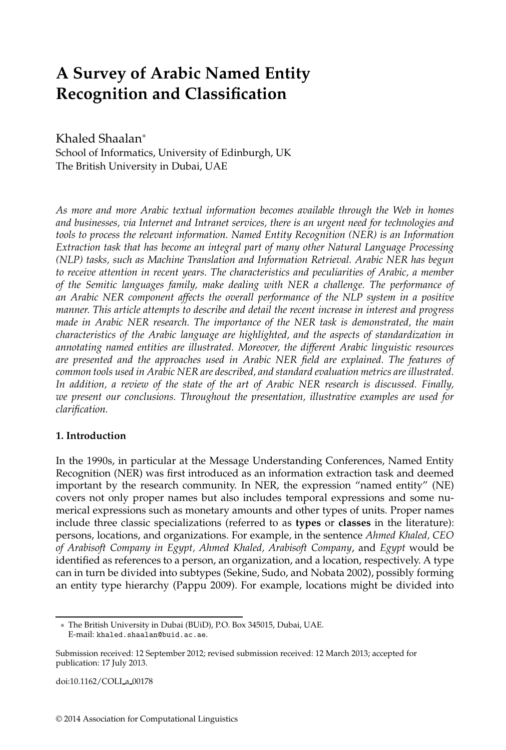# A Survey of Arabic Named Entity Recognition and Classification

Khaled Shaalan*
School of Informatics, University of Edinburgh, UK
The British University in Dubai, UAE

*As more and more Arabic textual information becomes available through the Web in homes and businesses, via Internet and Intranet services, there is an urgent need for technologies and tools to process the relevant information. Named Entity Recognition (NER) is an Information Extraction task that has become an integral part of many other Natural Language Processing (NLP) tasks, such as Machine Translation and Information Retrieval. Arabic NER has begun to receive attention in recent years. The characteristics and peculiarities of Arabic, a member of the Semitic languages family, make dealing with NER a challenge. The performance of an Arabic NER component affects the overall performance of the NLP system in a positive manner. This article attempts to describe and detail the recent increase in interest and progress made in Arabic NER research. The importance of the NER task is demonstrated, the main characteristics of the Arabic language are highlighted, and the aspects of standardization in annotating named entities are illustrated. Moreover, the different Arabic linguistic resources are presented and the approaches used in Arabic NER field are explained. The features of common tools used in Arabic NER are described, and standard evaluation metrics are illustrated. In addition, a review of the state of the art of Arabic NER research is discussed. Finally, we present our conclusions. Throughout the presentation, illustrative examples are used for clarification.*

### 1. Introduction

In the 1990s, in particular at the Message Understanding Conferences, Named Entity Recognition (NER) was first introduced as an information extraction task and deemed important by the research community. In NER, the expression "named entity" (NE) covers not only proper names but also includes temporal expressions and some numerical expressions such as monetary amounts and other types of units. Proper names include three classic specializations (referred to as **types** or **classes** in the literature): persons, locations, and organizations. For example, in the sentence *Ahmed Khaled, CEO of Arabisoft Company in Egypt, Ahmed Khaled, Arabisoft Company*, and *Egypt* would be identified as references to a person, an organization, and a location, respectively. A type can in turn be divided into subtypes (Sekine, Sudo, and Nobata 2002), possibly forming an entity type hierarchy (Pappu 2009). For example, locations might be divided into

---

* The British University in Dubai (BUiD), P.O. Box 345015, Dubai, UAE. E-mail: khaled.shaalan@buid.ac.ae.

Submission received: 12 September 2012; revised submission received: 12 March 2013; accepted for publication: 17 July 2013.

doi:10.1162/COLI_a_00178

© 2014 Association for Computational Linguistics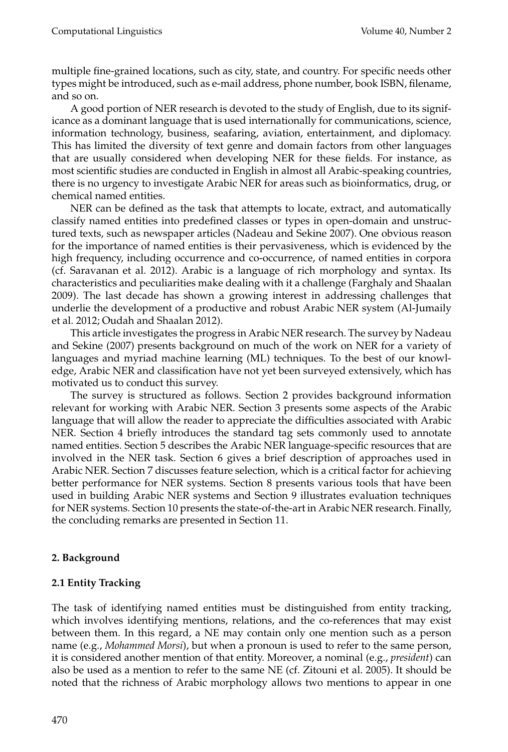multiple fine-grained locations, such as city, state, and country. For specific needs other types might be introduced, such as e-mail address, phone number, book ISBN, filename, and so on.

A good portion of NER research is devoted to the study of English, due to its significance as a dominant language that is used internationally for communications, science, information technology, business, seafaring, aviation, entertainment, and diplomacy. This has limited the diversity of text genre and domain factors from other languages that are usually considered when developing NER for these fields. For instance, as most scientific studies are conducted in English in almost all Arabic-speaking countries, there is no urgency to investigate Arabic NER for areas such as bioinformatics, drug, or chemical named entities.

NER can be defined as the task that attempts to locate, extract, and automatically classify named entities into predefined classes or types in open-domain and unstructured texts, such as newspaper articles (Nadeau and Sekine 2007). One obvious reason for the importance of named entities is their pervasiveness, which is evidenced by the high frequency, including occurrence and co-occurrence, of named entities in corpora (cf. Saravanan et al. 2012). Arabic is a language of rich morphology and syntax. Its characteristics and peculiarities make dealing with it a challenge (Farghaly and Shaalan 2009). The last decade has shown a growing interest in addressing challenges that underlie the development of a productive and robust Arabic NER system (Al-Jumaily et al. 2012; Oudah and Shaalan 2012).

This article investigates the progress in Arabic NER research. The survey by Nadeau and Sekine (2007) presents background on much of the work on NER for a variety of languages and myriad machine learning (ML) techniques. To the best of our knowledge, Arabic NER and classification have not yet been surveyed extensively, which has motivated us to conduct this survey.

The survey is structured as follows. Section 2 provides background information relevant for working with Arabic NER. Section 3 presents some aspects of the Arabic language that will allow the reader to appreciate the difficulties associated with Arabic NER. Section 4 briefly introduces the standard tag sets commonly used to annotate named entities. Section 5 describes the Arabic NER language-specific resources that are involved in the NER task. Section 6 gives a brief description of approaches used in Arabic NER. Section 7 discusses feature selection, which is a critical factor for achieving better performance for NER systems. Section 8 presents various tools that have been used in building Arabic NER systems and Section 9 illustrates evaluation techniques for NER systems. Section 10 presents the state-of-the-art in Arabic NER research. Finally, the concluding remarks are presented in Section 11.

## 2. Background

### 2.1 Entity Tracking

The task of identifying named entities must be distinguished from entity tracking, which involves identifying mentions, relations, and the co-references that may exist between them. In this regard, a NE may contain only one mention such as a person name (e.g., *Mohammed Morsi*), but when a pronoun is used to refer to the same person, it is considered another mention of that entity. Moreover, a nominal (e.g., *president*) can also be used as a mention to refer to the same NE (cf. Zitouni et al. 2005). It should be noted that the richness of Arabic morphology allows two mentions to appear in one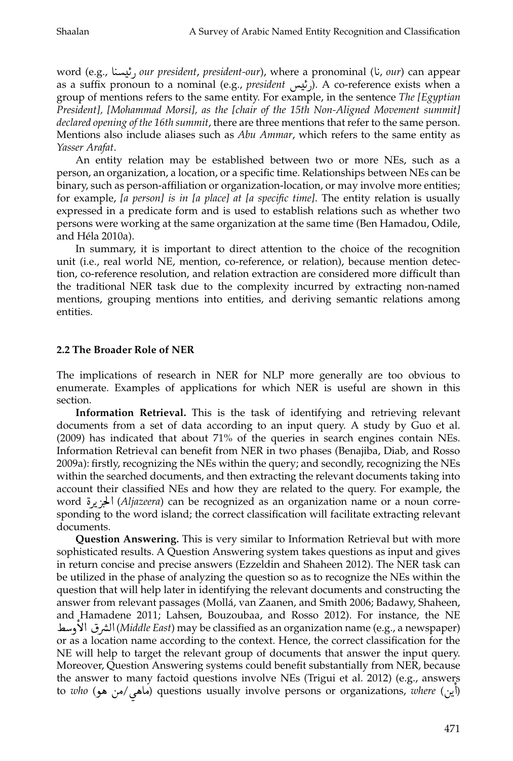word (e.g., رئيسنا *our president*, *president-our*), where a pronominal (نا, *our*) can appear as a suffix pronoun to a nominal (e.g., *president* رئيس). A co-reference exists when a group of mentions refers to the same entity. For example, in the sentence *The [Egyptian President], [Mohammad Morsi], as the [chair of the 15th Non-Aligned Movement summit] declared opening of the 16th summit*, there are three mentions that refer to the same person. Mentions also include aliases such as *Abu Ammar*, which refers to the same entity as *Yasser Arafat*.

An entity relation may be established between two or more NEs, such as a person, an organization, a location, or a specific time. Relationships between NEs can be binary, such as person-affiliation or organization-location, or may involve more entities; for example, *[a person] is in [a place] at [a specific time]*. The entity relation is usually expressed in a predicate form and is used to establish relations such as whether two persons were working at the same organization at the same time (Ben Hamadou, Odile, and Héla 2010a).

In summary, it is important to direct attention to the choice of the recognition unit (i.e., real world NE, mention, co-reference, or relation), because mention detection, co-reference resolution, and relation extraction are considered more difficult than the traditional NER task due to the complexity incurred by extracting non-named mentions, grouping mentions into entities, and deriving semantic relations among entities.

### 2.2 The Broader Role of NER

The implications of research in NER for NLP more generally are too obvious to enumerate. Examples of applications for which NER is useful are shown in this section.

**Information Retrieval.** This is the task of identifying and retrieving relevant documents from a set of data according to an input query. A study by Guo et al. (2009) has indicated that about 71% of the queries in search engines contain NEs. Information Retrieval can benefit from NER in two phases (Benajiba, Diab, and Rosso 2009a): firstly, recognizing the NEs within the query; and secondly, recognizing the NEs within the searched documents, and then extracting the relevant documents taking into account their classified NEs and how they are related to the query. For example, the word الجزيرة (*Aljazeera*) can be recognized as an organization name or a noun corresponding to the word island; the correct classification will facilitate extracting relevant documents.

**Question Answering.** This is very similar to Information Retrieval but with more sophisticated results. A Question Answering system takes questions as input and gives in return concise and precise answers (Ezzeldin and Shaheen 2012). The NER task can be utilized in the phase of analyzing the question so as to recognize the NEs within the question that will help later in identifying the relevant documents and constructing the answer from relevant passages (Mollá, van Zaanen, and Smith 2006; Badawy, Shaheen, and Hamadene 2011; Lahsen, Bouzoubaa, and Rosso 2012). For instance, the NE الشرق الأوسط (*Middle East*) may be classified as an organization name (e.g., a newspaper) or as a location name according to the context. Hence, the correct classification for the NE will help to target the relevant group of documents that answer the input query. Moreover, Question Answering systems could benefit substantially from NER, because the answer to many factoid questions involve NEs (Trigui et al. 2012) (e.g., answers to *who* (ماهي/من هو) questions usually involve persons or organizations, *where* (أين)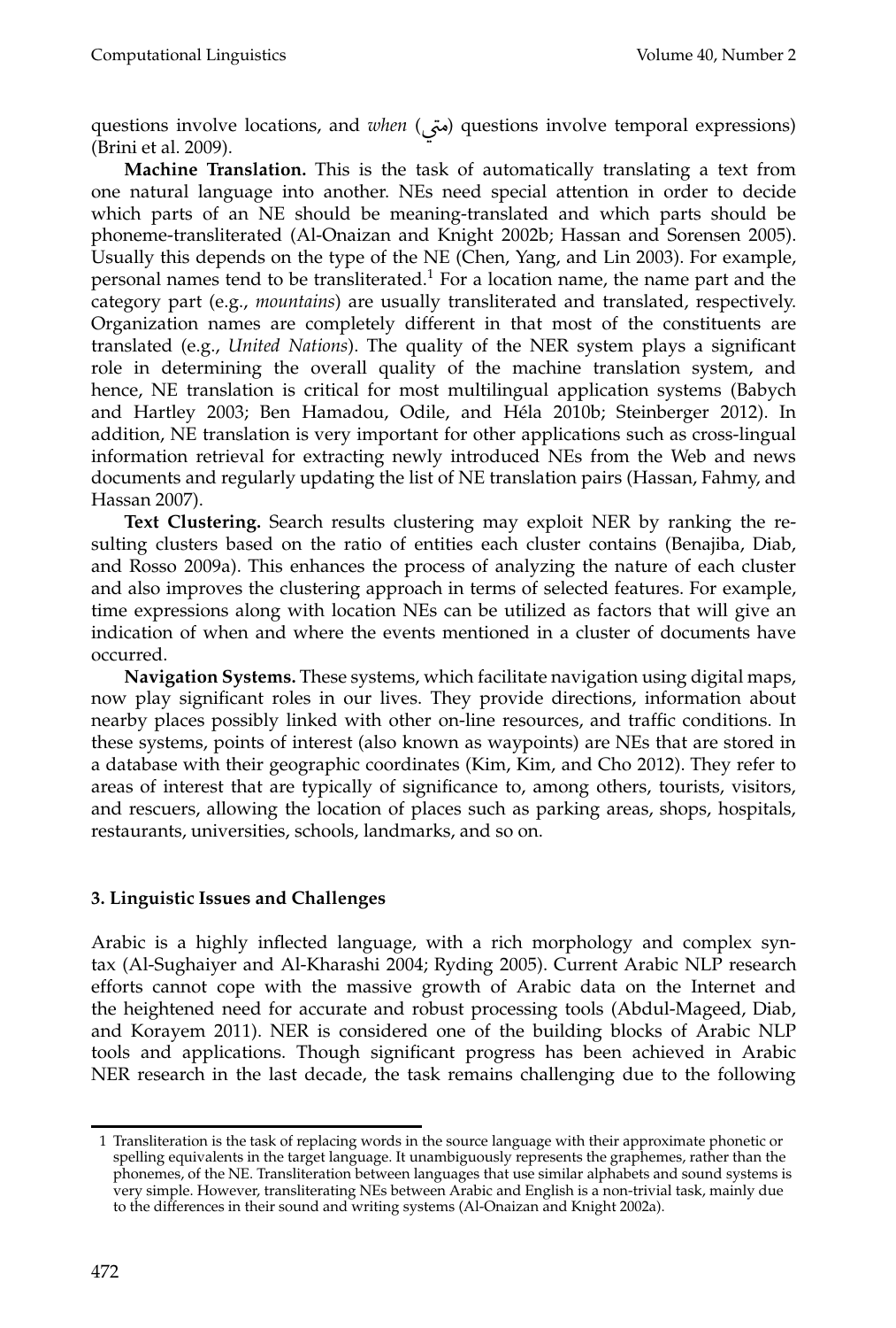questions involve locations, and *when* (متى) questions involve temporal expressions) (Brini et al. 2009).

**Machine Translation.** This is the task of automatically translating a text from one natural language into another. NEs need special attention in order to decide which parts of an NE should be meaning-translated and which parts should be phoneme-transliterated (Al-Onaizan and Knight 2002b; Hassan and Sorensen 2005). Usually this depends on the type of the NE (Chen, Yang, and Lin 2003). For example, personal names tend to be transliterated.[1] For a location name, the name part and the category part (e.g., *mountains*) are usually transliterated and translated, respectively. Organization names are completely different in that most of the constituents are translated (e.g., *United Nations*). The quality of the NER system plays a significant role in determining the overall quality of the machine translation system, and hence, NE translation is critical for most multilingual application systems (Babych and Hartley 2003; Ben Hamadou, Odile, and Héla 2010b; Steinberger 2012). In addition, NE translation is very important for other applications such as cross-lingual information retrieval for extracting newly introduced NEs from the Web and news documents and regularly updating the list of NE translation pairs (Hassan, Fahmy, and Hassan 2007).

**Text Clustering.** Search results clustering may exploit NER by ranking the resulting clusters based on the ratio of entities each cluster contains (Benajiba, Diab, and Rosso 2009a). This enhances the process of analyzing the nature of each cluster and also improves the clustering approach in terms of selected features. For example, time expressions along with location NEs can be utilized as factors that will give an indication of when and where the events mentioned in a cluster of documents have occurred.

**Navigation Systems.** These systems, which facilitate navigation using digital maps, now play significant roles in our lives. They provide directions, information about nearby places possibly linked with other on-line resources, and traffic conditions. In these systems, points of interest (also known as waypoints) are NEs that are stored in a database with their geographic coordinates (Kim, Kim, and Cho 2012). They refer to areas of interest that are typically of significance to, among others, tourists, visitors, and rescuers, allowing the location of places such as parking areas, shops, hospitals, restaurants, universities, schools, landmarks, and so on.

## 3. Linguistic Issues and Challenges

Arabic is a highly inflected language, with a rich morphology and complex syntax (Al-Sughaiyer and Al-Kharashi 2004; Ryding 2005). Current Arabic NLP research efforts cannot cope with the massive growth of Arabic data on the Internet and the heightened need for accurate and robust processing tools (Abdul-Mageed, Diab, and Korayem 2011). NER is considered one of the building blocks of Arabic NLP tools and applications. Though significant progress has been achieved in Arabic NER research in the last decade, the task remains challenging due to the following

---

[1] Transliteration is the task of replacing words in the source language with their approximate phonetic or spelling equivalents in the target language. It unambiguously represents the graphemes, rather than the phonemes, of the NE. Transliteration between languages that use similar alphabets and sound systems is very simple. However, transliterating NEs between Arabic and English is a non-trivial task, mainly due to the differences in their sound and writing systems (Al-Onaizan and Knight 2002a).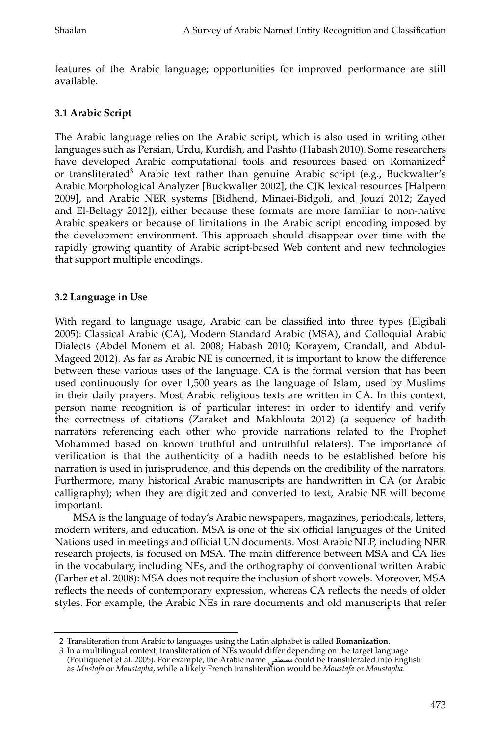features of the Arabic language; opportunities for improved performance are still available.

### 3.1 Arabic Script

The Arabic language relies on the Arabic script, which is also used in writing other languages such as Persian, Urdu, Kurdish, and Pashto (Habash 2010). Some researchers have developed Arabic computational tools and resources based on Romanized[2] or transliterated[3] Arabic text rather than genuine Arabic script (e.g., Buckwalter's Arabic Morphological Analyzer [Buckwalter 2002], the CJK lexical resources [Halpern 2009], and Arabic NER systems [Bidhend, Minaei-Bidgoli, and Jouzi 2012; Zayed and El-Beltagy 2012]), either because these formats are more familiar to non-native Arabic speakers or because of limitations in the Arabic script encoding imposed by the development environment. This approach should disappear over time with the rapidly growing quantity of Arabic script-based Web content and new technologies that support multiple encodings.

### 3.2 Language in Use

With regard to language usage, Arabic can be classified into three types (Elgibali 2005): Classical Arabic (CA), Modern Standard Arabic (MSA), and Colloquial Arabic Dialects (Abdel Monem et al. 2008; Habash 2010; Korayem, Crandall, and Abdul-Mageed 2012). As far as Arabic NE is concerned, it is important to know the difference between these various uses of the language. CA is the formal version that has been used continuously for over 1,500 years as the language of Islam, used by Muslims in their daily prayers. Most Arabic religious texts are written in CA. In this context, person name recognition is of particular interest in order to identify and verify the correctness of citations (Zaraket and Makhlouta 2012) (a sequence of hadith narrators referencing each other who provide narrations related to the Prophet Mohammed based on known truthful and untruthful relaters). The importance of verification is that the authenticity of a hadith needs to be established before his narration is used in jurisprudence, and this depends on the credibility of the narrators. Furthermore, many historical Arabic manuscripts are handwritten in CA (or Arabic calligraphy); when they are digitized and converted to text, Arabic NE will become important.

MSA is the language of today's Arabic newspapers, magazines, periodicals, letters, modern writers, and education. MSA is one of the six official languages of the United Nations used in meetings and official UN documents. Most Arabic NLP, including NER research projects, is focused on MSA. The main difference between MSA and CA lies in the vocabulary, including NEs, and the orthography of conventional written Arabic (Farber et al. 2008): MSA does not require the inclusion of short vowels. Moreover, MSA reflects the needs of contemporary expression, whereas CA reflects the needs of older styles. For example, the Arabic NEs in rare documents and old manuscripts that refer

---

2 Transliteration from Arabic to languages using the Latin alphabet is called **Romanization**.

3 In a multilingual context, transliteration of NEs would differ depending on the target language (Pouliquenet et al. 2005). For example, the Arabic name مصطفى could be transliterated into English as *Mustafa* or *Moustapha*, while a likely French transliteration would be *Moustafa* or *Moustapha*.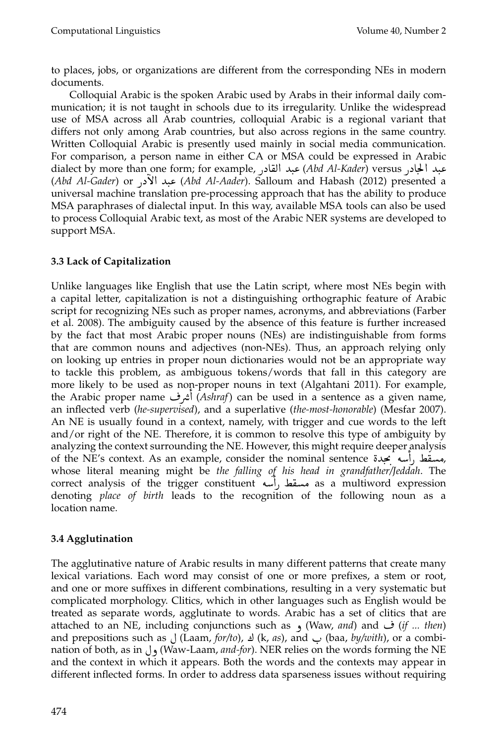to places, jobs, or organizations are different from the corresponding NEs in modern documents.

Colloquial Arabic is the spoken Arabic used by Arabs in their informal daily communication; it is not taught in schools due to its irregularity. Unlike the widespread use of MSA across all Arab countries, colloquial Arabic is a regional variant that differs not only among Arab countries, but also across regions in the same country. Written Colloquial Arabic is presently used mainly in social media communication. For comparison, a person name in either CA or MSA could be expressed in Arabic dialect by more than one form; for example, عبد القادر (*Abd Al-Kader*) versus عبد الجادر (*Abd Al-Gader*) or عبد الآدر (*Abd Al-Aader*). Salloum and Habash (2012) presented a universal machine translation pre-processing approach that has the ability to produce MSA paraphrases of dialectal input. In this way, available MSA tools can also be used to process Colloquial Arabic text, as most of the Arabic NER systems are developed to support MSA.

### 3.3 Lack of Capitalization

Unlike languages like English that use the Latin script, where most NEs begin with a capital letter, capitalization is not a distinguishing orthographic feature of Arabic script for recognizing NEs such as proper names, acronyms, and abbreviations (Farber et al. 2008). The ambiguity caused by the absence of this feature is further increased by the fact that most Arabic proper nouns (NEs) are indistinguishable from forms that are common nouns and adjectives (non-NEs). Thus, an approach relying only on looking up entries in proper noun dictionaries would not be an appropriate way to tackle this problem, as ambiguous tokens/words that fall in this category are more likely to be used as non-proper nouns in text (Algahtani 2011). For example, the Arabic proper name أشرف (*Ashraf*) can be used in a sentence as a given name, an inflected verb (*he-supervised*), and a superlative (*the-most-honorable*) (Mesfar 2007). An NE is usually found in a context, namely, with trigger and cue words to the left and/or right of the NE. Therefore, it is common to resolve this type of ambiguity by analyzing the context surrounding the NE. However, this might require deeper analysis of the NE's context. As an example, consider the nominal sentence مسقط رأسه بجدة, whose literal meaning might be *the falling of his head in grandfather/Jeddah*. The correct analysis of the trigger constituent مسقط رأسه as a multiword expression denoting *place of birth* leads to the recognition of the following noun as a location name.

### 3.4 Agglutination

The agglutinative nature of Arabic results in many different patterns that create many lexical variations. Each word may consist of one or more prefixes, a stem or root, and one or more suffixes in different combinations, resulting in a very systematic but complicated morphology. Clitics, which in other languages such as English would be treated as separate words, agglutinate to words. Arabic has a set of clitics that are attached to an NE, including conjunctions such as و (Waw, *and*) and ف (*if ... then*) and prepositions such as ل (Laam, *for/to*), ك (k, *as*), and ب (baa, *by/with*), or a combination of both, as in ول (Waw-Laam, *and-for*). NER relies on the words forming the NE and the context in which it appears. Both the words and the contexts may appear in different inflected forms. In order to address data sparseness issues without requiring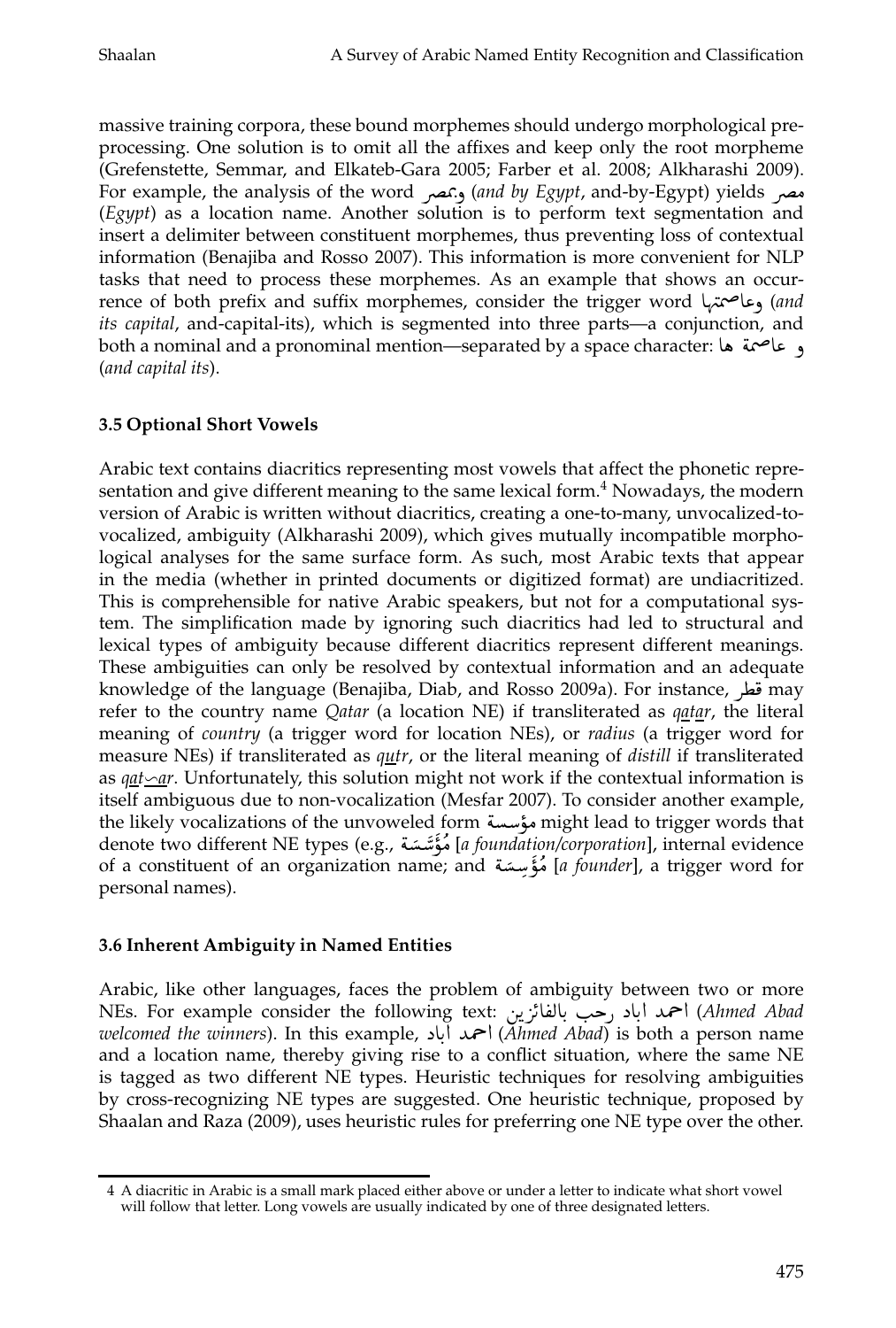massive training corpora, these bound morphemes should undergo morphological preprocessing. One solution is to omit all the affixes and keep only the root morpheme (Grefenstette, Semmar, and Elkateb-Gara 2005; Farber et al. 2008; Alkharashi 2009). For example, the analysis of the word وبمصر (*and by Egypt*, and-by-Egypt) yields مصر (*Egypt*) as a location name. Another solution is to perform text segmentation and insert a delimiter between constituent morphemes, thus preventing loss of contextual information (Benajiba and Rosso 2007). This information is more convenient for NLP tasks that need to process these morphemes. As an example that shows an occurrence of both prefix and suffix morphemes, consider the trigger word وعاصمتها (*and its capital*, and-capital-its), which is segmented into three parts—a conjunction, and both a nominal and a pronominal mention—separated by a space character: و عاصمة ها (*and capital its*).

### 3.5 Optional Short Vowels

Arabic text contains diacritics representing most vowels that affect the phonetic representation and give different meaning to the same lexical form.[4] Nowadays, the modern version of Arabic is written without diacritics, creating a one-to-many, unvocalized-to-vocalized, ambiguity (Alkharashi 2009), which gives mutually incompatible morphological analyses for the same surface form. As such, most Arabic texts that appear in the media (whether in printed documents or digitized format) are undiacritized. This is comprehensible for native Arabic speakers, but not for a computational system. The simplification made by ignoring such diacritics had led to structural and lexical types of ambiguity because different diacritics represent different meanings. These ambiguities can only be resolved by contextual information and an adequate knowledge of the language (Benajiba, Diab, and Rosso 2009a). For instance, قطر may refer to the country name *Qatar* (a location NE) if transliterated as *qaṯar*, the literal meaning of *country* (a trigger word for location NEs), or *radius* (a trigger word for measure NEs) if transliterated as *quṯr*, or the literal meaning of *distill* if transliterated as *qaṯ͝ar*. Unfortunately, this solution might not work if the contextual information is itself ambiguous due to non-vocalization (Mesfar 2007). To consider another example, the likely vocalizations of the unvoweled form مؤسسة might lead to trigger words that denote two different NE types (e.g., مُؤَسَّسَة [*a foundation/corporation*], internal evidence of a constituent of an organization name; and مُؤَسِّسَة [*a founder*], a trigger word for personal names).

### 3.6 Inherent Ambiguity in Named Entities

Arabic, like other languages, faces the problem of ambiguity between two or more NEs. For example consider the following text: احمد اباد رحب بالفائزين (*Ahmed Abad welcomed the winners*). In this example, احمد اباد (*Ahmed Abad*) is both a person name and a location name, thereby giving rise to a conflict situation, where the same NE is tagged as two different NE types. Heuristic techniques for resolving ambiguities by cross-recognizing NE types are suggested. One heuristic technique, proposed by Shaalan and Raza (2009), uses heuristic rules for preferring one NE type over the other.

[4] A diacritic in Arabic is a small mark placed either above or under a letter to indicate what short vowel will follow that letter. Long vowels are usually indicated by one of three designated letters.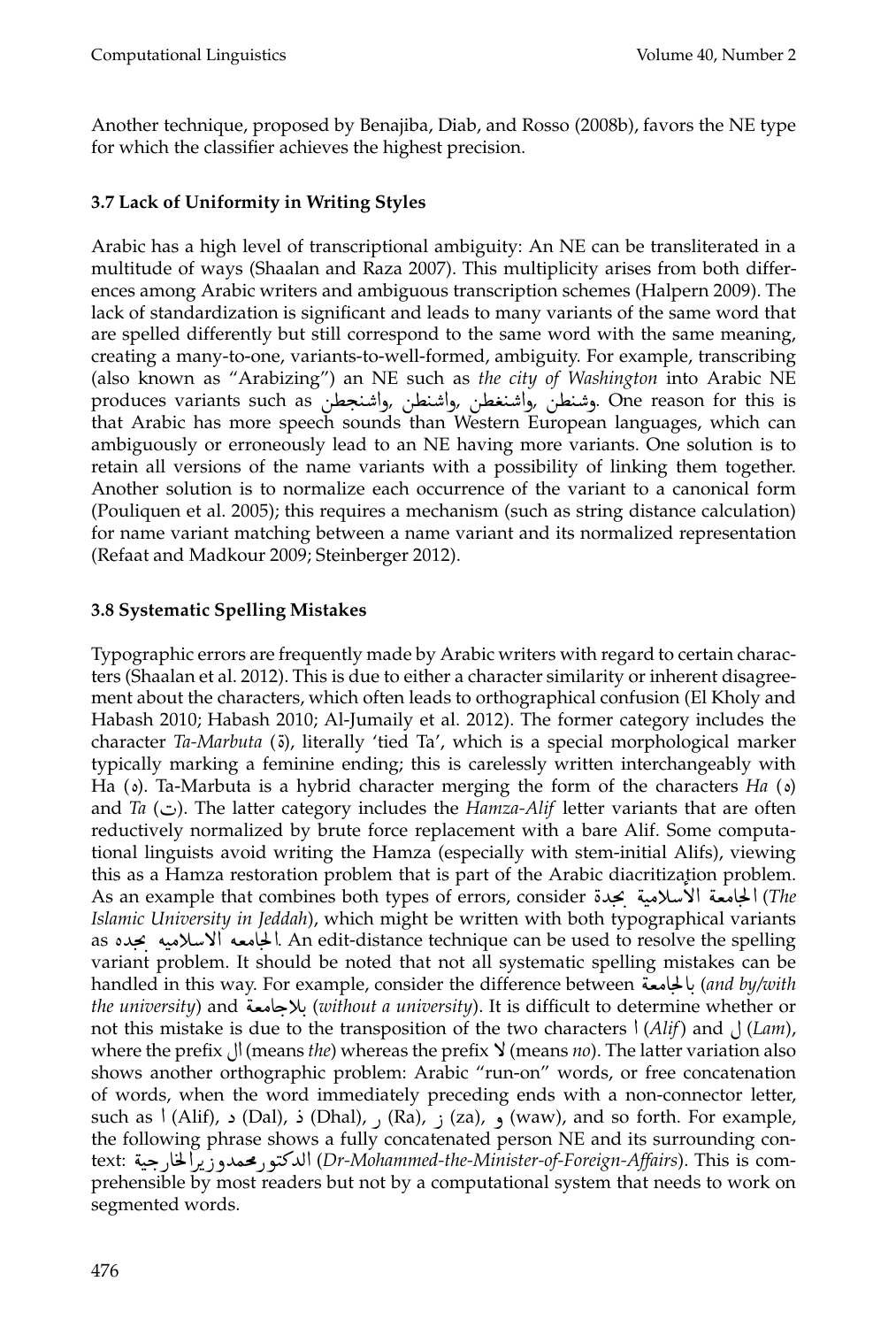Another technique, proposed by Benajiba, Diab, and Rosso (2008b), favors the NE type for which the classifier achieves the highest precision.

### 3.7 Lack of Uniformity in Writing Styles

Arabic has a high level of transcriptional ambiguity: An NE can be transliterated in a multitude of ways (Shaalan and Raza 2007). This multiplicity arises from both differences among Arabic writers and ambiguous transcription schemes (Halpern 2009). The lack of standardization is significant and leads to many variants of the same word that are spelled differently but still correspond to the same word with the same meaning, creating a many-to-one, variants-to-well-formed, ambiguity. For example, transcribing (also known as "Arabizing") an NE such as *the city of Washington* into Arabic NE produces variants such as واشنجطن, واشنطن, واشنغطن, وشنطن. One reason for this is that Arabic has more speech sounds than Western European languages, which can ambiguously or erroneously lead to an NE having more variants. One solution is to retain all versions of the name variants with a possibility of linking them together. Another solution is to normalize each occurrence of the variant to a canonical form (Pouliquen et al. 2005); this requires a mechanism (such as string distance calculation) for name variant matching between a name variant and its normalized representation (Refaat and Madkour 2009; Steinberger 2012).

### 3.8 Systematic Spelling Mistakes

Typographic errors are frequently made by Arabic writers with regard to certain characters (Shaalan et al. 2012). This is due to either a character similarity or inherent disagreement about the characters, which often leads to orthographical confusion (El Kholy and Habash 2010; Habash 2010; Al-Jumaily et al. 2012). The former category includes the character *Ta-Marbuta* (ة), literally 'tied Ta', which is a special morphological marker typically marking a feminine ending; this is carelessly written interchangeably with Ha (ه). Ta-Marbuta is a hybrid character merging the form of the characters *Ha* (ه) and *Ta* (ت). The latter category includes the *Hamza-Alif* letter variants that are often reductively normalized by brute force replacement with a bare Alif. Some computational linguists avoid writing the Hamza (especially with stem-initial Alifs), viewing this as a Hamza restoration problem that is part of the Arabic diacritization problem. As an example that combines both types of errors, consider الجامعة الأسلامية بجدة (*The Islamic University in Jeddah*), which might be written with both typographical variants as الجامعه الاسلاميه بجده. An edit-distance technique can be used to resolve the spelling variant problem. It should be noted that not all systematic spelling mistakes can be handled in this way. For example, consider the difference between بالجامعة (*and by/with the university*) and بلاجامعة (*without a university*). It is difficult to determine whether or not this mistake is due to the transposition of the two characters ا (*Alif*) and ل (*Lam*), where the prefix ال (means *the*) whereas the prefix لا (means *no*). The latter variation also shows another orthographic problem: Arabic "run-on" words, or free concatenation of words, when the word immediately preceding ends with a non-connector letter, such as ا (Alif), د (Dal), ذ (Dhal), ر (Ra), ز (za), و (waw), and so forth. For example, the following phrase shows a fully concatenated person NE and its surrounding context: الدكتورمحمدوزيرالخارجية (*Dr-Mohammed-the-Minister-of-Foreign-Affairs*). This is comprehensible by most readers but not by a computational system that needs to work on segmented words.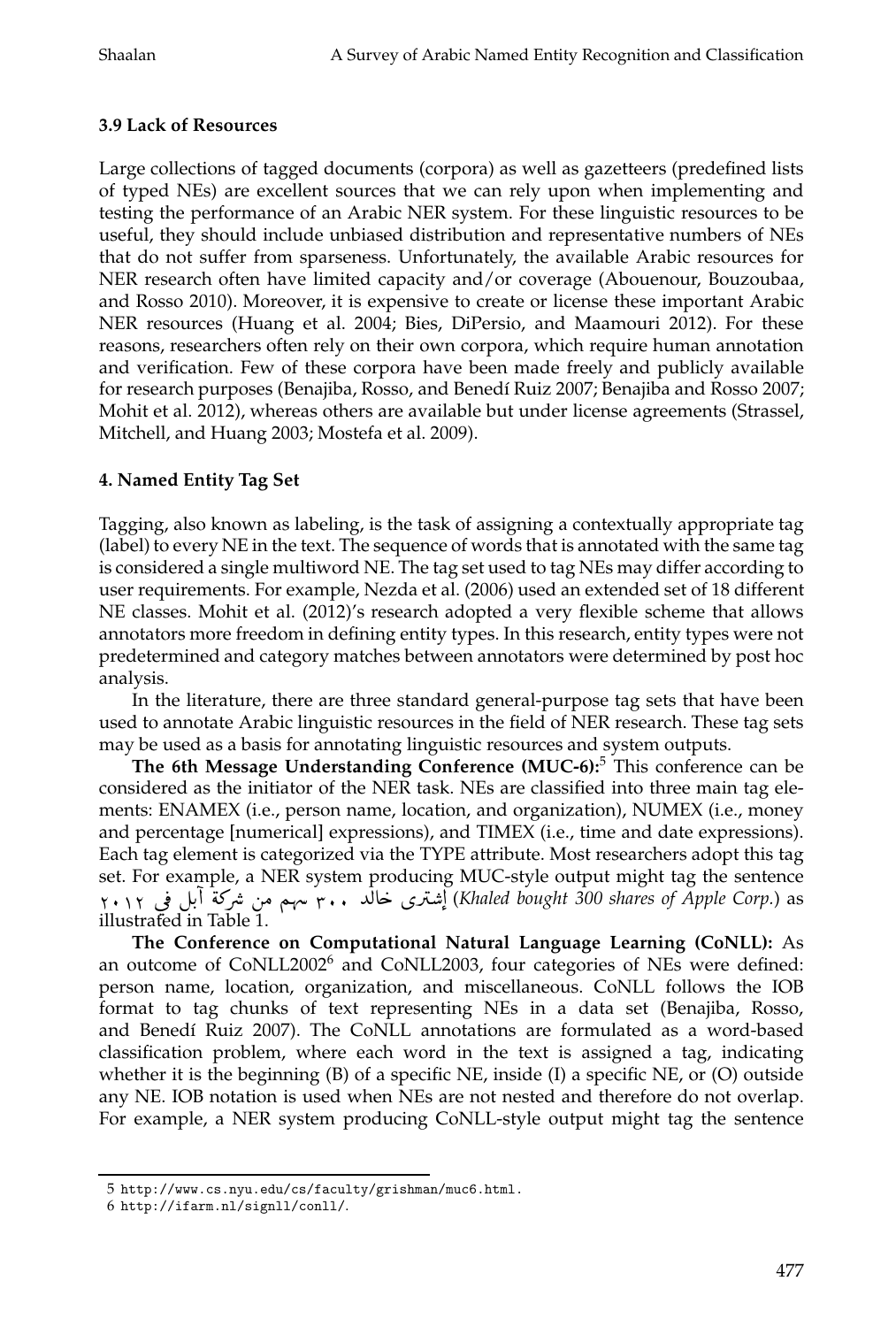### 3.9 Lack of Resources

Large collections of tagged documents (corpora) as well as gazetteers (predefined lists of typed NEs) are excellent sources that we can rely upon when implementing and testing the performance of an Arabic NER system. For these linguistic resources to be useful, they should include unbiased distribution and representative numbers of NEs that do not suffer from sparseness. Unfortunately, the available Arabic resources for NER research often have limited capacity and/or coverage (Abouenour, Bouzoubaa, and Rosso 2010). Moreover, it is expensive to create or license these important Arabic NER resources (Huang et al. 2004; Bies, DiPersio, and Maamouri 2012). For these reasons, researchers often rely on their own corpora, which require human annotation and verification. Few of these corpora have been made freely and publicly available for research purposes (Benajiba, Rosso, and Benedí Ruiz 2007; Benajiba and Rosso 2007; Mohit et al. 2012), whereas others are available but under license agreements (Strassel, Mitchell, and Huang 2003; Mostefa et al. 2009).

## 4. Named Entity Tag Set

Tagging, also known as labeling, is the task of assigning a contextually appropriate tag (label) to every NE in the text. The sequence of words that is annotated with the same tag is considered a single multiword NE. The tag set used to tag NEs may differ according to user requirements. For example, Nezda et al. (2006) used an extended set of 18 different NE classes. Mohit et al. (2012)'s research adopted a very flexible scheme that allows annotators more freedom in defining entity types. In this research, entity types were not predetermined and category matches between annotators were determined by post hoc analysis.

In the literature, there are three standard general-purpose tag sets that have been used to annotate Arabic linguistic resources in the field of NER research. These tag sets may be used as a basis for annotating linguistic resources and system outputs.

**The 6th Message Understanding Conference (MUC-6):**[5] This conference can be considered as the initiator of the NER task. NEs are classified into three main tag elements: ENAMEX (i.e., person name, location, and organization), NUMEX (i.e., money and percentage [numerical] expressions), and TIMEX (i.e., time and date expressions). Each tag element is categorized via the TYPE attribute. Most researchers adopt this tag set. For example, a NER system producing MUC-style output might tag the sentence إشترى خالد ٣٠٠ سهم من شركة آبل في ٢٠١٢ (*Khaled bought 300 shares of Apple Corp.*) as illustrated in Table 1.

**The Conference on Computational Natural Language Learning (CoNLL):** As an outcome of CoNLL2002[6] and CoNLL2003, four categories of NEs were defined: person name, location, organization, and miscellaneous. CoNLL follows the IOB format to tag chunks of text representing NEs in a data set (Benajiba, Rosso, and Benedí Ruiz 2007). The CoNLL annotations are formulated as a word-based classification problem, where each word in the text is assigned a tag, indicating whether it is the beginning (B) of a specific NE, inside (I) a specific NE, or (O) outside any NE. IOB notation is used when NEs are not nested and therefore do not overlap. For example, a NER system producing CoNLL-style output might tag the sentence

---

5 http://www.cs.nyu.edu/cs/faculty/grishman/muc6.html.

6 http://ifarm.nl/signll/conll/.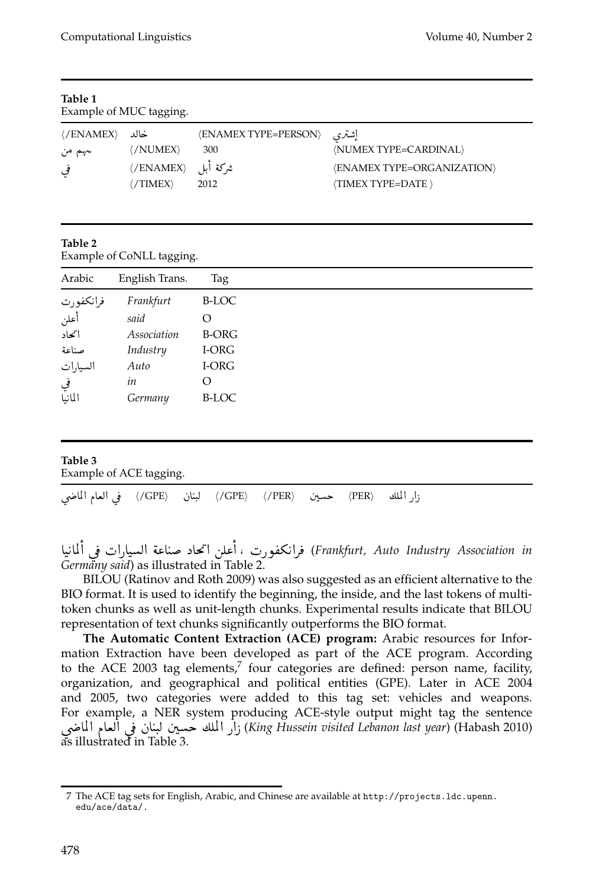**Table 1**
Example of MUC tagging.

| | | | |
|---|---|---|---|
| ⟨/ENAMEX⟩ | خالد | ⟨ENAMEX TYPE=PERSON⟩ | إشتري |
| سهم من | ⟨/NUMEX⟩ | 300 | ⟨NUMEX TYPE=CARDINAL⟩ |
| في | ⟨/ENAMEX⟩ | شركة أبل | ⟨ENAMEX TYPE=ORGANIZATION⟩ |
| | ⟨/TIMEX⟩ | 2012 | ⟨TIMEX TYPE=DATE ⟩ |

**Table 2**
Example of CoNLL tagging.

| Arabic | English Trans. | Tag |
|---|---|---|
| فرانكفورت | *Frankfurt* | B-LOC |
| أعلن | *said* | O |
| اتحاد | *Association* | B-ORG |
| صناعة | *Industry* | I-ORG |
| السيارات | *Auto* | I-ORG |
| في | *in* | O |
| المانيا | *Germany* | B-LOC |

**Table 3**
Example of ACE tagging.

في العام الماضي ⟨/GPE⟩ لبنان ⟨/GPE⟩ ⟨/PER⟩ حسين ⟨PER⟩ زار الملك

فرانكفورت ، أعلن اتحاد صناعة السيارات في ألمانيا (*Frankfurt, Auto Industry Association in Germany said*) as illustrated in Table 2.

BILOU (Ratinov and Roth 2009) was also suggested as an efficient alternative to the BIO format. It is used to identify the beginning, the inside, and the last tokens of multi-token chunks as well as unit-length chunks. Experimental results indicate that BILOU representation of text chunks significantly outperforms the BIO format.

**The Automatic Content Extraction (ACE) program:** Arabic resources for Information Extraction have been developed as part of the ACE program. According to the ACE 2003 tag elements,[7] four categories are defined: person name, facility, organization, and geographical and political entities (GPE). Later in ACE 2004 and 2005, two categories were added to this tag set: vehicles and weapons. For example, a NER system producing ACE-style output might tag the sentence زار الملك حسين لبنان في العام الماضي (*King Hussein visited Lebanon last year*) (Habash 2010) as illustrated in Table 3.

7 The ACE tag sets for English, Arabic, and Chinese are available at http://projects.ldc.upenn.edu/ace/data/.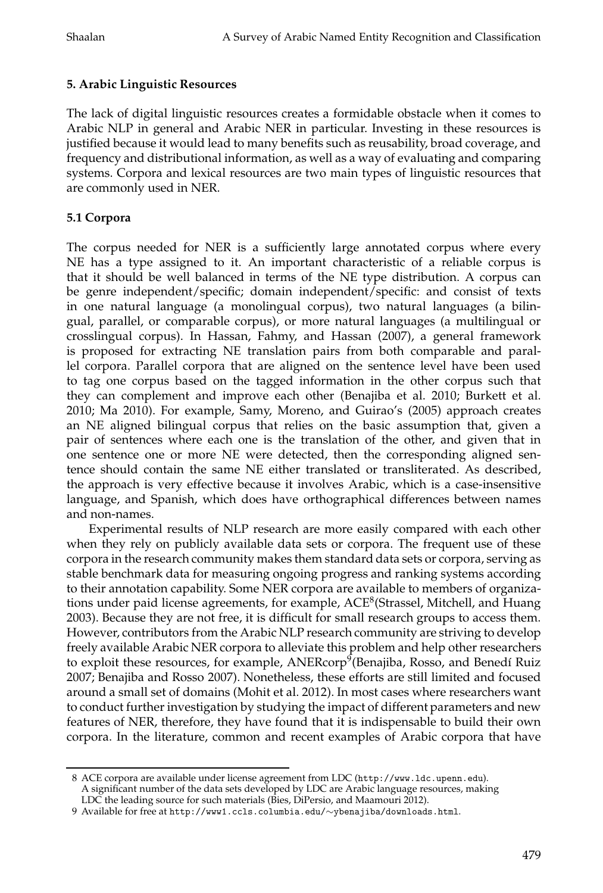## 5. Arabic Linguistic Resources

The lack of digital linguistic resources creates a formidable obstacle when it comes to Arabic NLP in general and Arabic NER in particular. Investing in these resources is justified because it would lead to many benefits such as reusability, broad coverage, and frequency and distributional information, as well as a way of evaluating and comparing systems. Corpora and lexical resources are two main types of linguistic resources that are commonly used in NER.

### 5.1 Corpora

The corpus needed for NER is a sufficiently large annotated corpus where every NE has a type assigned to it. An important characteristic of a reliable corpus is that it should be well balanced in terms of the NE type distribution. A corpus can be genre independent/specific; domain independent/specific: and consist of texts in one natural language (a monolingual corpus), two natural languages (a bilingual, parallel, or comparable corpus), or more natural languages (a multilingual or crosslingual corpus). In Hassan, Fahmy, and Hassan (2007), a general framework is proposed for extracting NE translation pairs from both comparable and parallel corpora. Parallel corpora that are aligned on the sentence level have been used to tag one corpus based on the tagged information in the other corpus such that they can complement and improve each other (Benajiba et al. 2010; Burkett et al. 2010; Ma 2010). For example, Samy, Moreno, and Guirao's (2005) approach creates an NE aligned bilingual corpus that relies on the basic assumption that, given a pair of sentences where each one is the translation of the other, and given that in one sentence one or more NE were detected, then the corresponding aligned sentence should contain the same NE either translated or transliterated. As described, the approach is very effective because it involves Arabic, which is a case-insensitive language, and Spanish, which does have orthographical differences between names and non-names.

Experimental results of NLP research are more easily compared with each other when they rely on publicly available data sets or corpora. The frequent use of these corpora in the research community makes them standard data sets or corpora, serving as stable benchmark data for measuring ongoing progress and ranking systems according to their annotation capability. Some NER corpora are available to members of organizations under paid license agreements, for example, ACE[8](Strassel, Mitchell, and Huang 2003). Because they are not free, it is difficult for small research groups to access them. However, contributors from the Arabic NLP research community are striving to develop freely available Arabic NER corpora to alleviate this problem and help other researchers to exploit these resources, for example, ANERcorp[9](Benajiba, Rosso, and Benedí Ruiz 2007; Benajiba and Rosso 2007). Nonetheless, these efforts are still limited and focused around a small set of domains (Mohit et al. 2012). In most cases where researchers want to conduct further investigation by studying the impact of different parameters and new features of NER, therefore, they have found that it is indispensable to build their own corpora. In the literature, common and recent examples of Arabic corpora that have

---

8 ACE corpora are available under license agreement from LDC (http://www.ldc.upenn.edu). A significant number of the data sets developed by LDC are Arabic language resources, making LDC the leading source for such materials (Bies, DiPersio, and Maamouri 2012).

9 Available for free at http://www1.ccls.columbia.edu/~ybenajiba/downloads.html.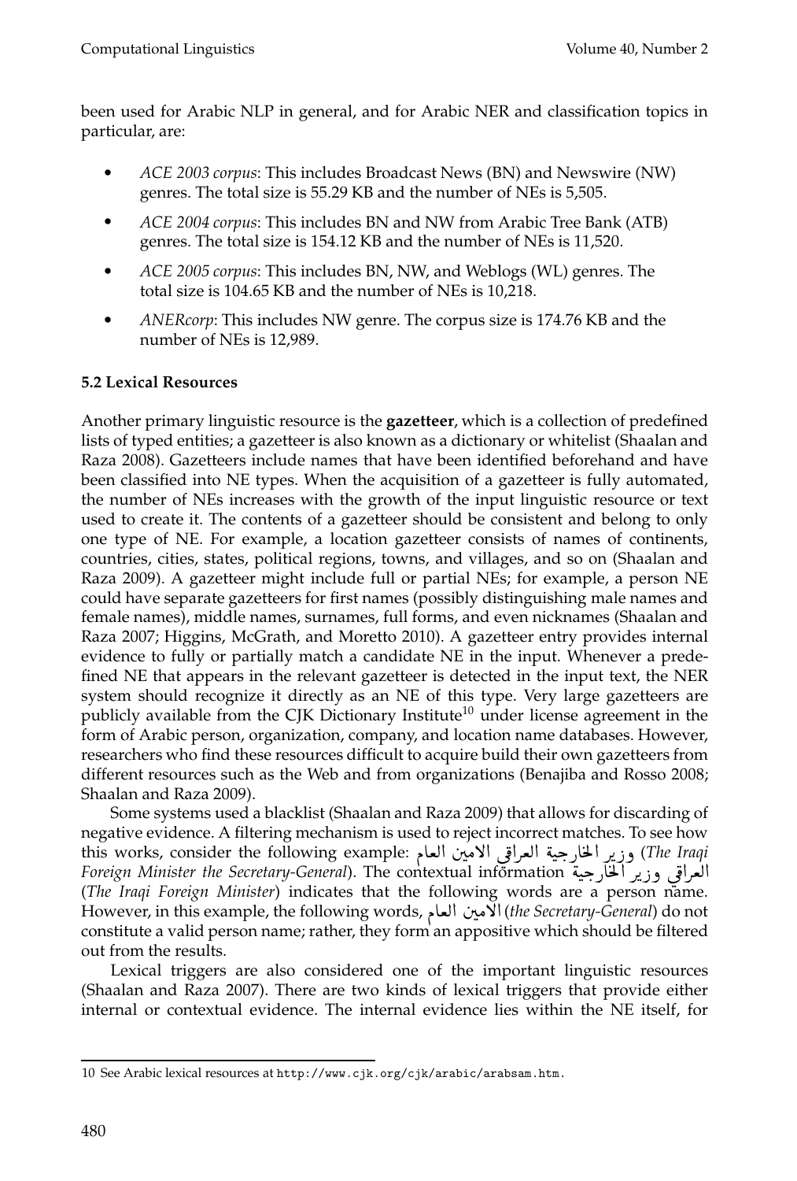been used for Arabic NLP in general, and for Arabic NER and classification topics in particular, are:

- *ACE 2003 corpus*: This includes Broadcast News (BN) and Newswire (NW) genres. The total size is 55.29 KB and the number of NEs is 5,505.
- *ACE 2004 corpus*: This includes BN and NW from Arabic Tree Bank (ATB) genres. The total size is 154.12 KB and the number of NEs is 11,520.
- *ACE 2005 corpus*: This includes BN, NW, and Weblogs (WL) genres. The total size is 104.65 KB and the number of NEs is 10,218.
- *ANERcorp*: This includes NW genre. The corpus size is 174.76 KB and the number of NEs is 12,989.

### 5.2 Lexical Resources

Another primary linguistic resource is the **gazetteer**, which is a collection of predefined lists of typed entities; a gazetteer is also known as a dictionary or whitelist (Shaalan and Raza 2008). Gazetteers include names that have been identified beforehand and have been classified into NE types. When the acquisition of a gazetteer is fully automated, the number of NEs increases with the growth of the input linguistic resource or text used to create it. The contents of a gazetteer should be consistent and belong to only one type of NE. For example, a location gazetteer consists of names of continents, countries, cities, states, political regions, towns, and villages, and so on (Shaalan and Raza 2009). A gazetteer might include full or partial NEs; for example, a person NE could have separate gazetteers for first names (possibly distinguishing male names and female names), middle names, surnames, full forms, and even nicknames (Shaalan and Raza 2007; Higgins, McGrath, and Moretto 2010). A gazetteer entry provides internal evidence to fully or partially match a candidate NE in the input. Whenever a predefined NE that appears in the relevant gazetteer is detected in the input text, the NER system should recognize it directly as an NE of this type. Very large gazetteers are publicly available from the CJK Dictionary Institute[10] under license agreement in the form of Arabic person, organization, company, and location name databases. However, researchers who find these resources difficult to acquire build their own gazetteers from different resources such as the Web and from organizations (Benajiba and Rosso 2008; Shaalan and Raza 2009).

Some systems used a blacklist (Shaalan and Raza 2009) that allows for discarding of negative evidence. A filtering mechanism is used to reject incorrect matches. To see how this works, consider the following example: وزير الخارجية العراقي الامين العام (*The Iraqi Foreign Minister the Secretary-General*). The contextual information العراقي وزير الخارجية (*The Iraqi Foreign Minister*) indicates that the following words are a person name. However, in this example, the following words, الامين العام (*the Secretary-General*) do not constitute a valid person name; rather, they form an appositive which should be filtered out from the results.

Lexical triggers are also considered one of the important linguistic resources (Shaalan and Raza 2007). There are two kinds of lexical triggers that provide either internal or contextual evidence. The internal evidence lies within the NE itself, for

[10] See Arabic lexical resources at http://www.cjk.org/cjk/arabic/arabsam.htm.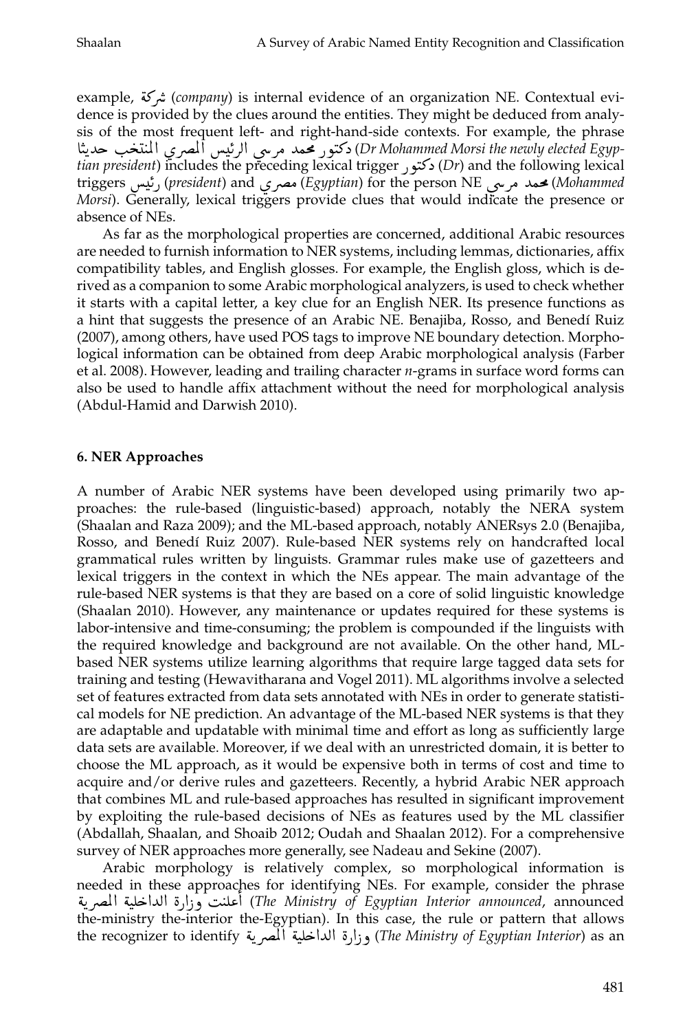example, شركة (*company*) is internal evidence of an organization NE. Contextual evidence is provided by the clues around the entities. They might be deduced from analysis of the most frequent left- and right-hand-side contexts. For example, the phrase دكتور محمد مرسي الرئيس المصري المنتخب حديثا (*Dr Mohammed Morsi the newly elected Egyptian president*) includes the preceding lexical trigger دكتور (*Dr*) and the following lexical triggers رئيس (*president*) and مصري (*Egyptian*) for the person NE محمد مرسي (*Mohammed Morsi*). Generally, lexical triggers provide clues that would indicate the presence or absence of NEs.

As far as the morphological properties are concerned, additional Arabic resources are needed to furnish information to NER systems, including lemmas, dictionaries, affix compatibility tables, and English glosses. For example, the English gloss, which is derived as a companion to some Arabic morphological analyzers, is used to check whether it starts with a capital letter, a key clue for an English NER. Its presence functions as a hint that suggests the presence of an Arabic NE. Benajiba, Rosso, and Benedí Ruiz (2007), among others, have used POS tags to improve NE boundary detection. Morphological information can be obtained from deep Arabic morphological analysis (Farber et al. 2008). However, leading and trailing character *n*-grams in surface word forms can also be used to handle affix attachment without the need for morphological analysis (Abdul-Hamid and Darwish 2010).

## 6. NER Approaches

A number of Arabic NER systems have been developed using primarily two approaches: the rule-based (linguistic-based) approach, notably the NERA system (Shaalan and Raza 2009); and the ML-based approach, notably ANERsys 2.0 (Benajiba, Rosso, and Benedí Ruiz 2007). Rule-based NER systems rely on handcrafted local grammatical rules written by linguists. Grammar rules make use of gazetteers and lexical triggers in the context in which the NEs appear. The main advantage of the rule-based NER systems is that they are based on a core of solid linguistic knowledge (Shaalan 2010). However, any maintenance or updates required for these systems is labor-intensive and time-consuming; the problem is compounded if the linguists with the required knowledge and background are not available. On the other hand, ML-based NER systems utilize learning algorithms that require large tagged data sets for training and testing (Hewavitharana and Vogel 2011). ML algorithms involve a selected set of features extracted from data sets annotated with NEs in order to generate statistical models for NE prediction. An advantage of the ML-based NER systems is that they are adaptable and updatable with minimal time and effort as long as sufficiently large data sets are available. Moreover, if we deal with an unrestricted domain, it is better to choose the ML approach, as it would be expensive both in terms of cost and time to acquire and/or derive rules and gazetteers. Recently, a hybrid Arabic NER approach that combines ML and rule-based approaches has resulted in significant improvement by exploiting the rule-based decisions of NEs as features used by the ML classifier (Abdallah, Shaalan, and Shoaib 2012; Oudah and Shaalan 2012). For a comprehensive survey of NER approaches more generally, see Nadeau and Sekine (2007).

Arabic morphology is relatively complex, so morphological information is needed in these approaches for identifying NEs. For example, consider the phrase أعلنت وزارة الداخلية المصرية (*The Ministry of Egyptian Interior announced*, announced the-ministry the-interior the-Egyptian). In this case, the rule or pattern that allows the recognizer to identify وزارة الداخلية المصرية (*The Ministry of Egyptian Interior*) as an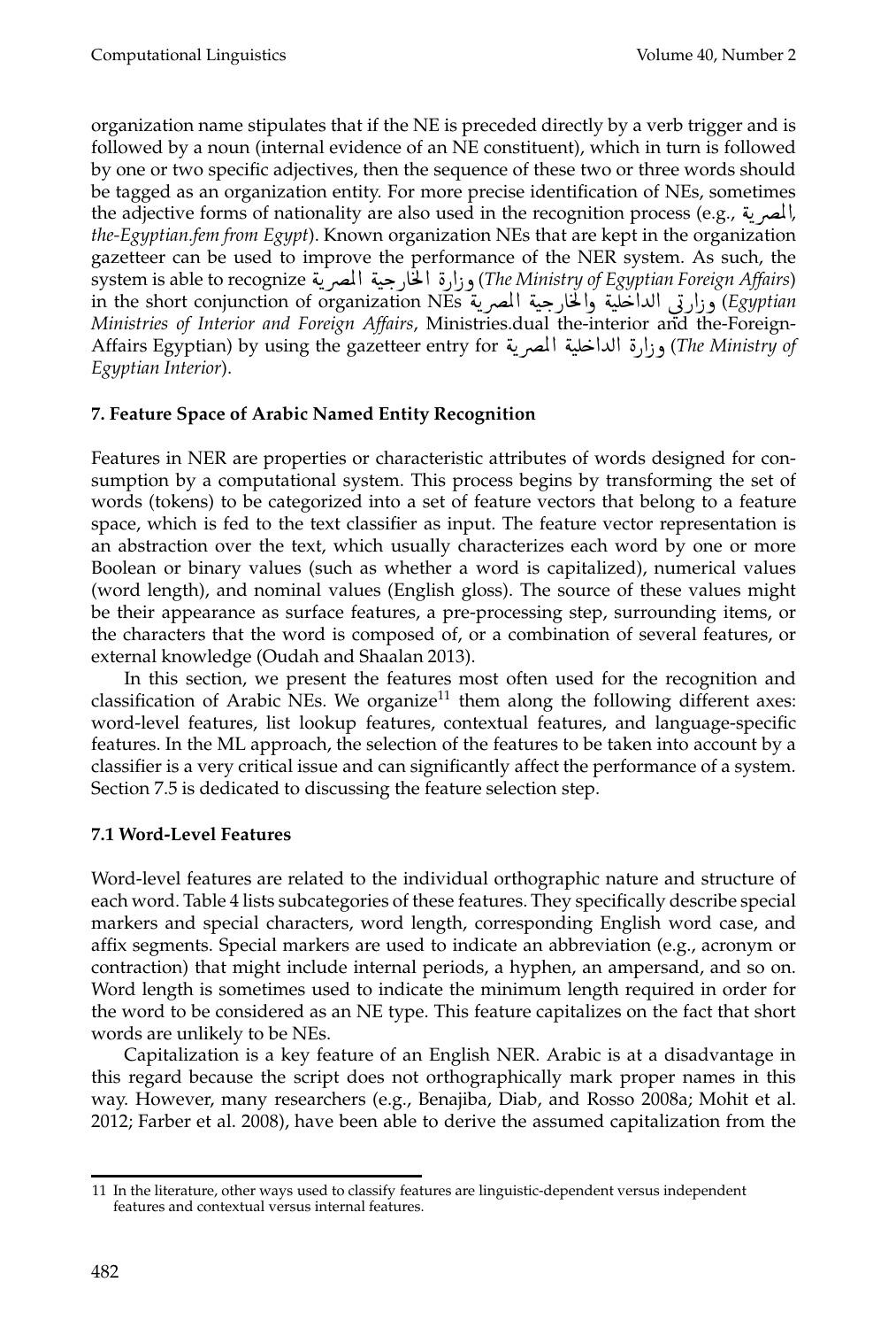organization name stipulates that if the NE is preceded directly by a verb trigger and is followed by a noun (internal evidence of an NE constituent), which in turn is followed by one or two specific adjectives, then the sequence of these two or three words should be tagged as an organization entity. For more precise identification of NEs, sometimes the adjective forms of nationality are also used in the recognition process (e.g., المصرية, *the-Egyptian.fem from Egypt*). Known organization NEs that are kept in the organization gazetteer can be used to improve the performance of the NER system. As such, the system is able to recognize وزارة الخارجية المصرية (*The Ministry of Egyptian Foreign Affairs*) in the short conjunction of organization NEs وزارتي الداخلية والخارجية المصرية (*Egyptian Ministries of Interior and Foreign Affairs*, Ministries.dual the-interior and the-Foreign-Affairs Egyptian) by using the gazetteer entry for وزارة الداخلية المصرية (*The Ministry of Egyptian Interior*).

## 7. Feature Space of Arabic Named Entity Recognition

Features in NER are properties or characteristic attributes of words designed for consumption by a computational system. This process begins by transforming the set of words (tokens) to be categorized into a set of feature vectors that belong to a feature space, which is fed to the text classifier as input. The feature vector representation is an abstraction over the text, which usually characterizes each word by one or more Boolean or binary values (such as whether a word is capitalized), numerical values (word length), and nominal values (English gloss). The source of these values might be their appearance as surface features, a pre-processing step, surrounding items, or the characters that the word is composed of, or a combination of several features, or external knowledge (Oudah and Shaalan 2013).

In this section, we present the features most often used for the recognition and classification of Arabic NEs. We organize[11] them along the following different axes: word-level features, list lookup features, contextual features, and language-specific features. In the ML approach, the selection of the features to be taken into account by a classifier is a very critical issue and can significantly affect the performance of a system. Section 7.5 is dedicated to discussing the feature selection step.

### 7.1 Word-Level Features

Word-level features are related to the individual orthographic nature and structure of each word. Table 4 lists subcategories of these features. They specifically describe special markers and special characters, word length, corresponding English word case, and affix segments. Special markers are used to indicate an abbreviation (e.g., acronym or contraction) that might include internal periods, a hyphen, an ampersand, and so on. Word length is sometimes used to indicate the minimum length required in order for the word to be considered as an NE type. This feature capitalizes on the fact that short words are unlikely to be NEs.

Capitalization is a key feature of an English NER. Arabic is at a disadvantage in this regard because the script does not orthographically mark proper names in this way. However, many researchers (e.g., Benajiba, Diab, and Rosso 2008a; Mohit et al. 2012; Farber et al. 2008), have been able to derive the assumed capitalization from the

[11] In the literature, other ways used to classify features are linguistic-dependent versus independent features and contextual versus internal features.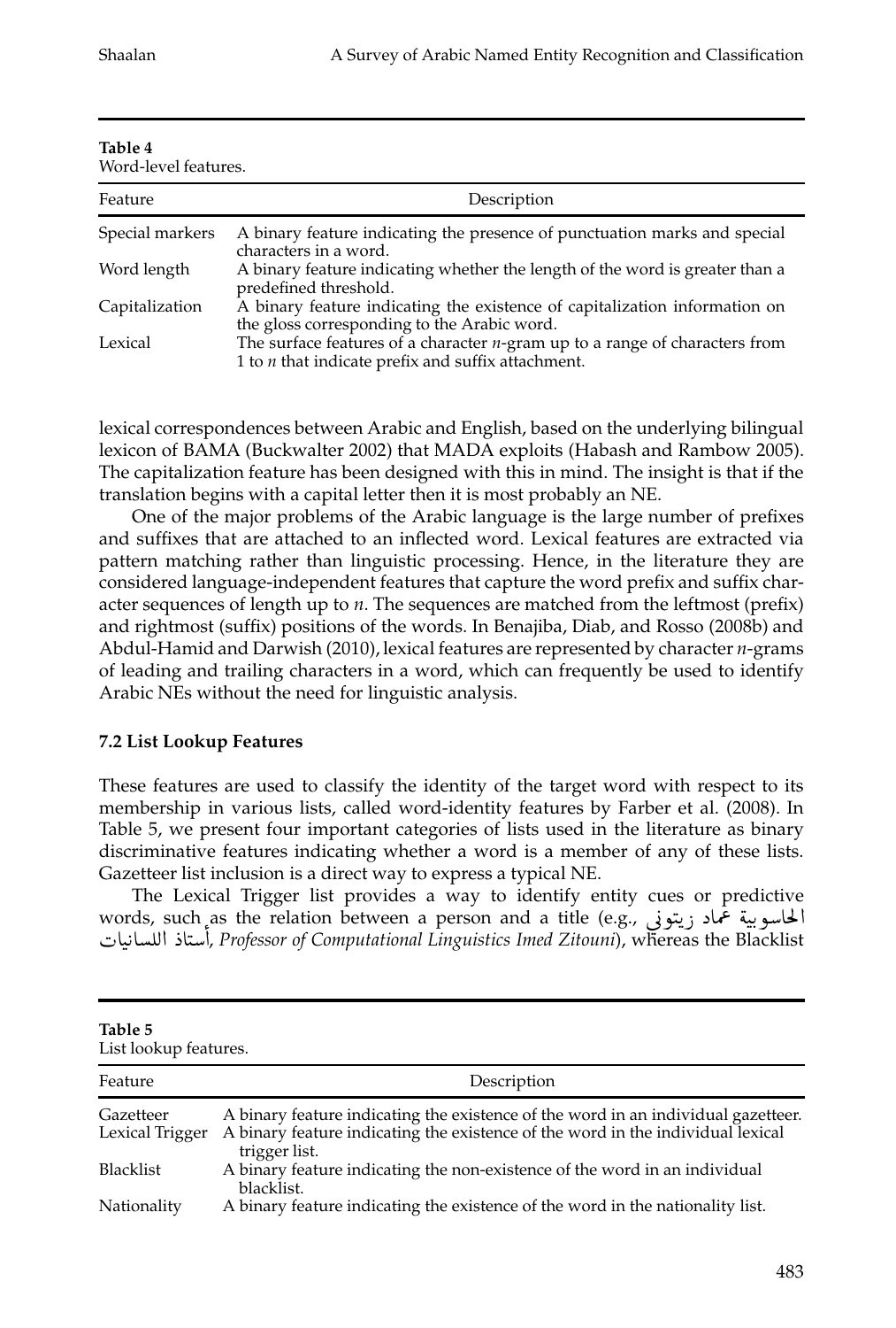**Table 4**
Word-level features.

| Feature | Description |
|---|---|
| Special markers | A binary feature indicating the presence of punctuation marks and special characters in a word. |
| Word length | A binary feature indicating whether the length of the word is greater than a predefined threshold. |
| Capitalization | A binary feature indicating the existence of capitalization information on the gloss corresponding to the Arabic word. |
| Lexical | The surface features of a character *n*-gram up to a range of characters from 1 to *n* that indicate prefix and suffix attachment. |

lexical correspondences between Arabic and English, based on the underlying bilingual lexicon of BAMA (Buckwalter 2002) that MADA exploits (Habash and Rambow 2005). The capitalization feature has been designed with this in mind. The insight is that if the translation begins with a capital letter then it is most probably an NE.

One of the major problems of the Arabic language is the large number of prefixes and suffixes that are attached to an inflected word. Lexical features are extracted via pattern matching rather than linguistic processing. Hence, in the literature they are considered language-independent features that capture the word prefix and suffix character sequences of length up to *n*. The sequences are matched from the leftmost (prefix) and rightmost (suffix) positions of the words. In Benajiba, Diab, and Rosso (2008b) and Abdul-Hamid and Darwish (2010), lexical features are represented by character *n*-grams of leading and trailing characters in a word, which can frequently be used to identify Arabic NEs without the need for linguistic analysis.

### 7.2 List Lookup Features

These features are used to classify the identity of the target word with respect to its membership in various lists, called word-identity features by Farber et al. (2008). In Table 5, we present four important categories of lists used in the literature as binary discriminative features indicating whether a word is a member of any of these lists. Gazetteer list inclusion is a direct way to express a typical NE.

The Lexical Trigger list provides a way to identify entity cues or predictive words, such as the relation between a person and a title (e.g., أستاذ اللسانيات الحاسوبية عماد زيتوني, *Professor of Computational Linguistics Imed Zitouni*), whereas the Blacklist

**Table 5**
List lookup features.

| Feature | Description |
|---|---|
| Gazetteer | A binary feature indicating the existence of the word in an individual gazetteer. |
| Lexical Trigger | A binary feature indicating the existence of the word in the individual lexical trigger list. |
| Blacklist | A binary feature indicating the non-existence of the word in an individual blacklist. |
| Nationality | A binary feature indicating the existence of the word in the nationality list. |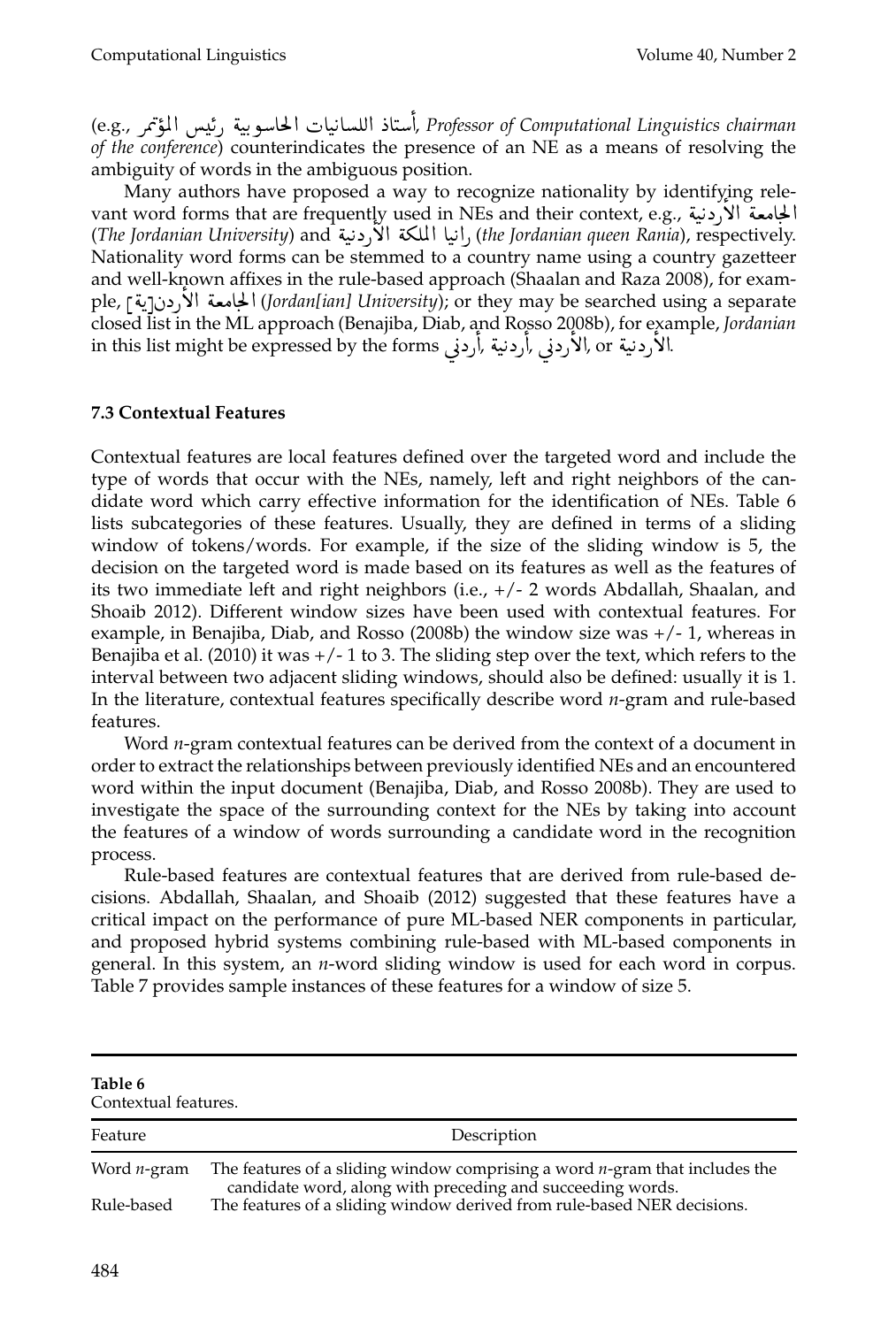(e.g., أستاذ اللسانيات الحاسوبية رئيس المؤتمر, *Professor of Computational Linguistics chairman of the conference*) counterindicates the presence of an NE as a means of resolving the ambiguity of words in the ambiguous position.

Many authors have proposed a way to recognize nationality by identifying relevant word forms that are frequently used in NEs and their context, e.g., الجامعة الأردنية (*The Jordanian University*) and رانيا الملكة الأردنية (*the Jordanian queen Rania*), respectively. Nationality word forms can be stemmed to a country name using a country gazetteer and well-known affixes in the rule-based approach (Shaalan and Raza 2008), for example, الجامعة الأردن[ية] (*Jordan[ian] University*); or they may be searched using a separate closed list in the ML approach (Benajiba, Diab, and Rosso 2008b), for example, *Jordanian* in this list might be expressed by the forms أردني, أردنية, الأردني, or الأردنية.

### 7.3 Contextual Features

Contextual features are local features defined over the targeted word and include the type of words that occur with the NEs, namely, left and right neighbors of the candidate word which carry effective information for the identification of NEs. Table 6 lists subcategories of these features. Usually, they are defined in terms of a sliding window of tokens/words. For example, if the size of the sliding window is 5, the decision on the targeted word is made based on its features as well as the features of its two immediate left and right neighbors (i.e., +/- 2 words Abdallah, Shaalan, and Shoaib 2012). Different window sizes have been used with contextual features. For example, in Benajiba, Diab, and Rosso (2008b) the window size was +/- 1, whereas in Benajiba et al. (2010) it was +/- 1 to 3. The sliding step over the text, which refers to the interval between two adjacent sliding windows, should also be defined: usually it is 1. In the literature, contextual features specifically describe word *n*-gram and rule-based features.

Word *n*-gram contextual features can be derived from the context of a document in order to extract the relationships between previously identified NEs and an encountered word within the input document (Benajiba, Diab, and Rosso 2008b). They are used to investigate the space of the surrounding context for the NEs by taking into account the features of a window of words surrounding a candidate word in the recognition process.

Rule-based features are contextual features that are derived from rule-based decisions. Abdallah, Shaalan, and Shoaib (2012) suggested that these features have a critical impact on the performance of pure ML-based NER components in particular, and proposed hybrid systems combining rule-based with ML-based components in general. In this system, an *n*-word sliding window is used for each word in corpus. Table 7 provides sample instances of these features for a window of size 5.

**Table 6**
Contextual features.

| Feature | Description |
| --- | --- |
| Word *n*-gram | The features of a sliding window comprising a word *n*-gram that includes the candidate word, along with preceding and succeeding words. |
| Rule-based | The features of a sliding window derived from rule-based NER decisions. |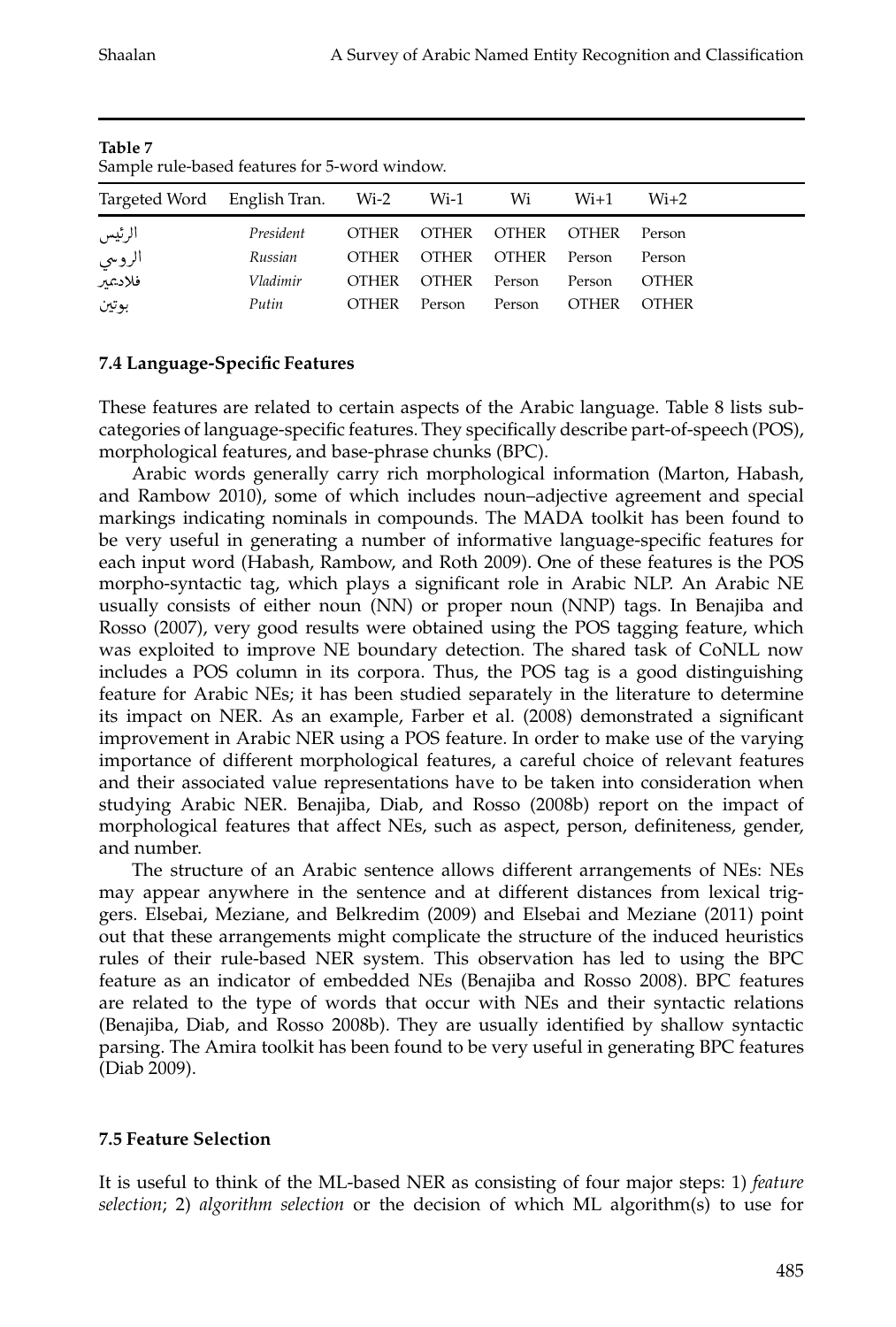**Table 7**
Sample rule-based features for 5-word window.

| Targeted Word | English Tran. | Wi-2 | Wi-1 | Wi | Wi+1 | Wi+2 |
|---|---|---|---|---|---|---|
| الرئيس | *President* | OTHER | OTHER | OTHER | OTHER | Person |
| الروسي | *Russian* | OTHER | OTHER | OTHER | Person | Person |
| فلاديمير | *Vladimir* | OTHER | OTHER | Person | Person | OTHER |
| بوتين | *Putin* | OTHER | Person | Person | OTHER | OTHER |

### 7.4 Language-Specific Features

These features are related to certain aspects of the Arabic language. Table 8 lists subcategories of language-specific features. They specifically describe part-of-speech (POS), morphological features, and base-phrase chunks (BPC).

Arabic words generally carry rich morphological information (Marton, Habash, and Rambow 2010), some of which includes noun–adjective agreement and special markings indicating nominals in compounds. The MADA toolkit has been found to be very useful in generating a number of informative language-specific features for each input word (Habash, Rambow, and Roth 2009). One of these features is the POS morpho-syntactic tag, which plays a significant role in Arabic NLP. An Arabic NE usually consists of either noun (NN) or proper noun (NNP) tags. In Benajiba and Rosso (2007), very good results were obtained using the POS tagging feature, which was exploited to improve NE boundary detection. The shared task of CoNLL now includes a POS column in its corpora. Thus, the POS tag is a good distinguishing feature for Arabic NEs; it has been studied separately in the literature to determine its impact on NER. As an example, Farber et al. (2008) demonstrated a significant improvement in Arabic NER using a POS feature. In order to make use of the varying importance of different morphological features, a careful choice of relevant features and their associated value representations have to be taken into consideration when studying Arabic NER. Benajiba, Diab, and Rosso (2008b) report on the impact of morphological features that affect NEs, such as aspect, person, definiteness, gender, and number.

The structure of an Arabic sentence allows different arrangements of NEs: NEs may appear anywhere in the sentence and at different distances from lexical triggers. Elsebai, Meziane, and Belkredim (2009) and Elsebai and Meziane (2011) point out that these arrangements might complicate the structure of the induced heuristics rules of their rule-based NER system. This observation has led to using the BPC feature as an indicator of embedded NEs (Benajiba and Rosso 2008). BPC features are related to the type of words that occur with NEs and their syntactic relations (Benajiba, Diab, and Rosso 2008b). They are usually identified by shallow syntactic parsing. The Amira toolkit has been found to be very useful in generating BPC features (Diab 2009).

### 7.5 Feature Selection

It is useful to think of the ML-based NER as consisting of four major steps: 1) *feature selection*; 2) *algorithm selection* or the decision of which ML algorithm(s) to use for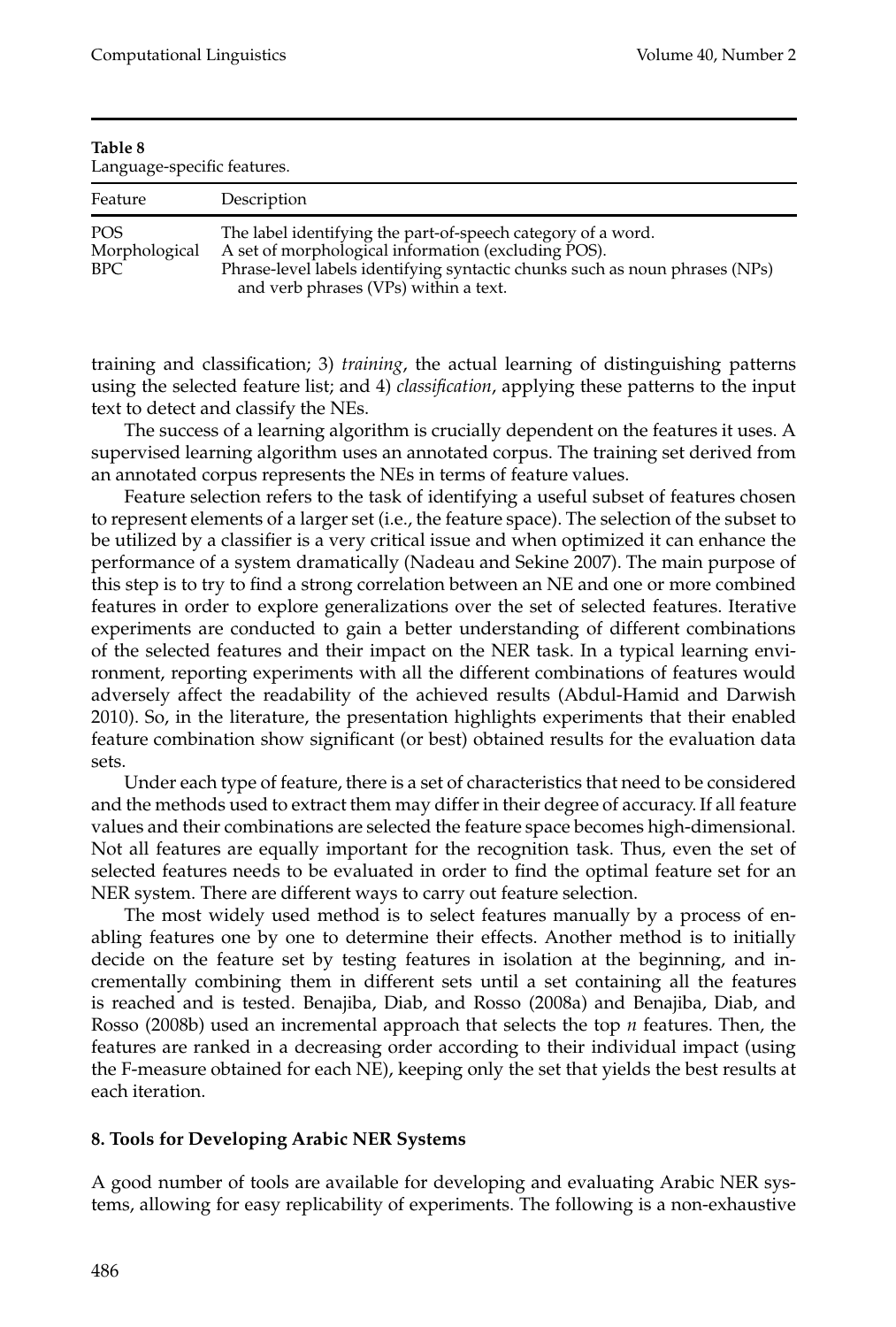**Table 8**
Language-specific features.

| Feature | Description |
|---|---|
| POS | The label identifying the part-of-speech category of a word. |
| Morphological | A set of morphological information (excluding POS). |
| BPC | Phrase-level labels identifying syntactic chunks such as noun phrases (NPs) and verb phrases (VPs) within a text. |

training and classification; 3) *training*, the actual learning of distinguishing patterns using the selected feature list; and 4) *classification*, applying these patterns to the input text to detect and classify the NEs.

The success of a learning algorithm is crucially dependent on the features it uses. A supervised learning algorithm uses an annotated corpus. The training set derived from an annotated corpus represents the NEs in terms of feature values.

Feature selection refers to the task of identifying a useful subset of features chosen to represent elements of a larger set (i.e., the feature space). The selection of the subset to be utilized by a classifier is a very critical issue and when optimized it can enhance the performance of a system dramatically (Nadeau and Sekine 2007). The main purpose of this step is to try to find a strong correlation between an NE and one or more combined features in order to explore generalizations over the set of selected features. Iterative experiments are conducted to gain a better understanding of different combinations of the selected features and their impact on the NER task. In a typical learning environment, reporting experiments with all the different combinations of features would adversely affect the readability of the achieved results (Abdul-Hamid and Darwish 2010). So, in the literature, the presentation highlights experiments that their enabled feature combination show significant (or best) obtained results for the evaluation data sets.

Under each type of feature, there is a set of characteristics that need to be considered and the methods used to extract them may differ in their degree of accuracy. If all feature values and their combinations are selected the feature space becomes high-dimensional. Not all features are equally important for the recognition task. Thus, even the set of selected features needs to be evaluated in order to find the optimal feature set for an NER system. There are different ways to carry out feature selection.

The most widely used method is to select features manually by a process of enabling features one by one to determine their effects. Another method is to initially decide on the feature set by testing features in isolation at the beginning, and incrementally combining them in different sets until a set containing all the features is reached and is tested. Benajiba, Diab, and Rosso (2008a) and Benajiba, Diab, and Rosso (2008b) used an incremental approach that selects the top *n* features. Then, the features are ranked in a decreasing order according to their individual impact (using the F-measure obtained for each NE), keeping only the set that yields the best results at each iteration.

## 8. Tools for Developing Arabic NER Systems

A good number of tools are available for developing and evaluating Arabic NER systems, allowing for easy replicability of experiments. The following is a non-exhaustive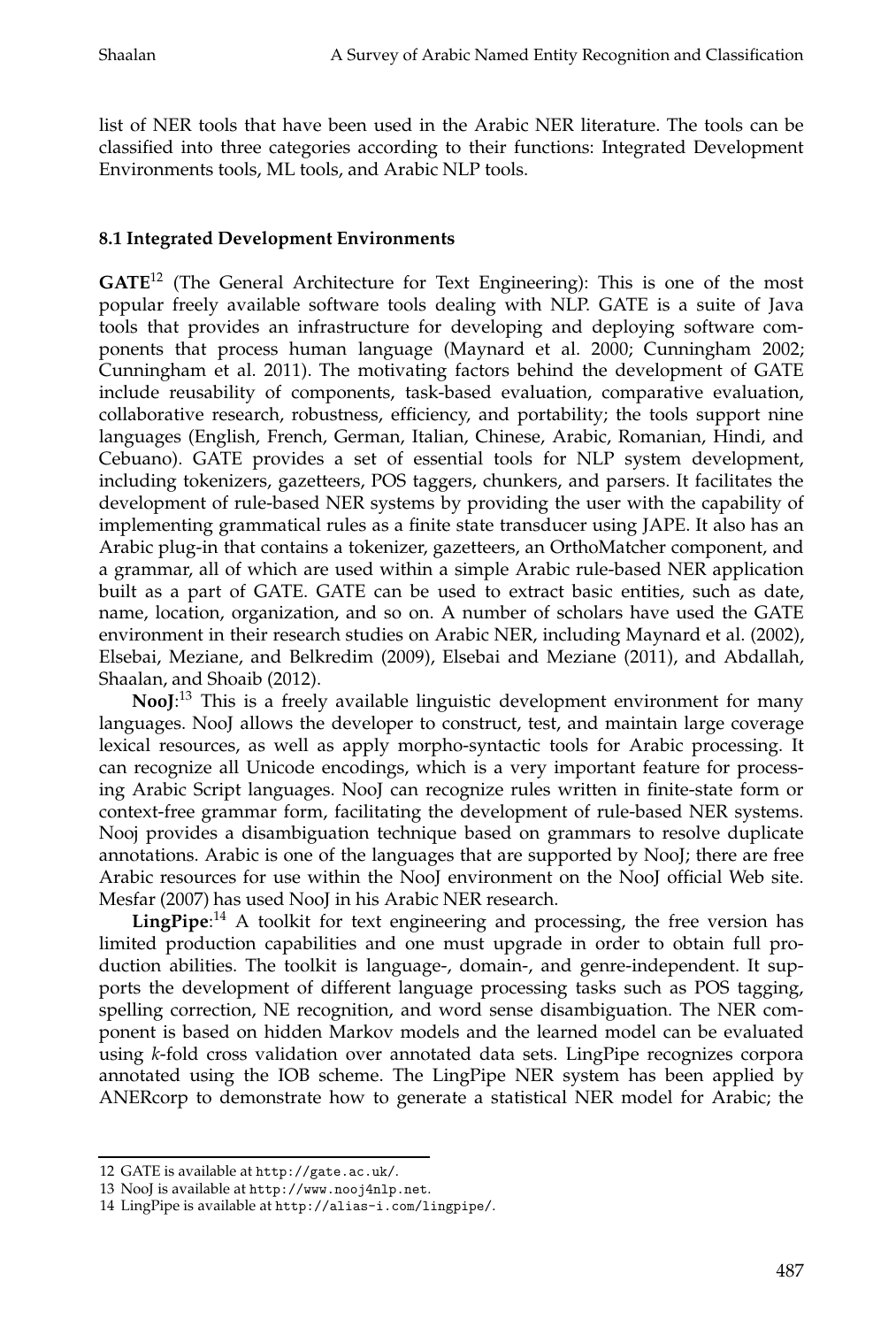list of NER tools that have been used in the Arabic NER literature. The tools can be classified into three categories according to their functions: Integrated Development Environments tools, ML tools, and Arabic NLP tools.

### 8.1 Integrated Development Environments

**GATE**[12] (The General Architecture for Text Engineering): This is one of the most popular freely available software tools dealing with NLP. GATE is a suite of Java tools that provides an infrastructure for developing and deploying software components that process human language (Maynard et al. 2000; Cunningham 2002; Cunningham et al. 2011). The motivating factors behind the development of GATE include reusability of components, task-based evaluation, comparative evaluation, collaborative research, robustness, efficiency, and portability; the tools support nine languages (English, French, German, Italian, Chinese, Arabic, Romanian, Hindi, and Cebuano). GATE provides a set of essential tools for NLP system development, including tokenizers, gazetteers, POS taggers, chunkers, and parsers. It facilitates the development of rule-based NER systems by providing the user with the capability of implementing grammatical rules as a finite state transducer using JAPE. It also has an Arabic plug-in that contains a tokenizer, gazetteers, an OrthoMatcher component, and a grammar, all of which are used within a simple Arabic rule-based NER application built as a part of GATE. GATE can be used to extract basic entities, such as date, name, location, organization, and so on. A number of scholars have used the GATE environment in their research studies on Arabic NER, including Maynard et al. (2002), Elsebai, Meziane, and Belkredim (2009), Elsebai and Meziane (2011), and Abdallah, Shaalan, and Shoaib (2012).

**NooJ**:[13] This is a freely available linguistic development environment for many languages. NooJ allows the developer to construct, test, and maintain large coverage lexical resources, as well as apply morpho-syntactic tools for Arabic processing. It can recognize all Unicode encodings, which is a very important feature for processing Arabic Script languages. NooJ can recognize rules written in finite-state form or context-free grammar form, facilitating the development of rule-based NER systems. Nooj provides a disambiguation technique based on grammars to resolve duplicate annotations. Arabic is one of the languages that are supported by NooJ; there are free Arabic resources for use within the NooJ environment on the NooJ official Web site. Mesfar (2007) has used NooJ in his Arabic NER research.

**LingPipe**:[14] A toolkit for text engineering and processing, the free version has limited production capabilities and one must upgrade in order to obtain full production abilities. The toolkit is language-, domain-, and genre-independent. It supports the development of different language processing tasks such as POS tagging, spelling correction, NE recognition, and word sense disambiguation. The NER component is based on hidden Markov models and the learned model can be evaluated using *k*-fold cross validation over annotated data sets. LingPipe recognizes corpora annotated using the IOB scheme. The LingPipe NER system has been applied by ANERcorp to demonstrate how to generate a statistical NER model for Arabic; the

12 GATE is available at http://gate.ac.uk/.

13 NooJ is available at http://www.nooj4nlp.net.

14 LingPipe is available at http://alias-i.com/lingpipe/.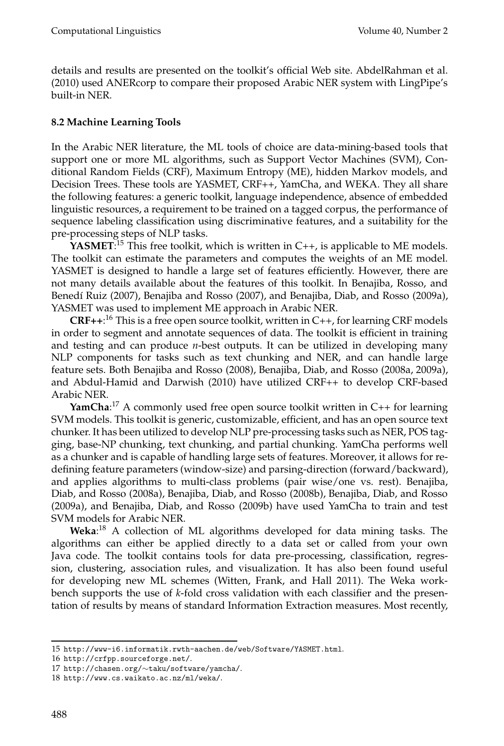details and results are presented on the toolkit's official Web site. AbdelRahman et al. (2010) used ANERcorp to compare their proposed Arabic NER system with LingPipe's built-in NER.

### 8.2 Machine Learning Tools

In the Arabic NER literature, the ML tools of choice are data-mining-based tools that support one or more ML algorithms, such as Support Vector Machines (SVM), Conditional Random Fields (CRF), Maximum Entropy (ME), hidden Markov models, and Decision Trees. These tools are YASMET, CRF++, YamCha, and WEKA. They all share the following features: a generic toolkit, language independence, absence of embedded linguistic resources, a requirement to be trained on a tagged corpus, the performance of sequence labeling classification using discriminative features, and a suitability for the pre-processing steps of NLP tasks.

**YASMET**:[15] This free toolkit, which is written in C++, is applicable to ME models. The toolkit can estimate the parameters and computes the weights of an ME model. YASMET is designed to handle a large set of features efficiently. However, there are not many details available about the features of this toolkit. In Benajiba, Rosso, and Benedí Ruiz (2007), Benajiba and Rosso (2007), and Benajiba, Diab, and Rosso (2009a), YASMET was used to implement ME approach in Arabic NER.

**CRF++**:[16] This is a free open source toolkit, written in C++, for learning CRF models in order to segment and annotate sequences of data. The toolkit is efficient in training and testing and can produce *n*-best outputs. It can be utilized in developing many NLP components for tasks such as text chunking and NER, and can handle large feature sets. Both Benajiba and Rosso (2008), Benajiba, Diab, and Rosso (2008a, 2009a), and Abdul-Hamid and Darwish (2010) have utilized CRF++ to develop CRF-based Arabic NER.

**YamCha**:[17] A commonly used free open source toolkit written in C++ for learning SVM models. This toolkit is generic, customizable, efficient, and has an open source text chunker. It has been utilized to develop NLP pre-processing tasks such as NER, POS tagging, base-NP chunking, text chunking, and partial chunking. YamCha performs well as a chunker and is capable of handling large sets of features. Moreover, it allows for redefining feature parameters (window-size) and parsing-direction (forward/backward), and applies algorithms to multi-class problems (pair wise/one vs. rest). Benajiba, Diab, and Rosso (2008a), Benajiba, Diab, and Rosso (2008b), Benajiba, Diab, and Rosso (2009a), and Benajiba, Diab, and Rosso (2009b) have used YamCha to train and test SVM models for Arabic NER.

**Weka**:[18] A collection of ML algorithms developed for data mining tasks. The algorithms can either be applied directly to a data set or called from your own Java code. The toolkit contains tools for data pre-processing, classification, regression, clustering, association rules, and visualization. It has also been found useful for developing new ML schemes (Witten, Frank, and Hall 2011). The Weka workbench supports the use of *k*-fold cross validation with each classifier and the presentation of results by means of standard Information Extraction measures. Most recently,

---

15 http://www-i6.informatik.rwth-aachen.de/web/Software/YASMET.html.

16 http://crfpp.sourceforge.net/.

17 http://chasen.org/~taku/software/yamcha/.

18 http://www.cs.waikato.ac.nz/ml/weka/.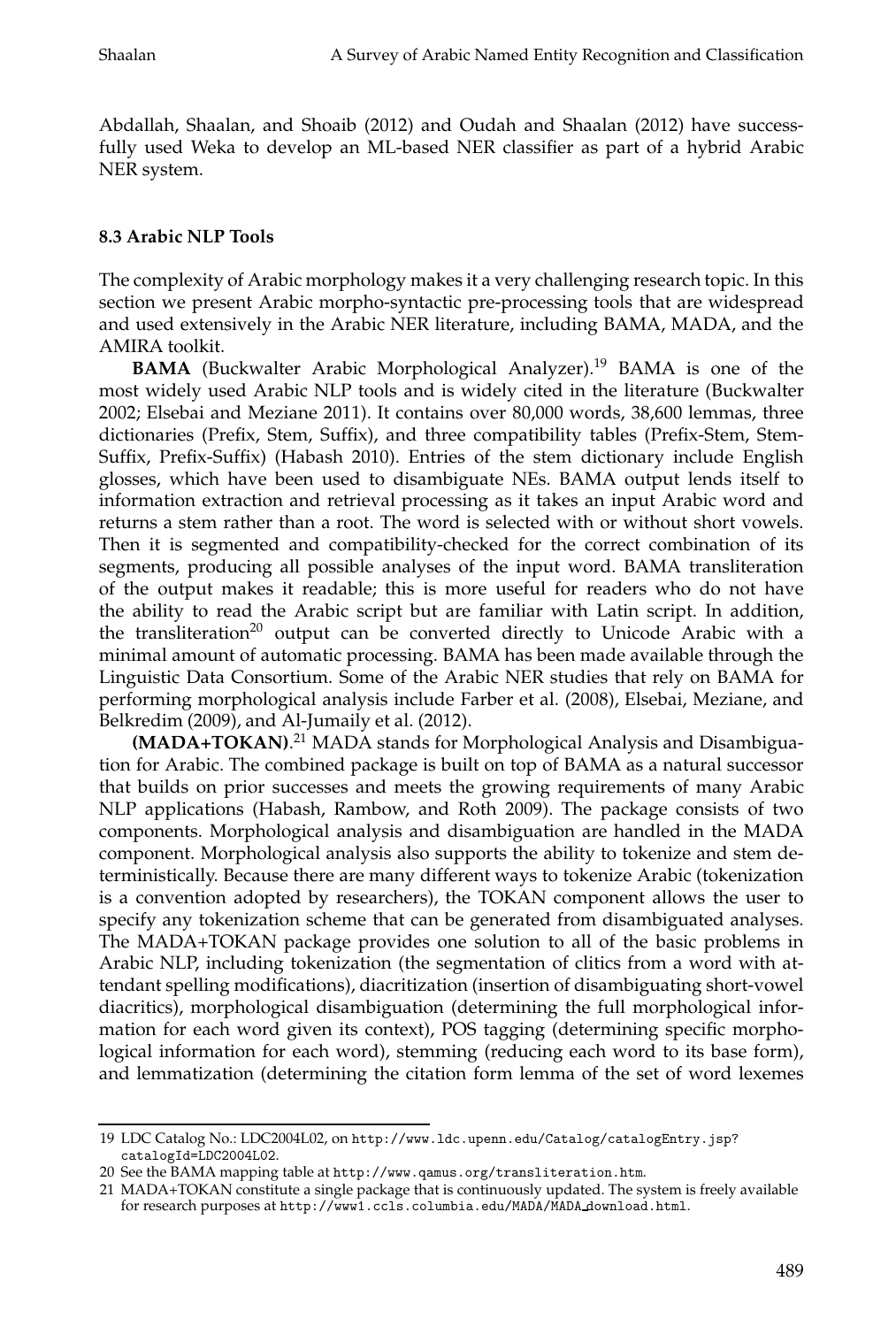Abdallah, Shaalan, and Shoaib (2012) and Oudah and Shaalan (2012) have successfully used Weka to develop an ML-based NER classifier as part of a hybrid Arabic NER system.

### 8.3 Arabic NLP Tools

The complexity of Arabic morphology makes it a very challenging research topic. In this section we present Arabic morpho-syntactic pre-processing tools that are widespread and used extensively in the Arabic NER literature, including BAMA, MADA, and the AMIRA toolkit.

**BAMA** (Buckwalter Arabic Morphological Analyzer).[19] BAMA is one of the most widely used Arabic NLP tools and is widely cited in the literature (Buckwalter 2002; Elsebai and Meziane 2011). It contains over 80,000 words, 38,600 lemmas, three dictionaries (Prefix, Stem, Suffix), and three compatibility tables (Prefix-Stem, Stem-Suffix, Prefix-Suffix) (Habash 2010). Entries of the stem dictionary include English glosses, which have been used to disambiguate NEs. BAMA output lends itself to information extraction and retrieval processing as it takes an input Arabic word and returns a stem rather than a root. The word is selected with or without short vowels. Then it is segmented and compatibility-checked for the correct combination of its segments, producing all possible analyses of the input word. BAMA transliteration of the output makes it readable; this is more useful for readers who do not have the ability to read the Arabic script but are familiar with Latin script. In addition, the transliteration[20] output can be converted directly to Unicode Arabic with a minimal amount of automatic processing. BAMA has been made available through the Linguistic Data Consortium. Some of the Arabic NER studies that rely on BAMA for performing morphological analysis include Farber et al. (2008), Elsebai, Meziane, and Belkredim (2009), and Al-Jumaily et al. (2012).

**(MADA+TOKAN)**.[21] MADA stands for Morphological Analysis and Disambiguation for Arabic. The combined package is built on top of BAMA as a natural successor that builds on prior successes and meets the growing requirements of many Arabic NLP applications (Habash, Rambow, and Roth 2009). The package consists of two components. Morphological analysis and disambiguation are handled in the MADA component. Morphological analysis also supports the ability to tokenize and stem deterministically. Because there are many different ways to tokenize Arabic (tokenization is a convention adopted by researchers), the TOKAN component allows the user to specify any tokenization scheme that can be generated from disambiguated analyses. The MADA+TOKAN package provides one solution to all of the basic problems in Arabic NLP, including tokenization (the segmentation of clitics from a word with attendant spelling modifications), diacritization (insertion of disambiguating short-vowel diacritics), morphological disambiguation (determining the full morphological information for each word given its context), POS tagging (determining specific morphological information for each word), stemming (reducing each word to its base form), and lemmatization (determining the citation form lemma of the set of word lexemes

---

19 LDC Catalog No.: LDC2004L02, on http://www.ldc.upenn.edu/Catalog/catalogEntry.jsp?catalogId=LDC2004L02.

20 See the BAMA mapping table at http://www.qamus.org/transliteration.htm.

21 MADA+TOKAN constitute a single package that is continuously updated. The system is freely available for research purposes at http://www1.ccls.columbia.edu/MADA/MADA_download.html.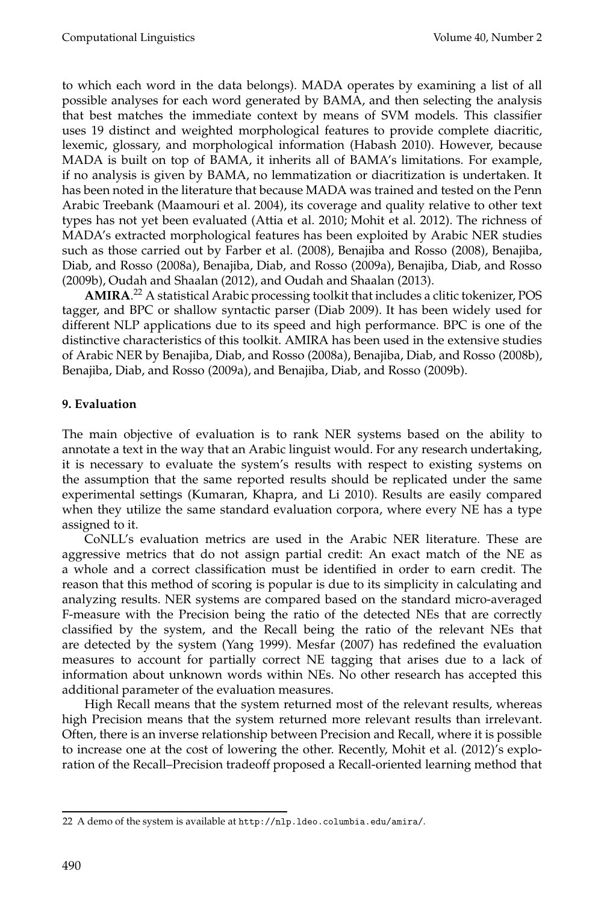to which each word in the data belongs). MADA operates by examining a list of all possible analyses for each word generated by BAMA, and then selecting the analysis that best matches the immediate context by means of SVM models. This classifier uses 19 distinct and weighted morphological features to provide complete diacritic, lexemic, glossary, and morphological information (Habash 2010). However, because MADA is built on top of BAMA, it inherits all of BAMA's limitations. For example, if no analysis is given by BAMA, no lemmatization or diacritization is undertaken. It has been noted in the literature that because MADA was trained and tested on the Penn Arabic Treebank (Maamouri et al. 2004), its coverage and quality relative to other text types has not yet been evaluated (Attia et al. 2010; Mohit et al. 2012). The richness of MADA's extracted morphological features has been exploited by Arabic NER studies such as those carried out by Farber et al. (2008), Benajiba and Rosso (2008), Benajiba, Diab, and Rosso (2008a), Benajiba, Diab, and Rosso (2009a), Benajiba, Diab, and Rosso (2009b), Oudah and Shaalan (2012), and Oudah and Shaalan (2013).

**AMIRA**.[22] A statistical Arabic processing toolkit that includes a clitic tokenizer, POS tagger, and BPC or shallow syntactic parser (Diab 2009). It has been widely used for different NLP applications due to its speed and high performance. BPC is one of the distinctive characteristics of this toolkit. AMIRA has been used in the extensive studies of Arabic NER by Benajiba, Diab, and Rosso (2008a), Benajiba, Diab, and Rosso (2008b), Benajiba, Diab, and Rosso (2009a), and Benajiba, Diab, and Rosso (2009b).

## 9. Evaluation

The main objective of evaluation is to rank NER systems based on the ability to annotate a text in the way that an Arabic linguist would. For any research undertaking, it is necessary to evaluate the system's results with respect to existing systems on the assumption that the same reported results should be replicated under the same experimental settings (Kumaran, Khapra, and Li 2010). Results are easily compared when they utilize the same standard evaluation corpora, where every NE has a type assigned to it.

CoNLL's evaluation metrics are used in the Arabic NER literature. These are aggressive metrics that do not assign partial credit: An exact match of the NE as a whole and a correct classification must be identified in order to earn credit. The reason that this method of scoring is popular is due to its simplicity in calculating and analyzing results. NER systems are compared based on the standard micro-averaged F-measure with the Precision being the ratio of the detected NEs that are correctly classified by the system, and the Recall being the ratio of the relevant NEs that are detected by the system (Yang 1999). Mesfar (2007) has redefined the evaluation measures to account for partially correct NE tagging that arises due to a lack of information about unknown words within NEs. No other research has accepted this additional parameter of the evaluation measures.

High Recall means that the system returned most of the relevant results, whereas high Precision means that the system returned more relevant results than irrelevant. Often, there is an inverse relationship between Precision and Recall, where it is possible to increase one at the cost of lowering the other. Recently, Mohit et al. (2012)'s exploration of the Recall–Precision tradeoff proposed a Recall-oriented learning method that

22 A demo of the system is available at http://nlp.ldeo.columbia.edu/amira/.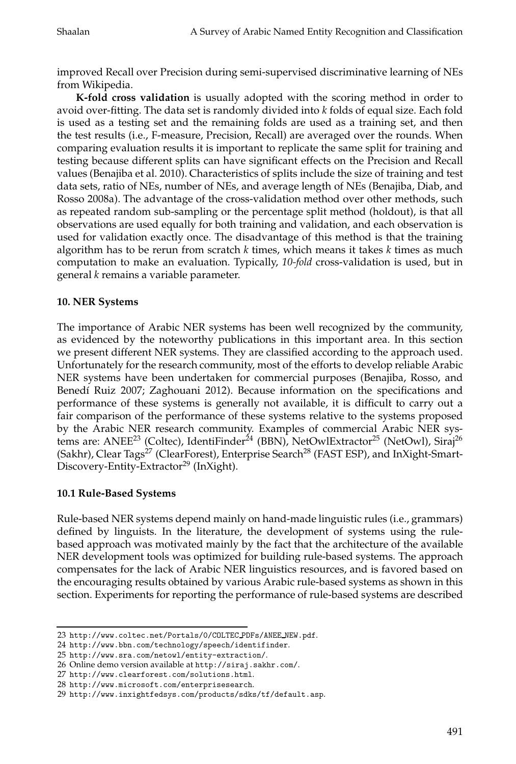improved Recall over Precision during semi-supervised discriminative learning of NEs from Wikipedia.

**K-fold cross validation** is usually adopted with the scoring method in order to avoid over-fitting. The data set is randomly divided into *k* folds of equal size. Each fold is used as a testing set and the remaining folds are used as a training set, and then the test results (i.e., F-measure, Precision, Recall) are averaged over the rounds. When comparing evaluation results it is important to replicate the same split for training and testing because different splits can have significant effects on the Precision and Recall values (Benajiba et al. 2010). Characteristics of splits include the size of training and test data sets, ratio of NEs, number of NEs, and average length of NEs (Benajiba, Diab, and Rosso 2008a). The advantage of the cross-validation method over other methods, such as repeated random sub-sampling or the percentage split method (holdout), is that all observations are used equally for both training and validation, and each observation is used for validation exactly once. The disadvantage of this method is that the training algorithm has to be rerun from scratch *k* times, which means it takes *k* times as much computation to make an evaluation. Typically, *10-fold* cross-validation is used, but in general *k* remains a variable parameter.

## 10. NER Systems

The importance of Arabic NER systems has been well recognized by the community, as evidenced by the noteworthy publications in this important area. In this section we present different NER systems. They are classified according to the approach used. Unfortunately for the research community, most of the efforts to develop reliable Arabic NER systems have been undertaken for commercial purposes (Benajiba, Rosso, and Benedí Ruiz 2007; Zaghouani 2012). Because information on the specifications and performance of these systems is generally not available, it is difficult to carry out a fair comparison of the performance of these systems relative to the systems proposed by the Arabic NER research community. Examples of commercial Arabic NER systems are: ANEE[23] (Coltec), IdentiFinder[24] (BBN), NetOwlExtractor[25] (NetOwl), Siraj[26] (Sakhr), Clear Tags[27] (ClearForest), Enterprise Search[28] (FAST ESP), and InXight-Smart-Discovery-Entity-Extractor[29] (InXight).

### 10.1 Rule-Based Systems

Rule-based NER systems depend mainly on hand-made linguistic rules (i.e., grammars) defined by linguists. In the literature, the development of systems using the rule-based approach was motivated mainly by the fact that the architecture of the available NER development tools was optimized for building rule-based systems. The approach compensates for the lack of Arabic NER linguistics resources, and is favored based on the encouraging results obtained by various Arabic rule-based systems as shown in this section. Experiments for reporting the performance of rule-based systems are described

23 http://www.coltec.net/Portals/0/COLTEC_PDFs/ANEE_NEW.pdf.
24 http://www.bbn.com/technology/speech/identifinder.
25 http://www.sra.com/netowl/entity-extraction/.
26 Online demo version available at http://siraj.sakhr.com/.
27 http://www.clearforest.com/solutions.html.
28 http://www.microsoft.com/enterprisesearch.
29 http://www.inxightfedsys.com/products/sdks/tf/default.asp.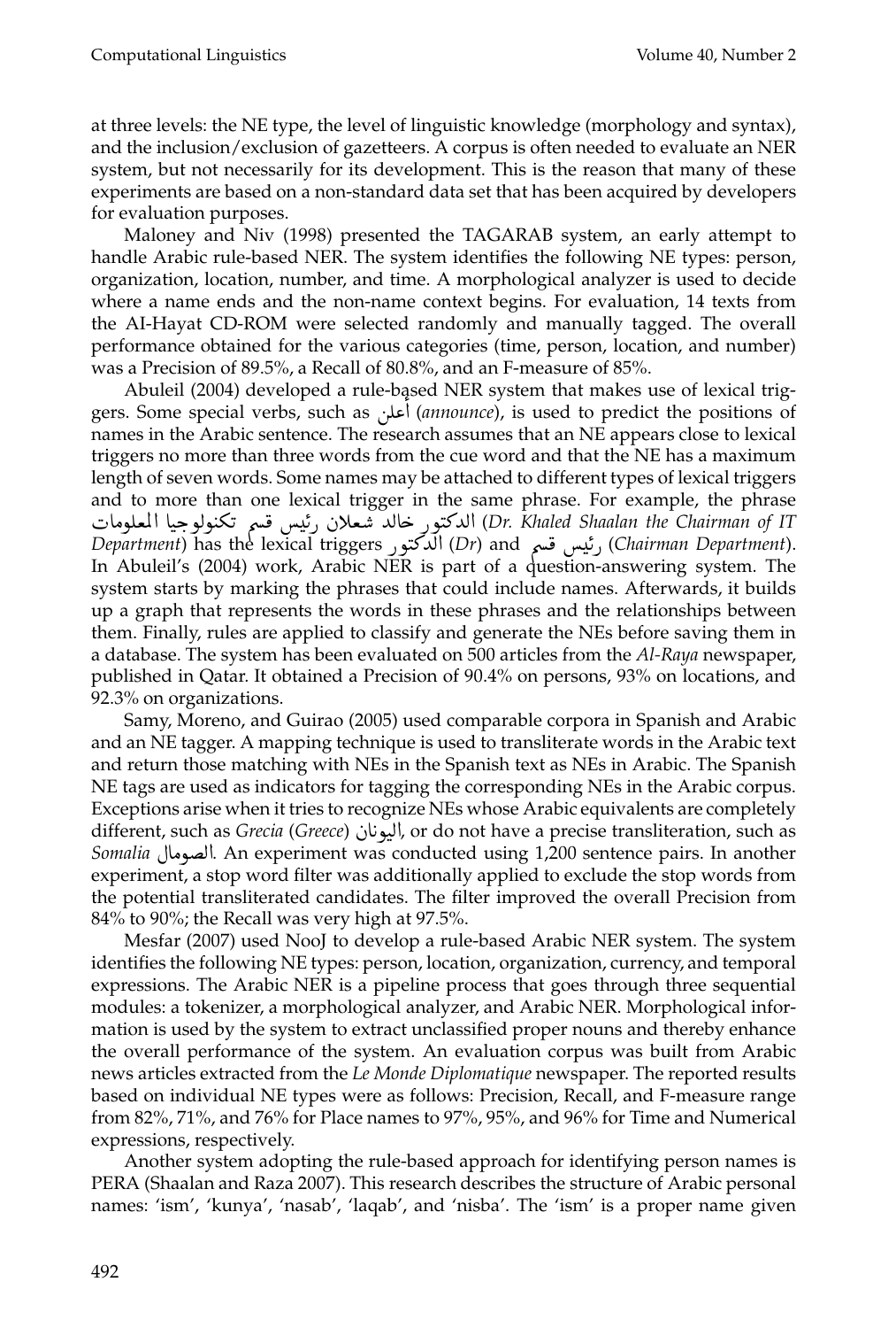at three levels: the NE type, the level of linguistic knowledge (morphology and syntax), and the inclusion/exclusion of gazetteers. A corpus is often needed to evaluate an NER system, but not necessarily for its development. This is the reason that many of these experiments are based on a non-standard data set that has been acquired by developers for evaluation purposes.

Maloney and Niv (1998) presented the TAGARAB system, an early attempt to handle Arabic rule-based NER. The system identifies the following NE types: person, organization, location, number, and time. A morphological analyzer is used to decide where a name ends and the non-name context begins. For evaluation, 14 texts from the AI-Hayat CD-ROM were selected randomly and manually tagged. The overall performance obtained for the various categories (time, person, location, and number) was a Precision of 89.5%, a Recall of 80.8%, and an F-measure of 85%.

Abuleil (2004) developed a rule-based NER system that makes use of lexical triggers. Some special verbs, such as أعلن (*announce*), is used to predict the positions of names in the Arabic sentence. The research assumes that an NE appears close to lexical triggers no more than three words from the cue word and that the NE has a maximum length of seven words. Some names may be attached to different types of lexical triggers and to more than one lexical trigger in the same phrase. For example, the phrase الدكتور خالد شعلان رئيس قسم تكنولوجيا المعلومات (*Dr. Khaled Shaalan the Chairman of IT Department*) has the lexical triggers الدكتور (*Dr*) and رئيس قسم (*Chairman Department*). In Abuleil's (2004) work, Arabic NER is part of a question-answering system. The system starts by marking the phrases that could include names. Afterwards, it builds up a graph that represents the words in these phrases and the relationships between them. Finally, rules are applied to classify and generate the NEs before saving them in a database. The system has been evaluated on 500 articles from the *Al-Raya* newspaper, published in Qatar. It obtained a Precision of 90.4% on persons, 93% on locations, and 92.3% on organizations.

Samy, Moreno, and Guirao (2005) used comparable corpora in Spanish and Arabic and an NE tagger. A mapping technique is used to transliterate words in the Arabic text and return those matching with NEs in the Spanish text as NEs in Arabic. The Spanish NE tags are used as indicators for tagging the corresponding NEs in the Arabic corpus. Exceptions arise when it tries to recognize NEs whose Arabic equivalents are completely different, such as *Grecia* (*Greece*) اليونان, or do not have a precise transliteration, such as *Somalia* الصومال. An experiment was conducted using 1,200 sentence pairs. In another experiment, a stop word filter was additionally applied to exclude the stop words from the potential transliterated candidates. The filter improved the overall Precision from 84% to 90%; the Recall was very high at 97.5%.

Mesfar (2007) used NooJ to develop a rule-based Arabic NER system. The system identifies the following NE types: person, location, organization, currency, and temporal expressions. The Arabic NER is a pipeline process that goes through three sequential modules: a tokenizer, a morphological analyzer, and Arabic NER. Morphological information is used by the system to extract unclassified proper nouns and thereby enhance the overall performance of the system. An evaluation corpus was built from Arabic news articles extracted from the *Le Monde Diplomatique* newspaper. The reported results based on individual NE types were as follows: Precision, Recall, and F-measure range from 82%, 71%, and 76% for Place names to 97%, 95%, and 96% for Time and Numerical expressions, respectively.

Another system adopting the rule-based approach for identifying person names is PERA (Shaalan and Raza 2007). This research describes the structure of Arabic personal names: 'ism', 'kunya', 'nasab', 'laqab', and 'nisba'. The 'ism' is a proper name given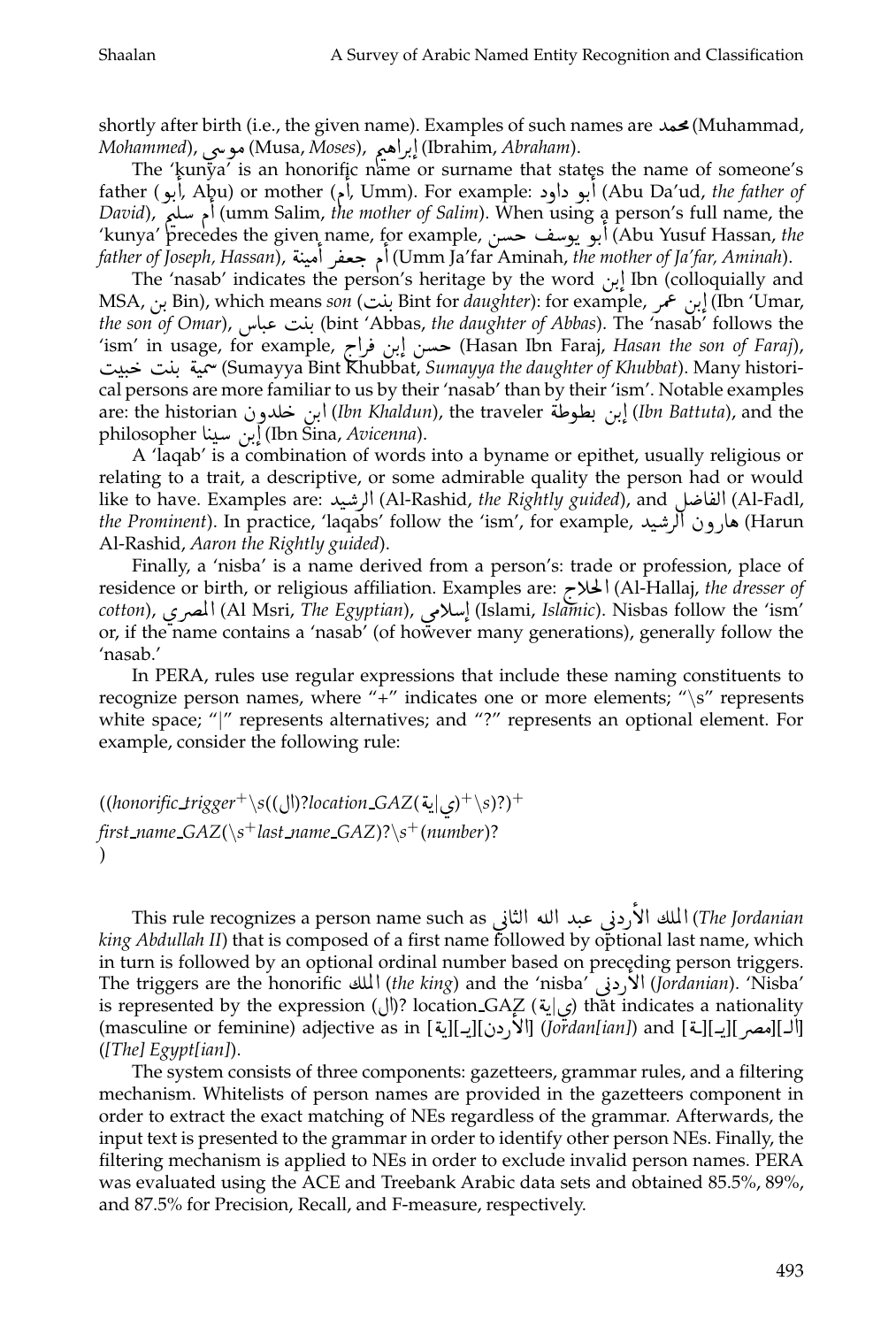shortly after birth (i.e., the given name). Examples of such names are محمد (Muhammad, *Mohammed*), موسى (Musa, *Moses*), إبراهيم (Ibrahim, *Abraham*).

The 'kunya' is an honorific name or surname that states the name of someone's father (أبو, Abu) or mother (أم, Umm). For example: أبو داود (Abu Da'ud, *the father of David*), أم سليم (umm Salim, *the mother of Salim*). When using a person's full name, the 'kunya' precedes the given name, for example, أبو يوسف حسن (Abu Yusuf Hassan, *the father of Joseph, Hassan*), أم جعفر أمينة (Umm Ja'far Aminah, *the mother of Ja'far, Aminah*).

The 'nasab' indicates the person's heritage by the word إبن Ibn (colloquially and MSA, بن Bin), which means *son* (بنت Bint for *daughter*): for example, إبن عمر (Ibn 'Umar, *the son of Omar*), بنت عباس (bint 'Abbas, *the daughter of Abbas*). The 'nasab' follows the 'ism' in usage, for example, حسن إبن فراج (Hasan Ibn Faraj, *Hasan the son of Faraj*), سمية بنت خبيت (Sumayya Bint Khubbat, *Sumayya the daughter of Khubbat*). Many historical persons are more familiar to us by their 'nasab' than by their 'ism'. Notable examples are: the historian ابن خلدون (*Ibn Khaldun*), the traveler إبن بطوطة (*Ibn Battuta*), and the philosopher إبن سينا (Ibn Sina, *Avicenna*).

A 'laqab' is a combination of words into a byname or epithet, usually religious or relating to a trait, a descriptive, or some admirable quality the person had or would like to have. Examples are: الرشيد (Al-Rashid, *the Rightly guided*), and الفاضل (Al-Fadl, *the Prominent*). In practice, 'laqabs' follow the 'ism', for example, هارون الرشيد (Harun Al-Rashid, *Aaron the Rightly guided*).

Finally, a 'nisba' is a name derived from a person's: trade or profession, place of residence or birth, or religious affiliation. Examples are: الحلاج (Al-Hallaj, *the dresser of cotton*), المصري (Al Msri, *The Egyptian*), إسلامي (Islami, *Islamic*). Nisbas follow the 'ism' or, if the name contains a 'nasab' (of however many generations), generally follow the 'nasab.'

In PERA, rules use regular expressions that include these naming constituents to recognize person names, where "+" indicates one or more elements; "\s" represents white space; "|" represents alternatives; and "?" represents an optional element. For example, consider the following rule:

$$((honorific\_trigger^{+}\backslash s((\text{ال})?location\_GAZ(\text{ي|ية})^{+}\backslash s)?)^{+}$$
$$first\_name\_GAZ(\backslash s^{+}last\_name\_GAZ)?\backslash s^{+}(number)?$$
$$)$$

This rule recognizes a person name such as الملك الأردني عبد الله الثاني (*The Jordanian king Abdullah II*) that is composed of a first name followed by optional last name, which in turn is followed by an optional ordinal number based on preceding person triggers. The triggers are the honorific الملك (*the king*) and the 'nisba' الأردني (*Jordanian*). 'Nisba' is represented by the expression (ال)? location_GAZ (ي|ية) that indicates a nationality (masculine or feminine) adjective as in [الأردن][يـ][ية] (*Jordan[ian]*) and [الـ][مصر][يـ][ـة] (*[The] Egypt[ian]*).

The system consists of three components: gazetteers, grammar rules, and a filtering mechanism. Whitelists of person names are provided in the gazetteers component in order to extract the exact matching of NEs regardless of the grammar. Afterwards, the input text is presented to the grammar in order to identify other person NEs. Finally, the filtering mechanism is applied to NEs in order to exclude invalid person names. PERA was evaluated using the ACE and Treebank Arabic data sets and obtained 85.5%, 89%, and 87.5% for Precision, Recall, and F-measure, respectively.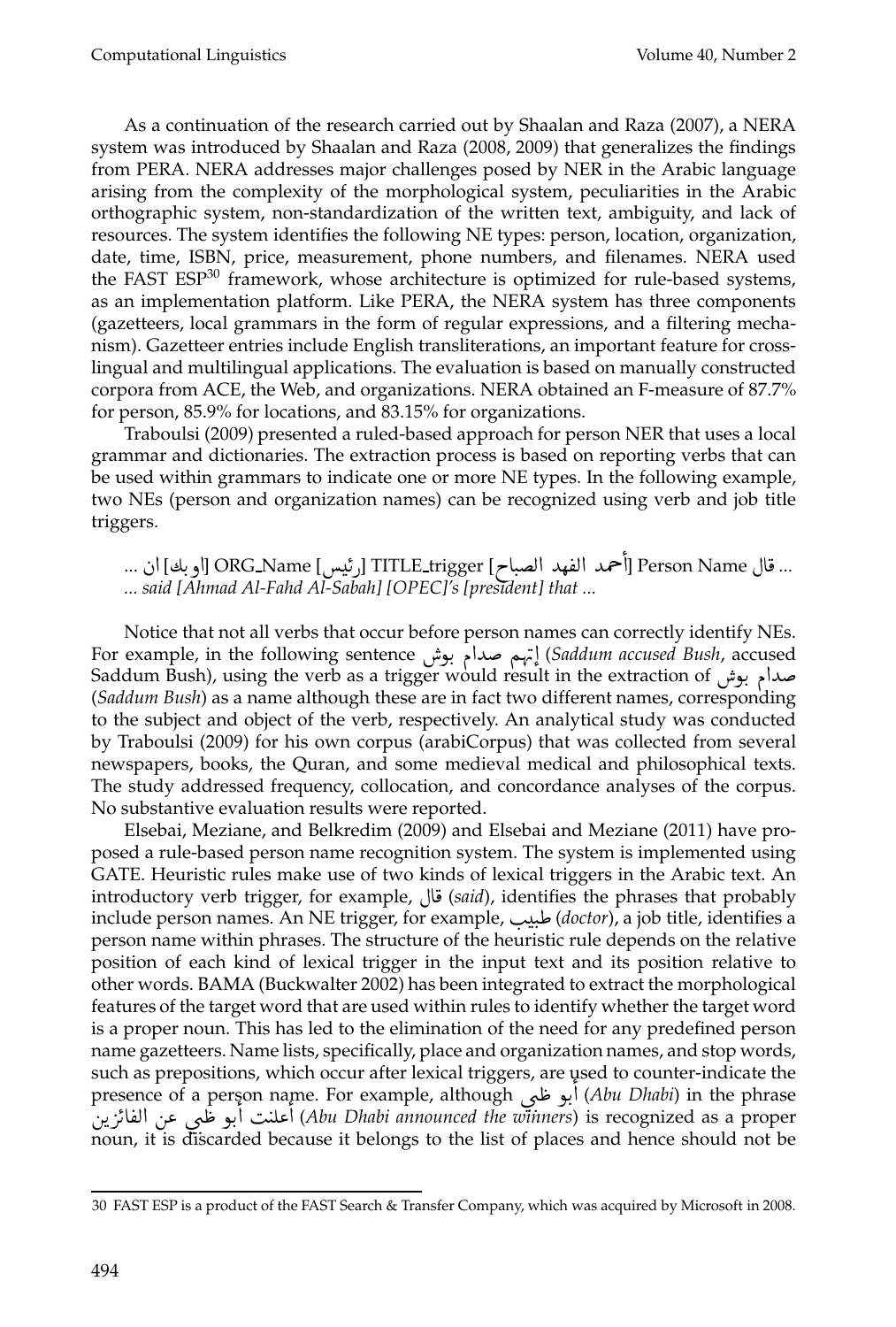As a continuation of the research carried out by Shaalan and Raza (2007), a NERA system was introduced by Shaalan and Raza (2008, 2009) that generalizes the findings from PERA. NERA addresses major challenges posed by NER in the Arabic language arising from the complexity of the morphological system, peculiarities in the Arabic orthographic system, non-standardization of the written text, ambiguity, and lack of resources. The system identifies the following NE types: person, location, organization, date, time, ISBN, price, measurement, phone numbers, and filenames. NERA used the FAST ESP[30] framework, whose architecture is optimized for rule-based systems, as an implementation platform. Like PERA, the NERA system has three components (gazetteers, local grammars in the form of regular expressions, and a filtering mechanism). Gazetteer entries include English transliterations, an important feature for cross-lingual and multilingual applications. The evaluation is based on manually constructed corpora from ACE, the Web, and organizations. NERA obtained an F-measure of 87.7% for person, 85.9% for locations, and 83.15% for organizations.

Traboulsi (2009) presented a ruled-based approach for person NER that uses a local grammar and dictionaries. The extraction process is based on reporting verbs that can be used within grammars to indicate one or more NE types. In the following example, two NEs (person and organization names) can be recognized using verb and job title triggers.

... قال Person Name [أحمد الفهد الصباح] TITLE_trigger [رئيس] ORG_Name [أوبك] ان ...
*... said [Ahmad Al-Fahd Al-Sabah] [OPEC]'s [president] that ...*

Notice that not all verbs that occur before person names can correctly identify NEs. For example, in the following sentence إتهم صدام بوش (*Saddum accused Bush*, accused Saddum Bush), using the verb as a trigger would result in the extraction of صدام بوش (*Saddum Bush*) as a name although these are in fact two different names, corresponding to the subject and object of the verb, respectively. An analytical study was conducted by Traboulsi (2009) for his own corpus (arabiCorpus) that was collected from several newspapers, books, the Quran, and some medieval medical and philosophical texts. The study addressed frequency, collocation, and concordance analyses of the corpus. No substantive evaluation results were reported.

Elsebai, Meziane, and Belkredim (2009) and Elsebai and Meziane (2011) have proposed a rule-based person name recognition system. The system is implemented using GATE. Heuristic rules make use of two kinds of lexical triggers in the Arabic text. An introductory verb trigger, for example, قال (*said*), identifies the phrases that probably include person names. An NE trigger, for example, طبيب (*doctor*), a job title, identifies a person name within phrases. The structure of the heuristic rule depends on the relative position of each kind of lexical trigger in the input text and its position relative to other words. BAMA (Buckwalter 2002) has been integrated to extract the morphological features of the target word that are used within rules to identify whether the target word is a proper noun. This has led to the elimination of the need for any predefined person name gazetteers. Name lists, specifically, place and organization names, and stop words, such as prepositions, which occur after lexical triggers, are used to counter-indicate the presence of a person name. For example, although أبو ظبي (*Abu Dhabi*) in the phrase أعلنت أبو ظبي عن الفائزين (*Abu Dhabi announced the winners*) is recognized as a proper noun, it is discarded because it belongs to the list of places and hence should not be

30 FAST ESP is a product of the FAST Search & Transfer Company, which was acquired by Microsoft in 2008.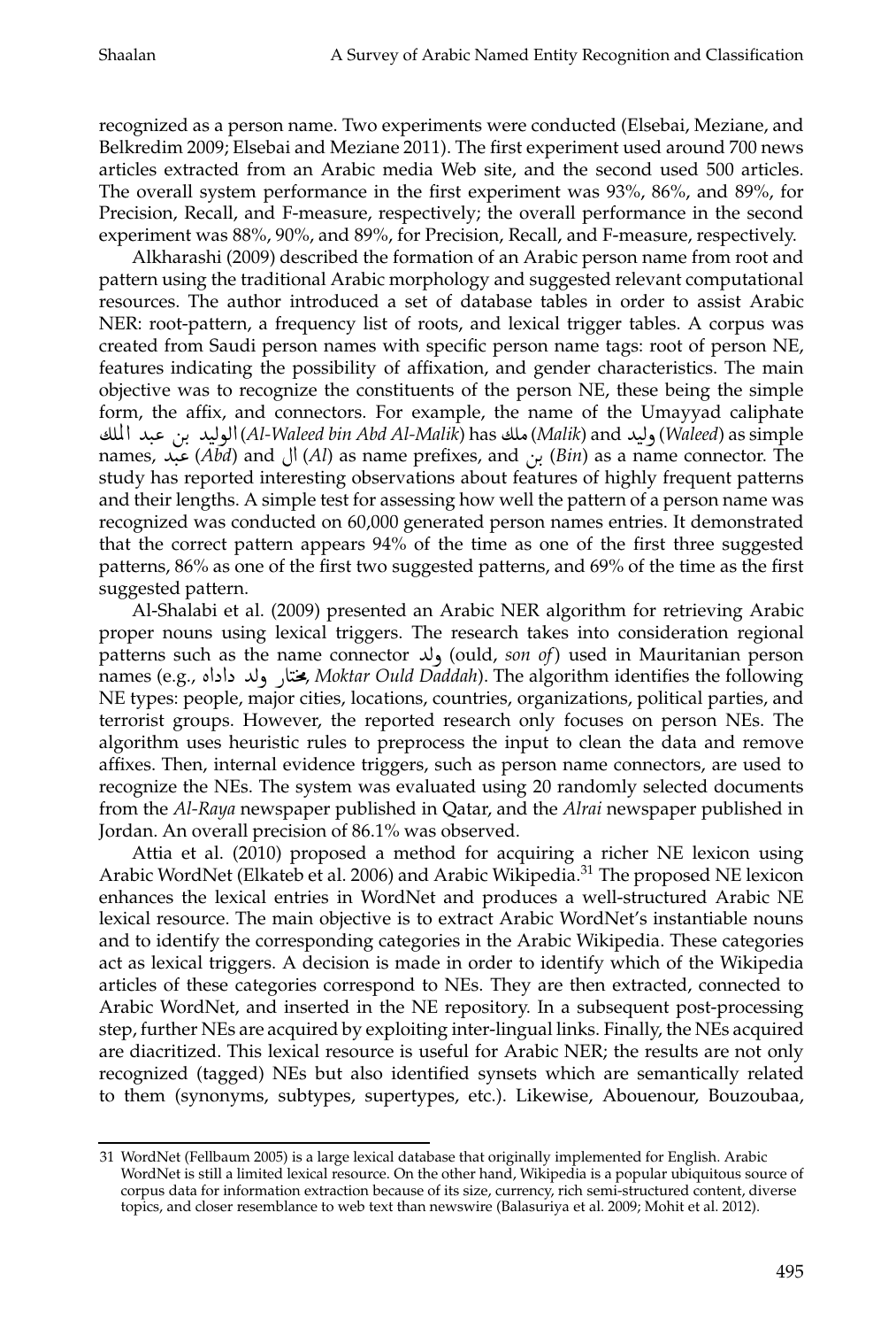recognized as a person name. Two experiments were conducted (Elsebai, Meziane, and Belkredim 2009; Elsebai and Meziane 2011). The first experiment used around 700 news articles extracted from an Arabic media Web site, and the second used 500 articles. The overall system performance in the first experiment was 93%, 86%, and 89%, for Precision, Recall, and F-measure, respectively; the overall performance in the second experiment was 88%, 90%, and 89%, for Precision, Recall, and F-measure, respectively.

Alkharashi (2009) described the formation of an Arabic person name from root and pattern using the traditional Arabic morphology and suggested relevant computational resources. The author introduced a set of database tables in order to assist Arabic NER: root-pattern, a frequency list of roots, and lexical trigger tables. A corpus was created from Saudi person names with specific person name tags: root of person NE, features indicating the possibility of affixation, and gender characteristics. The main objective was to recognize the constituents of the person NE, these being the simple form, the affix, and connectors. For example, the name of the Umayyad caliphate الوليد بن عبد الملك (*Al-Waleed bin Abd Al-Malik*) has ملك (*Malik*) and وليد (*Waleed*) as simple names, عبد (*Abd*) and ال (*Al*) as name prefixes, and بن (*Bin*) as a name connector. The study has reported interesting observations about features of highly frequent patterns and their lengths. A simple test for assessing how well the pattern of a person name was recognized was conducted on 60,000 generated person names entries. It demonstrated that the correct pattern appears 94% of the time as one of the first three suggested patterns, 86% as one of the first two suggested patterns, and 69% of the time as the first suggested pattern.

Al-Shalabi et al. (2009) presented an Arabic NER algorithm for retrieving Arabic proper nouns using lexical triggers. The research takes into consideration regional patterns such as the name connector ولد (ould, *son of*) used in Mauritanian person names (e.g., مختار ولد داداه, *Moktar Ould Daddah*). The algorithm identifies the following NE types: people, major cities, locations, countries, organizations, political parties, and terrorist groups. However, the reported research only focuses on person NEs. The algorithm uses heuristic rules to preprocess the input to clean the data and remove affixes. Then, internal evidence triggers, such as person name connectors, are used to recognize the NEs. The system was evaluated using 20 randomly selected documents from the *Al-Raya* newspaper published in Qatar, and the *Alrai* newspaper published in Jordan. An overall precision of 86.1% was observed.

Attia et al. (2010) proposed a method for acquiring a richer NE lexicon using Arabic WordNet (Elkateb et al. 2006) and Arabic Wikipedia.[31] The proposed NE lexicon enhances the lexical entries in WordNet and produces a well-structured Arabic NE lexical resource. The main objective is to extract Arabic WordNet's instantiable nouns and to identify the corresponding categories in the Arabic Wikipedia. These categories act as lexical triggers. A decision is made in order to identify which of the Wikipedia articles of these categories correspond to NEs. They are then extracted, connected to Arabic WordNet, and inserted in the NE repository. In a subsequent post-processing step, further NEs are acquired by exploiting inter-lingual links. Finally, the NEs acquired are diacritized. This lexical resource is useful for Arabic NER; the results are not only recognized (tagged) NEs but also identified synsets which are semantically related to them (synonyms, subtypes, supertypes, etc.). Likewise, Abouenour, Bouzoubaa,

31 WordNet (Fellbaum 2005) is a large lexical database that originally implemented for English. Arabic WordNet is still a limited lexical resource. On the other hand, Wikipedia is a popular ubiquitous source of corpus data for information extraction because of its size, currency, rich semi-structured content, diverse topics, and closer resemblance to web text than newswire (Balasuriya et al. 2009; Mohit et al. 2012).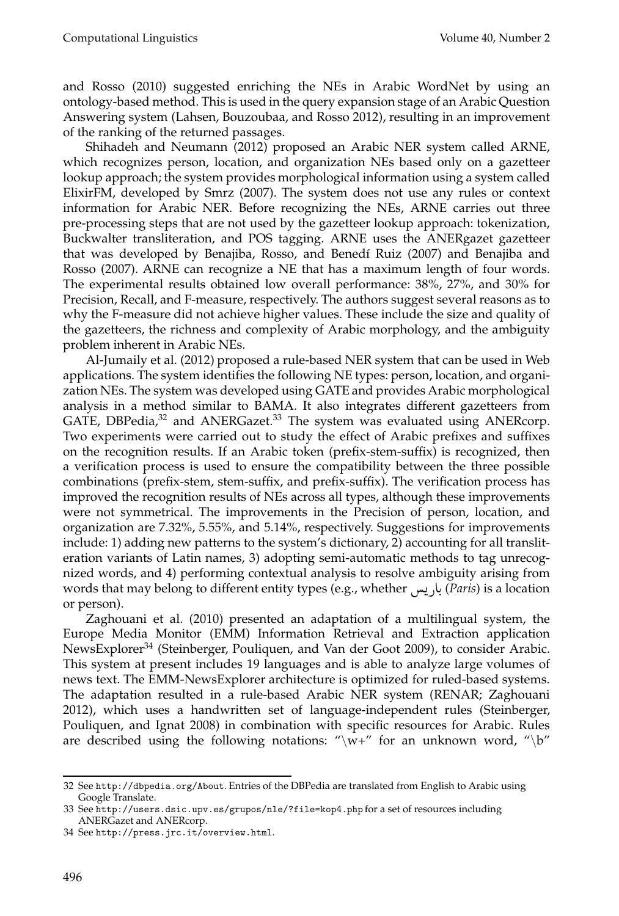and Rosso (2010) suggested enriching the NEs in Arabic WordNet by using an ontology-based method. This is used in the query expansion stage of an Arabic Question Answering system (Lahsen, Bouzoubaa, and Rosso 2012), resulting in an improvement of the ranking of the returned passages.

Shihadeh and Neumann (2012) proposed an Arabic NER system called ARNE, which recognizes person, location, and organization NEs based only on a gazetteer lookup approach; the system provides morphological information using a system called ElixirFM, developed by Smrz (2007). The system does not use any rules or context information for Arabic NER. Before recognizing the NEs, ARNE carries out three pre-processing steps that are not used by the gazetteer lookup approach: tokenization, Buckwalter transliteration, and POS tagging. ARNE uses the ANERgazet gazetteer that was developed by Benajiba, Rosso, and Benedí Ruiz (2007) and Benajiba and Rosso (2007). ARNE can recognize a NE that has a maximum length of four words. The experimental results obtained low overall performance: 38%, 27%, and 30% for Precision, Recall, and F-measure, respectively. The authors suggest several reasons as to why the F-measure did not achieve higher values. These include the size and quality of the gazetteers, the richness and complexity of Arabic morphology, and the ambiguity problem inherent in Arabic NEs.

Al-Jumaily et al. (2012) proposed a rule-based NER system that can be used in Web applications. The system identifies the following NE types: person, location, and organization NEs. The system was developed using GATE and provides Arabic morphological analysis in a method similar to BAMA. It also integrates different gazetteers from GATE, DBPedia,[32] and ANERGazet.[33] The system was evaluated using ANERcorp. Two experiments were carried out to study the effect of Arabic prefixes and suffixes on the recognition results. If an Arabic token (prefix-stem-suffix) is recognized, then a verification process is used to ensure the compatibility between the three possible combinations (prefix-stem, stem-suffix, and prefix-suffix). The verification process has improved the recognition results of NEs across all types, although these improvements were not symmetrical. The improvements in the Precision of person, location, and organization are 7.32%, 5.55%, and 5.14%, respectively. Suggestions for improvements include: 1) adding new patterns to the system's dictionary, 2) accounting for all transliteration variants of Latin names, 3) adopting semi-automatic methods to tag unrecognized words, and 4) performing contextual analysis to resolve ambiguity arising from words that may belong to different entity types (e.g., whether باريس (*Paris*) is a location or person).

Zaghouani et al. (2010) presented an adaptation of a multilingual system, the Europe Media Monitor (EMM) Information Retrieval and Extraction application NewsExplorer[34] (Steinberger, Pouliquen, and Van der Goot 2009), to consider Arabic. This system at present includes 19 languages and is able to analyze large volumes of news text. The EMM-NewsExplorer architecture is optimized for ruled-based systems. The adaptation resulted in a rule-based Arabic NER system (RENAR; Zaghouani 2012), which uses a handwritten set of language-independent rules (Steinberger, Pouliquen, and Ignat 2008) in combination with specific resources for Arabic. Rules are described using the following notations: "\w+" for an unknown word, "\b"

---

32 See `http://dbpedia.org/About`. Entries of the DBPedia are translated from English to Arabic using Google Translate.

33 See `http://users.dsic.upv.es/grupos/nle/?file=kop4.php` for a set of resources including ANERGazet and ANERcorp.

34 See `http://press.jrc.it/overview.html`.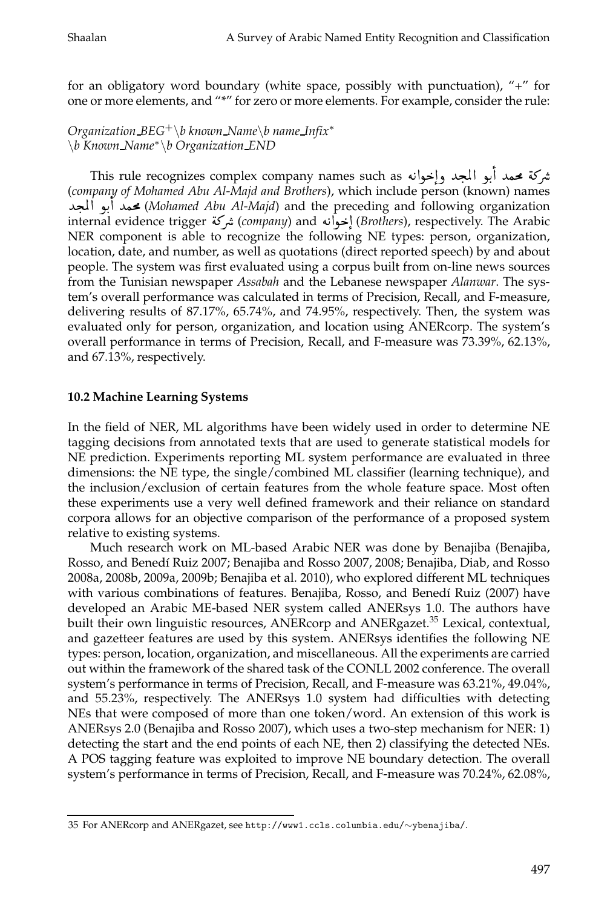for an obligatory word boundary (white space, possibly with punctuation), "+" for one or more elements, and "*" for zero or more elements. For example, consider the rule:

*Organization_BEG*$^{+}$*\b known_Name\b name_Infix*$^{*}$
*\b Known_Name*$^{*}$*\b Organization_END*

This rule recognizes complex company names such as شركة محمد أبو المجد وإخوانه (*company of Mohamed Abu Al-Majd and Brothers*), which include person (known) names محمد أبو المجد (*Mohamed Abu Al-Majd*) and the preceding and following organization internal evidence trigger شركة (*company*) and إخوانه (*Brothers*), respectively. The Arabic NER component is able to recognize the following NE types: person, organization, location, date, and number, as well as quotations (direct reported speech) by and about people. The system was first evaluated using a corpus built from on-line news sources from the Tunisian newspaper *Assabah* and the Lebanese newspaper *Alanwar*. The system's overall performance was calculated in terms of Precision, Recall, and F-measure, delivering results of 87.17%, 65.74%, and 74.95%, respectively. Then, the system was evaluated only for person, organization, and location using ANERcorp. The system's overall performance in terms of Precision, Recall, and F-measure was 73.39%, 62.13%, and 67.13%, respectively.

### 10.2 Machine Learning Systems

In the field of NER, ML algorithms have been widely used in order to determine NE tagging decisions from annotated texts that are used to generate statistical models for NE prediction. Experiments reporting ML system performance are evaluated in three dimensions: the NE type, the single/combined ML classifier (learning technique), and the inclusion/exclusion of certain features from the whole feature space. Most often these experiments use a very well defined framework and their reliance on standard corpora allows for an objective comparison of the performance of a proposed system relative to existing systems.

Much research work on ML-based Arabic NER was done by Benajiba (Benajiba, Rosso, and Benedí Ruiz 2007; Benajiba and Rosso 2007, 2008; Benajiba, Diab, and Rosso 2008a, 2008b, 2009a, 2009b; Benajiba et al. 2010), who explored different ML techniques with various combinations of features. Benajiba, Rosso, and Benedí Ruiz (2007) have developed an Arabic ME-based NER system called ANERsys 1.0. The authors have built their own linguistic resources, ANERcorp and ANERgazet.[35] Lexical, contextual, and gazetteer features are used by this system. ANERsys identifies the following NE types: person, location, organization, and miscellaneous. All the experiments are carried out within the framework of the shared task of the CONLL 2002 conference. The overall system's performance in terms of Precision, Recall, and F-measure was 63.21%, 49.04%, and 55.23%, respectively. The ANERsys 1.0 system had difficulties with detecting NEs that were composed of more than one token/word. An extension of this work is ANERsys 2.0 (Benajiba and Rosso 2007), which uses a two-step mechanism for NER: 1) detecting the start and the end points of each NE, then 2) classifying the detected NEs. A POS tagging feature was exploited to improve NE boundary detection. The overall system's performance in terms of Precision, Recall, and F-measure was 70.24%, 62.08%,

35 For ANERcorp and ANERgazet, see http://www1.ccls.columbia.edu/~ybenajiba/.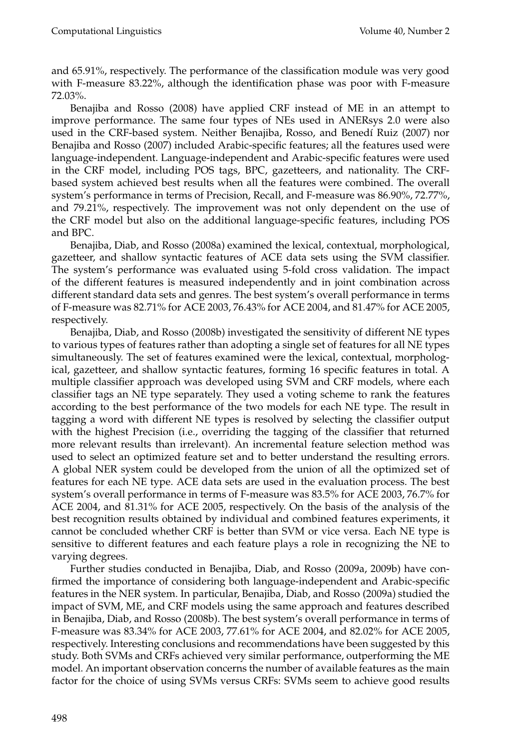and 65.91%, respectively. The performance of the classification module was very good with F-measure 83.22%, although the identification phase was poor with F-measure 72.03%.

Benajiba and Rosso (2008) have applied CRF instead of ME in an attempt to improve performance. The same four types of NEs used in ANERsys 2.0 were also used in the CRF-based system. Neither Benajiba, Rosso, and Benedí Ruiz (2007) nor Benajiba and Rosso (2007) included Arabic-specific features; all the features used were language-independent. Language-independent and Arabic-specific features were used in the CRF model, including POS tags, BPC, gazetteers, and nationality. The CRF-based system achieved best results when all the features were combined. The overall system's performance in terms of Precision, Recall, and F-measure was 86.90%, 72.77%, and 79.21%, respectively. The improvement was not only dependent on the use of the CRF model but also on the additional language-specific features, including POS and BPC.

Benajiba, Diab, and Rosso (2008a) examined the lexical, contextual, morphological, gazetteer, and shallow syntactic features of ACE data sets using the SVM classifier. The system's performance was evaluated using 5-fold cross validation. The impact of the different features is measured independently and in joint combination across different standard data sets and genres. The best system's overall performance in terms of F-measure was 82.71% for ACE 2003, 76.43% for ACE 2004, and 81.47% for ACE 2005, respectively.

Benajiba, Diab, and Rosso (2008b) investigated the sensitivity of different NE types to various types of features rather than adopting a single set of features for all NE types simultaneously. The set of features examined were the lexical, contextual, morphological, gazetteer, and shallow syntactic features, forming 16 specific features in total. A multiple classifier approach was developed using SVM and CRF models, where each classifier tags an NE type separately. They used a voting scheme to rank the features according to the best performance of the two models for each NE type. The result in tagging a word with different NE types is resolved by selecting the classifier output with the highest Precision (i.e., overriding the tagging of the classifier that returned more relevant results than irrelevant). An incremental feature selection method was used to select an optimized feature set and to better understand the resulting errors. A global NER system could be developed from the union of all the optimized set of features for each NE type. ACE data sets are used in the evaluation process. The best system's overall performance in terms of F-measure was 83.5% for ACE 2003, 76.7% for ACE 2004, and 81.31% for ACE 2005, respectively. On the basis of the analysis of the best recognition results obtained by individual and combined features experiments, it cannot be concluded whether CRF is better than SVM or vice versa. Each NE type is sensitive to different features and each feature plays a role in recognizing the NE to varying degrees.

Further studies conducted in Benajiba, Diab, and Rosso (2009a, 2009b) have confirmed the importance of considering both language-independent and Arabic-specific features in the NER system. In particular, Benajiba, Diab, and Rosso (2009a) studied the impact of SVM, ME, and CRF models using the same approach and features described in Benajiba, Diab, and Rosso (2008b). The best system's overall performance in terms of F-measure was 83.34% for ACE 2003, 77.61% for ACE 2004, and 82.02% for ACE 2005, respectively. Interesting conclusions and recommendations have been suggested by this study. Both SVMs and CRFs achieved very similar performance, outperforming the ME model. An important observation concerns the number of available features as the main factor for the choice of using SVMs versus CRFs: SVMs seem to achieve good results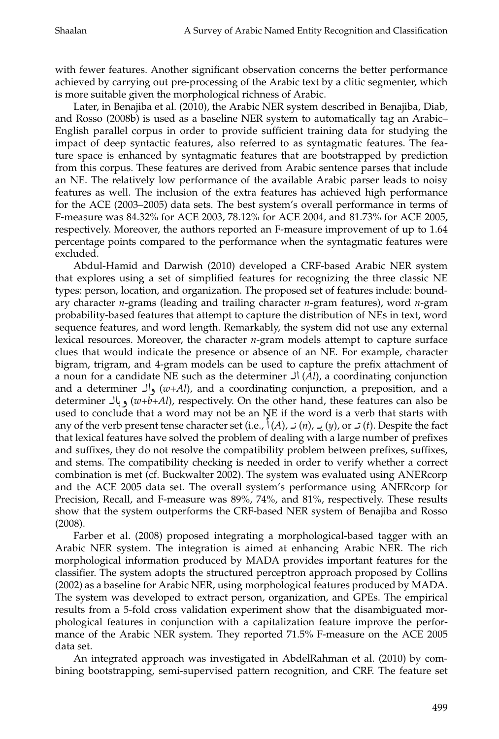with fewer features. Another significant observation concerns the better performance achieved by carrying out pre-processing of the Arabic text by a clitic segmenter, which is more suitable given the morphological richness of Arabic.

Later, in Benajiba et al. (2010), the Arabic NER system described in Benajiba, Diab, and Rosso (2008b) is used as a baseline NER system to automatically tag an Arabic–English parallel corpus in order to provide sufficient training data for studying the impact of deep syntactic features, also referred to as syntagmatic features. The feature space is enhanced by syntagmatic features that are bootstrapped by prediction from this corpus. These features are derived from Arabic sentence parses that include an NE. The relatively low performance of the available Arabic parser leads to noisy features as well. The inclusion of the extra features has achieved high performance for the ACE (2003–2005) data sets. The best system's overall performance in terms of F-measure was 84.32% for ACE 2003, 78.12% for ACE 2004, and 81.73% for ACE 2005, respectively. Moreover, the authors reported an F-measure improvement of up to 1.64 percentage points compared to the performance when the syntagmatic features were excluded.

Abdul-Hamid and Darwish (2010) developed a CRF-based Arabic NER system that explores using a set of simplified features for recognizing the three classic NE types: person, location, and organization. The proposed set of features include: boundary character *n*-grams (leading and trailing character *n*-gram features), word *n*-gram probability-based features that attempt to capture the distribution of NEs in text, word sequence features, and word length. Remarkably, the system did not use any external lexical resources. Moreover, the character *n*-gram models attempt to capture surface clues that would indicate the presence or absence of an NE. For example, character bigram, trigram, and 4-gram models can be used to capture the prefix attachment of a noun for a candidate NE such as the determiner ال (*Al*), a coordinating conjunction and a determiner وال (*w+Al*), and a coordinating conjunction, a preposition, and a determiner وبال (*w+b+Al*), respectively. On the other hand, these features can also be used to conclude that a word may not be an NE if the word is a verb that starts with any of the verb present tense character set (i.e., أ (*A*), نـ (*n*), يـ (*y*), or تـ (*t*). Despite the fact that lexical features have solved the problem of dealing with a large number of prefixes and suffixes, they do not resolve the compatibility problem between prefixes, suffixes, and stems. The compatibility checking is needed in order to verify whether a correct combination is met (cf. Buckwalter 2002). The system was evaluated using ANERcorp and the ACE 2005 data set. The overall system's performance using ANERcorp for Precision, Recall, and F-measure was 89%, 74%, and 81%, respectively. These results show that the system outperforms the CRF-based NER system of Benajiba and Rosso (2008).

Farber et al. (2008) proposed integrating a morphological-based tagger with an Arabic NER system. The integration is aimed at enhancing Arabic NER. The rich morphological information produced by MADA provides important features for the classifier. The system adopts the structured perceptron approach proposed by Collins (2002) as a baseline for Arabic NER, using morphological features produced by MADA. The system was developed to extract person, organization, and GPEs. The empirical results from a 5-fold cross validation experiment show that the disambiguated morphological features in conjunction with a capitalization feature improve the performance of the Arabic NER system. They reported 71.5% F-measure on the ACE 2005 data set.

An integrated approach was investigated in AbdelRahman et al. (2010) by combining bootstrapping, semi-supervised pattern recognition, and CRF. The feature set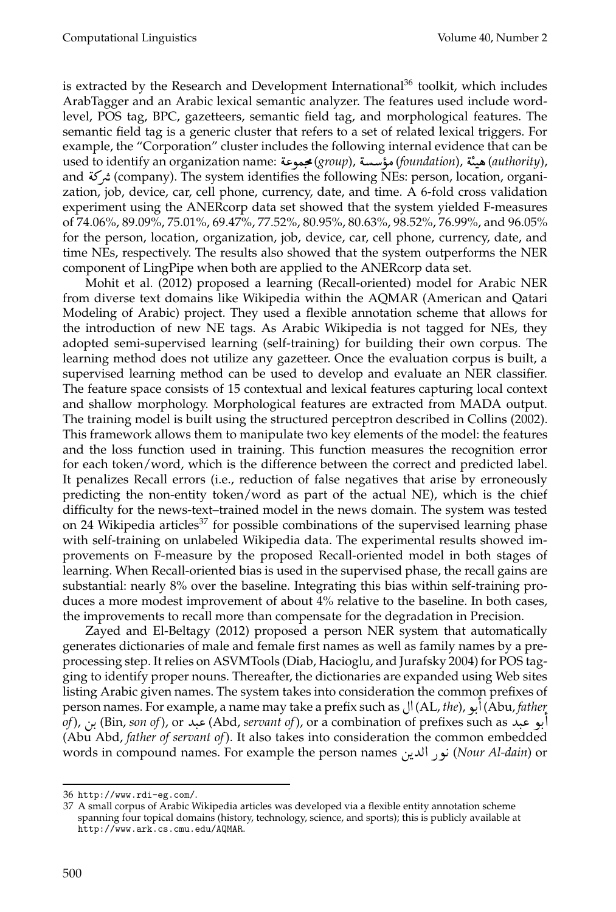is extracted by the Research and Development International[36] toolkit, which includes ArabTagger and an Arabic lexical semantic analyzer. The features used include word-level, POS tag, BPC, gazetteers, semantic field tag, and morphological features. The semantic field tag is a generic cluster that refers to a set of related lexical triggers. For example, the "Corporation" cluster includes the following internal evidence that can be used to identify an organization name: مجموعة (*group*), مؤسسة (*foundation*), هيئة (*authority*), and شركة (company). The system identifies the following NEs: person, location, organization, job, device, car, cell phone, currency, date, and time. A 6-fold cross validation experiment using the ANERcorp data set showed that the system yielded F-measures of 74.06%, 89.09%, 75.01%, 69.47%, 77.52%, 80.95%, 80.63%, 98.52%, 76.99%, and 96.05% for the person, location, organization, job, device, car, cell phone, currency, date, and time NEs, respectively. The results also showed that the system outperforms the NER component of LingPipe when both are applied to the ANERcorp data set.

Mohit et al. (2012) proposed a learning (Recall-oriented) model for Arabic NER from diverse text domains like Wikipedia within the AQMAR (American and Qatari Modeling of Arabic) project. They used a flexible annotation scheme that allows for the introduction of new NE tags. As Arabic Wikipedia is not tagged for NEs, they adopted semi-supervised learning (self-training) for building their own corpus. The learning method does not utilize any gazetteer. Once the evaluation corpus is built, a supervised learning method can be used to develop and evaluate an NER classifier. The feature space consists of 15 contextual and lexical features capturing local context and shallow morphology. Morphological features are extracted from MADA output. The training model is built using the structured perceptron described in Collins (2002). This framework allows them to manipulate two key elements of the model: the features and the loss function used in training. This function measures the recognition error for each token/word, which is the difference between the correct and predicted label. It penalizes Recall errors (i.e., reduction of false negatives that arise by erroneously predicting the non-entity token/word as part of the actual NE), which is the chief difficulty for the news-text–trained model in the news domain. The system was tested on 24 Wikipedia articles[37] for possible combinations of the supervised learning phase with self-training on unlabeled Wikipedia data. The experimental results showed improvements on F-measure by the proposed Recall-oriented model in both stages of learning. When Recall-oriented bias is used in the supervised phase, the recall gains are substantial: nearly 8% over the baseline. Integrating this bias within self-training produces a more modest improvement of about 4% relative to the baseline. In both cases, the improvements to recall more than compensate for the degradation in Precision.

Zayed and El-Beltagy (2012) proposed a person NER system that automatically generates dictionaries of male and female first names as well as family names by a preprocessing step. It relies on ASVMTools (Diab, Hacioglu, and Jurafsky 2004) for POS tagging to identify proper nouns. Thereafter, the dictionaries are expanded using Web sites listing Arabic given names. The system takes into consideration the common prefixes of person names. For example, a name may take a prefix such as ال (AL, *the*), أبو (Abu, *father of*), بن (Bin, *son of*), or عبد (Abd, *servant of*), or a combination of prefixes such as أبو عبد (Abu Abd, *father of servant of*). It also takes into consideration the common embedded words in compound names. For example the person names نور الدين (*Nour Al-dain*) or

36 http://www.rdi-eg.com/.

37 A small corpus of Arabic Wikipedia articles was developed via a flexible entity annotation scheme spanning four topical domains (history, technology, science, and sports); this is publicly available at http://www.ark.cs.cmu.edu/AQMAR.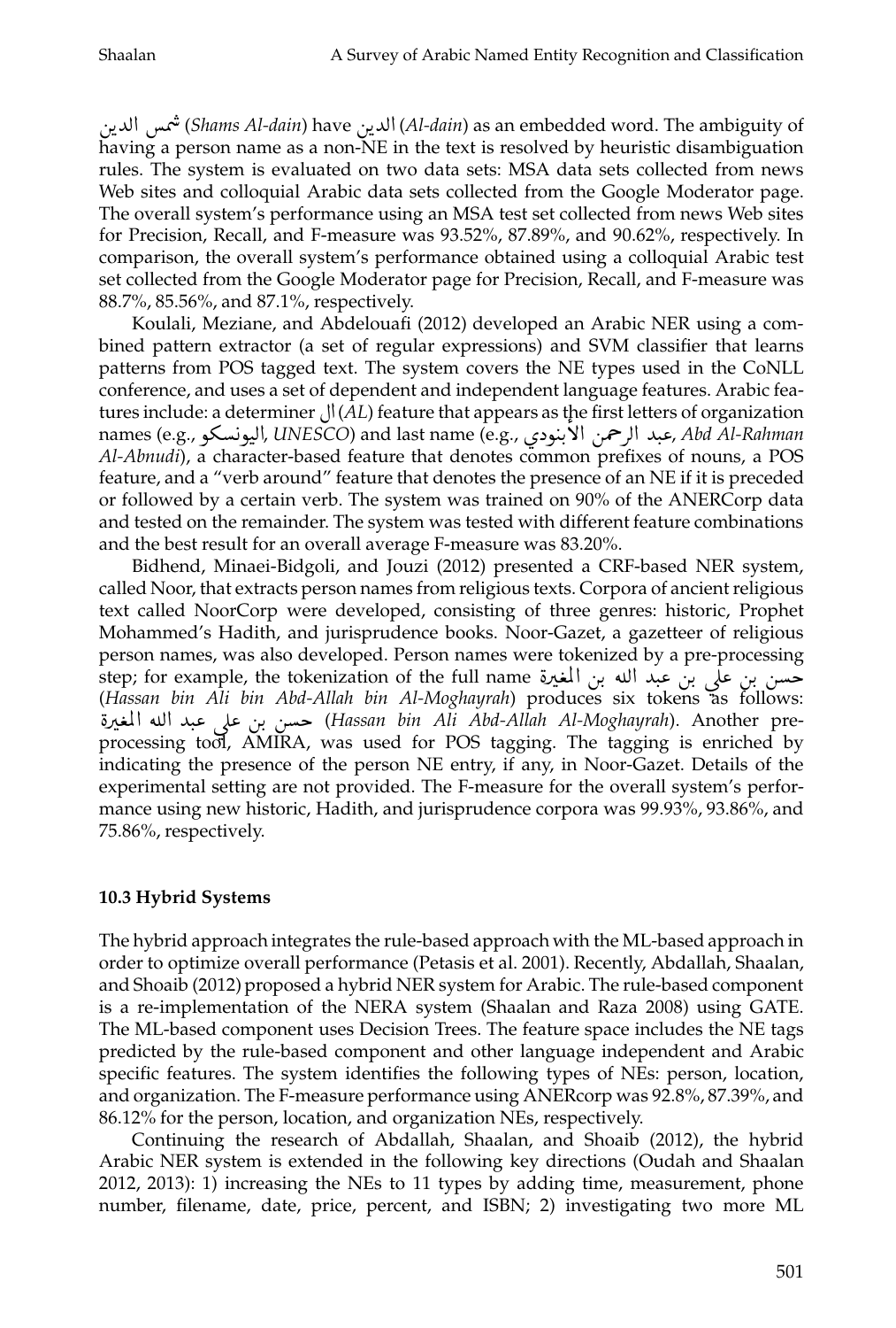شمس الدين (*Shams Al-dain*) have الدين (*Al-dain*) as an embedded word. The ambiguity of having a person name as a non-NE in the text is resolved by heuristic disambiguation rules. The system is evaluated on two data sets: MSA data sets collected from news Web sites and colloquial Arabic data sets collected from the Google Moderator page. The overall system's performance using an MSA test set collected from news Web sites for Precision, Recall, and F-measure was 93.52%, 87.89%, and 90.62%, respectively. In comparison, the overall system's performance obtained using a colloquial Arabic test set collected from the Google Moderator page for Precision, Recall, and F-measure was 88.7%, 85.56%, and 87.1%, respectively.

Koulali, Meziane, and Abdelouafi (2012) developed an Arabic NER using a combined pattern extractor (a set of regular expressions) and SVM classifier that learns patterns from POS tagged text. The system covers the NE types used in the CoNLL conference, and uses a set of dependent and independent language features. Arabic features include: a determiner ال (*AL*) feature that appears as the first letters of organization names (e.g., اليونسكو, *UNESCO*) and last name (e.g., عبد الرحمن الأبنودي, *Abd Al-Rahman Al-Abnudi*), a character-based feature that denotes common prefixes of nouns, a POS feature, and a "verb around" feature that denotes the presence of an NE if it is preceded or followed by a certain verb. The system was trained on 90% of the ANERCorp data and tested on the remainder. The system was tested with different feature combinations and the best result for an overall average F-measure was 83.20%.

Bidhend, Minaei-Bidgoli, and Jouzi (2012) presented a CRF-based NER system, called Noor, that extracts person names from religious texts. Corpora of ancient religious text called NoorCorp were developed, consisting of three genres: historic, Prophet Mohammed's Hadith, and jurisprudence books. Noor-Gazet, a gazetteer of religious person names, was also developed. Person names were tokenized by a pre-processing step; for example, the tokenization of the full name حسن بن علي بن عبد الله بن المغيرة (*Hassan bin Ali bin Abd-Allah bin Al-Moghayrah*) produces six tokens as follows: حسن بن علي عبد الله المغيرة (*Hassan bin Ali Abd-Allah Al-Moghayrah*). Another pre-processing tool, AMIRA, was used for POS tagging. The tagging is enriched by indicating the presence of the person NE entry, if any, in Noor-Gazet. Details of the experimental setting are not provided. The F-measure for the overall system's performance using new historic, Hadith, and jurisprudence corpora was 99.93%, 93.86%, and 75.86%, respectively.

### 10.3 Hybrid Systems

The hybrid approach integrates the rule-based approach with the ML-based approach in order to optimize overall performance (Petasis et al. 2001). Recently, Abdallah, Shaalan, and Shoaib (2012) proposed a hybrid NER system for Arabic. The rule-based component is a re-implementation of the NERA system (Shaalan and Raza 2008) using GATE. The ML-based component uses Decision Trees. The feature space includes the NE tags predicted by the rule-based component and other language independent and Arabic specific features. The system identifies the following types of NEs: person, location, and organization. The F-measure performance using ANERcorp was 92.8%, 87.39%, and 86.12% for the person, location, and organization NEs, respectively.

Continuing the research of Abdallah, Shaalan, and Shoaib (2012), the hybrid Arabic NER system is extended in the following key directions (Oudah and Shaalan 2012, 2013): 1) increasing the NEs to 11 types by adding time, measurement, phone number, filename, date, price, percent, and ISBN; 2) investigating two more ML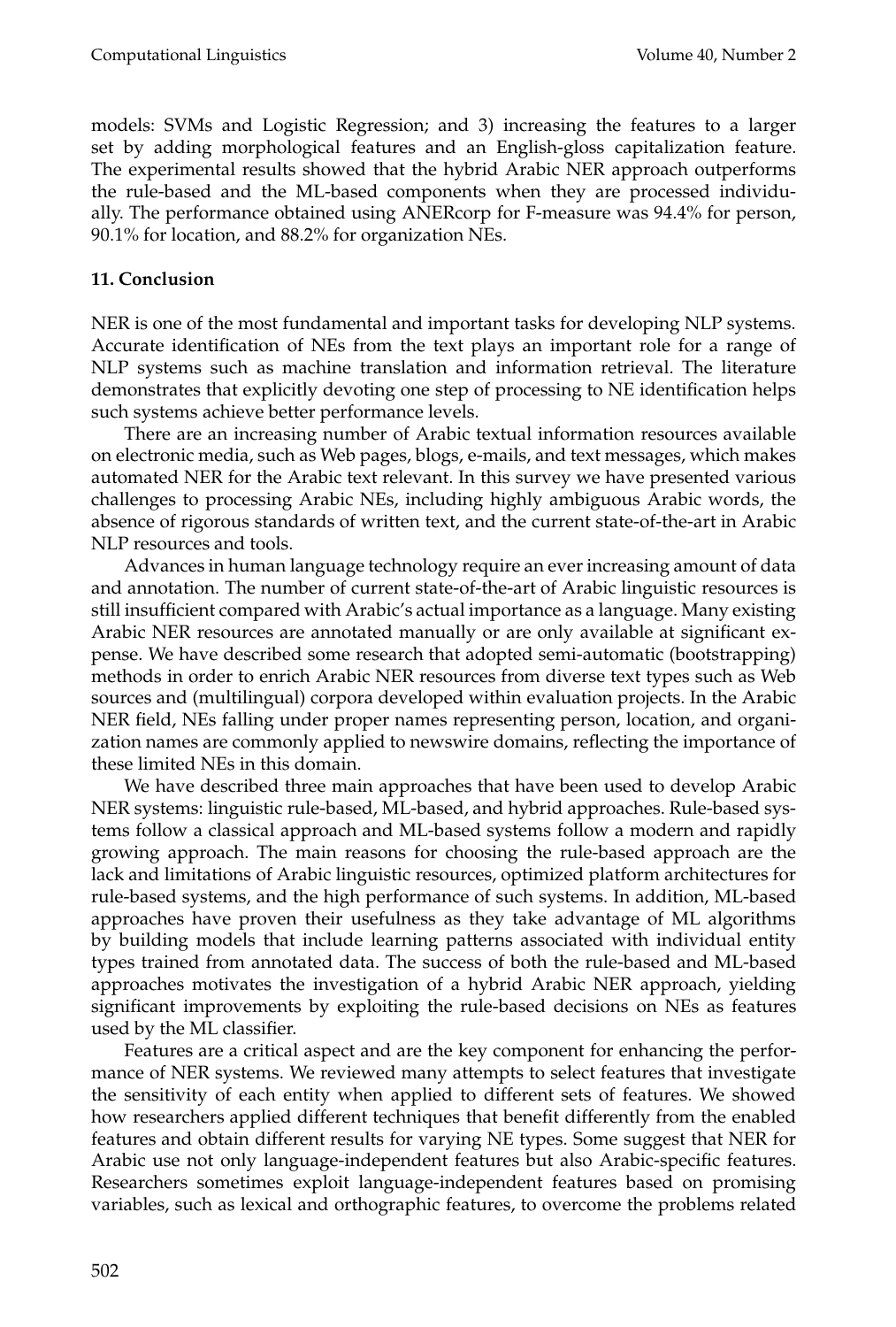models: SVMs and Logistic Regression; and 3) increasing the features to a larger set by adding morphological features and an English-gloss capitalization feature. The experimental results showed that the hybrid Arabic NER approach outperforms the rule-based and the ML-based components when they are processed individually. The performance obtained using ANERcorp for F-measure was 94.4% for person, 90.1% for location, and 88.2% for organization NEs.

## 11. Conclusion

NER is one of the most fundamental and important tasks for developing NLP systems. Accurate identification of NEs from the text plays an important role for a range of NLP systems such as machine translation and information retrieval. The literature demonstrates that explicitly devoting one step of processing to NE identification helps such systems achieve better performance levels.

There are an increasing number of Arabic textual information resources available on electronic media, such as Web pages, blogs, e-mails, and text messages, which makes automated NER for the Arabic text relevant. In this survey we have presented various challenges to processing Arabic NEs, including highly ambiguous Arabic words, the absence of rigorous standards of written text, and the current state-of-the-art in Arabic NLP resources and tools.

Advances in human language technology require an ever increasing amount of data and annotation. The number of current state-of-the-art of Arabic linguistic resources is still insufficient compared with Arabic's actual importance as a language. Many existing Arabic NER resources are annotated manually or are only available at significant expense. We have described some research that adopted semi-automatic (bootstrapping) methods in order to enrich Arabic NER resources from diverse text types such as Web sources and (multilingual) corpora developed within evaluation projects. In the Arabic NER field, NEs falling under proper names representing person, location, and organization names are commonly applied to newswire domains, reflecting the importance of these limited NEs in this domain.

We have described three main approaches that have been used to develop Arabic NER systems: linguistic rule-based, ML-based, and hybrid approaches. Rule-based systems follow a classical approach and ML-based systems follow a modern and rapidly growing approach. The main reasons for choosing the rule-based approach are the lack and limitations of Arabic linguistic resources, optimized platform architectures for rule-based systems, and the high performance of such systems. In addition, ML-based approaches have proven their usefulness as they take advantage of ML algorithms by building models that include learning patterns associated with individual entity types trained from annotated data. The success of both the rule-based and ML-based approaches motivates the investigation of a hybrid Arabic NER approach, yielding significant improvements by exploiting the rule-based decisions on NEs as features used by the ML classifier.

Features are a critical aspect and are the key component for enhancing the performance of NER systems. We reviewed many attempts to select features that investigate the sensitivity of each entity when applied to different sets of features. We showed how researchers applied different techniques that benefit differently from the enabled features and obtain different results for varying NE types. Some suggest that NER for Arabic use not only language-independent features but also Arabic-specific features. Researchers sometimes exploit language-independent features based on promising variables, such as lexical and orthographic features, to overcome the problems related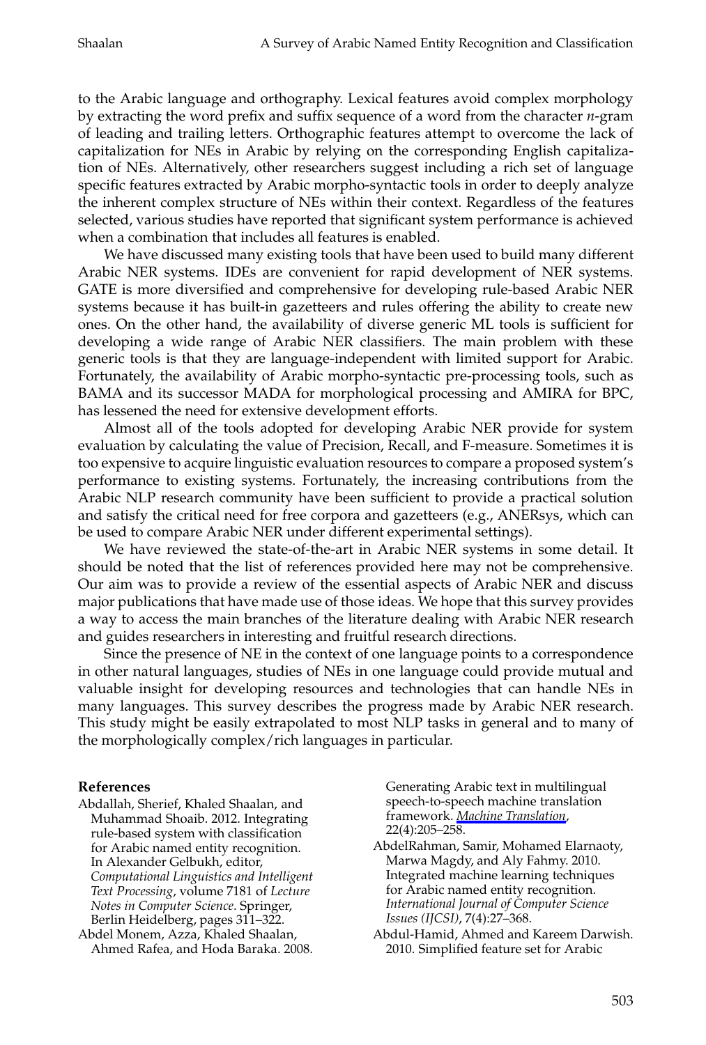to the Arabic language and orthography. Lexical features avoid complex morphology by extracting the word prefix and suffix sequence of a word from the character *n*-gram of leading and trailing letters. Orthographic features attempt to overcome the lack of capitalization for NEs in Arabic by relying on the corresponding English capitalization of NEs. Alternatively, other researchers suggest including a rich set of language specific features extracted by Arabic morpho-syntactic tools in order to deeply analyze the inherent complex structure of NEs within their context. Regardless of the features selected, various studies have reported that significant system performance is achieved when a combination that includes all features is enabled.

We have discussed many existing tools that have been used to build many different Arabic NER systems. IDEs are convenient for rapid development of NER systems. GATE is more diversified and comprehensive for developing rule-based Arabic NER systems because it has built-in gazetteers and rules offering the ability to create new ones. On the other hand, the availability of diverse generic ML tools is sufficient for developing a wide range of Arabic NER classifiers. The main problem with these generic tools is that they are language-independent with limited support for Arabic. Fortunately, the availability of Arabic morpho-syntactic pre-processing tools, such as BAMA and its successor MADA for morphological processing and AMIRA for BPC, has lessened the need for extensive development efforts.

Almost all of the tools adopted for developing Arabic NER provide for system evaluation by calculating the value of Precision, Recall, and F-measure. Sometimes it is too expensive to acquire linguistic evaluation resources to compare a proposed system's performance to existing systems. Fortunately, the increasing contributions from the Arabic NLP research community have been sufficient to provide a practical solution and satisfy the critical need for free corpora and gazetteers (e.g., ANERsys, which can be used to compare Arabic NER under different experimental settings).

We have reviewed the state-of-the-art in Arabic NER systems in some detail. It should be noted that the list of references provided here may not be comprehensive. Our aim was to provide a review of the essential aspects of Arabic NER and discuss major publications that have made use of those ideas. We hope that this survey provides a way to access the main branches of the literature dealing with Arabic NER research and guides researchers in interesting and fruitful research directions.

Since the presence of NE in the context of one language points to a correspondence in other natural languages, studies of NEs in one language could provide mutual and valuable insight for developing resources and technologies that can handle NEs in many languages. This survey describes the progress made by Arabic NER research. This study might be easily extrapolated to most NLP tasks in general and to many of the morphologically complex/rich languages in particular.

## References

Abdallah, Sherief, Khaled Shaalan, and Muhammad Shoaib. 2012. Integrating rule-based system with classification for Arabic named entity recognition. In Alexander Gelbukh, editor, *Computational Linguistics and Intelligent Text Processing*, volume 7181 of *Lecture Notes in Computer Science*. Springer, Berlin Heidelberg, pages 311–322.

Abdel Monem, Azza, Khaled Shaalan, Ahmed Rafea, and Hoda Baraka. 2008. Generating Arabic text in multilingual speech-to-speech machine translation framework. *Machine Translation*, 22(4):205–258.

AbdelRahman, Samir, Mohamed Elarnaoty, Marwa Magdy, and Aly Fahmy. 2010. Integrated machine learning techniques for Arabic named entity recognition. *International Journal of Computer Science Issues (IJCSI)*, 7(4):27–368.

Abdul-Hamid, Ahmed and Kareem Darwish. 2010. Simplified feature set for Arabic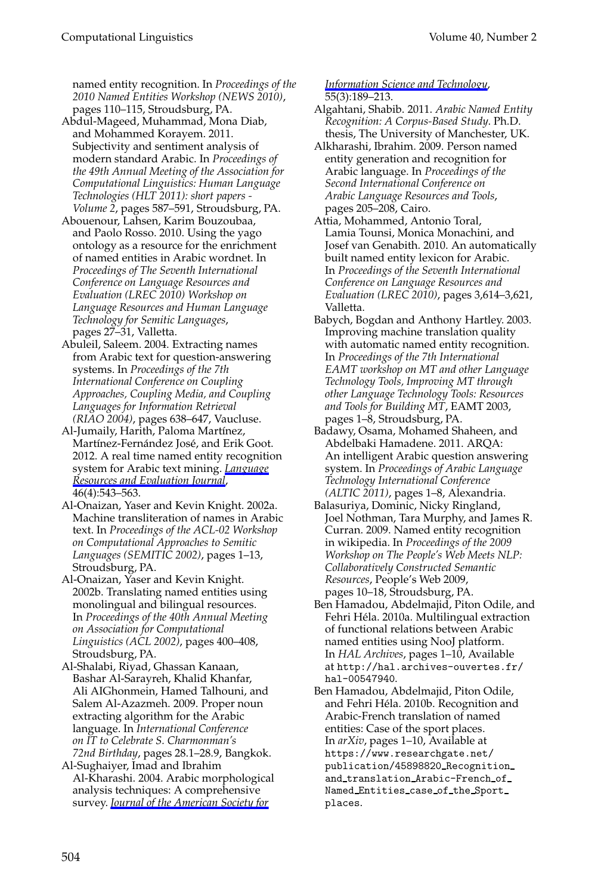named entity recognition. In *Proceedings of the 2010 Named Entities Workshop (NEWS 2010)*, pages 110–115, Stroudsburg, PA.

Abdul-Mageed, Muhammad, Mona Diab, and Mohammed Korayem. 2011. Subjectivity and sentiment analysis of modern standard Arabic. In *Proceedings of the 49th Annual Meeting of the Association for Computational Linguistics: Human Language Technologies (HLT 2011): short papers - Volume 2*, pages 587–591, Stroudsburg, PA.

Abouenour, Lahsen, Karim Bouzoubaa, and Paolo Rosso. 2010. Using the yago ontology as a resource for the enrichment of named entities in Arabic wordnet. In *Proceedings of The Seventh International Conference on Language Resources and Evaluation (LREC 2010) Workshop on Language Resources and Human Language Technology for Semitic Languages*, pages 27–31, Valletta.

Abuleil, Saleem. 2004. Extracting names from Arabic text for question-answering systems. In *Proceedings of the 7th International Conference on Coupling Approaches, Coupling Media, and Coupling Languages for Information Retrieval (RIAO 2004)*, pages 638–647, Vaucluse.

Al-Jumaily, Harith, Paloma Martínez, Martínez-Fernández José, and Erik Goot. 2012. A real time named entity recognition system for Arabic text mining. *Language Resources and Evaluation Journal*, 46(4):543–563.

Al-Onaizan, Yaser and Kevin Knight. 2002a. Machine transliteration of names in Arabic text. In *Proceedings of the ACL-02 Workshop on Computational Approaches to Semitic Languages (SEMITIC 2002)*, pages 1–13, Stroudsburg, PA.

Al-Onaizan, Yaser and Kevin Knight. 2002b. Translating named entities using monolingual and bilingual resources. In *Proceedings of the 40th Annual Meeting on Association for Computational Linguistics (ACL 2002)*, pages 400–408, Stroudsburg, PA.

Al-Shalabi, Riyad, Ghassan Kanaan, Bashar Al-Sarayreh, Khalid Khanfar, Ali AIGhonmein, Hamed Talhouni, and Salem Al-Azazmeh. 2009. Proper noun extracting algorithm for the Arabic language. In *International Conference on IT to Celebrate S. Charmonman's 72nd Birthday*, pages 28.1–28.9, Bangkok.

Al-Sughaiyer, Imad and Ibrahim Al-Kharashi. 2004. Arabic morphological analysis techniques: A comprehensive survey. *Journal of the American Society for Information Science and Technology*, 55(3):189–213.

Algahtani, Shabib. 2011. *Arabic Named Entity Recognition: A Corpus-Based Study*. Ph.D. thesis, The University of Manchester, UK.

Alkharashi, Ibrahim. 2009. Person named entity generation and recognition for Arabic language. In *Proceedings of the Second International Conference on Arabic Language Resources and Tools*, pages 205–208, Cairo.

Attia, Mohammed, Antonio Toral, Lamia Tounsi, Monica Monachini, and Josef van Genabith. 2010. An automatically built named entity lexicon for Arabic. In *Proceedings of the Seventh International Conference on Language Resources and Evaluation (LREC 2010)*, pages 3,614–3,621, Valletta.

Babych, Bogdan and Anthony Hartley. 2003. Improving machine translation quality with automatic named entity recognition. In *Proceedings of the 7th International EAMT workshop on MT and other Language Technology Tools, Improving MT through other Language Technology Tools: Resources and Tools for Building MT*, EAMT 2003, pages 1–8, Stroudsburg, PA.

Badawy, Osama, Mohamed Shaheen, and Abdelbaki Hamadene. 2011. ARQA: An intelligent Arabic question answering system. In *Proceedings of Arabic Language Technology International Conference (ALTIC 2011)*, pages 1–8, Alexandria.

Balasuriya, Dominic, Nicky Ringland, Joel Nothman, Tara Murphy, and James R. Curran. 2009. Named entity recognition in wikipedia. In *Proceedings of the 2009 Workshop on The People's Web Meets NLP: Collaboratively Constructed Semantic Resources*, People's Web 2009, pages 10–18, Stroudsburg, PA.

Ben Hamadou, Abdelmajid, Piton Odile, and Fehri Héla. 2010a. Multilingual extraction of functional relations between Arabic named entities using NooJ platform. In *HAL Archives*, pages 1–10, Available at http://hal.archives-ouvertes.fr/hal-00547940.

Ben Hamadou, Abdelmajid, Piton Odile, and Fehri Héla. 2010b. Recognition and Arabic-French translation of named entities: Case of the sport places. In *arXiv*, pages 1–10, Available at https://www.researchgate.net/publication/45898820_Recognition_and_translation_Arabic-French_of_Named_Entities_case_of_the_Sport_places.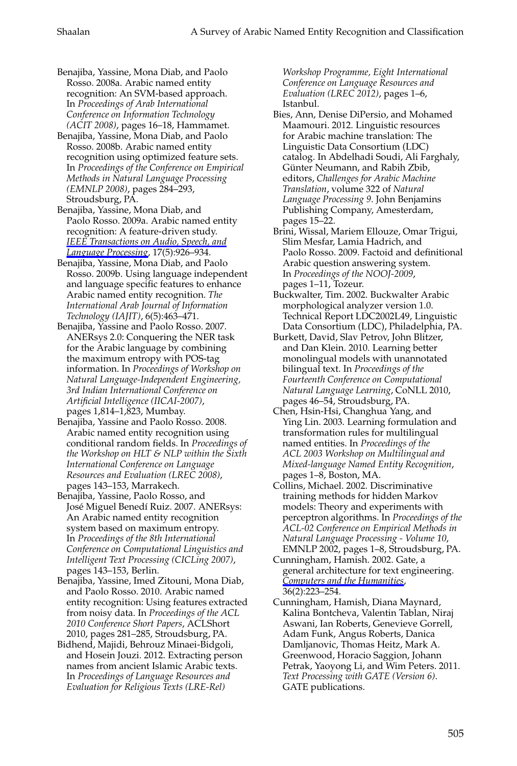Benajiba, Yassine, Mona Diab, and Paolo Rosso. 2008a. Arabic named entity recognition: An SVM-based approach. In *Proceedings of Arab International Conference on Information Technology (ACIT 2008)*, pages 16–18, Hammamet.

Benajiba, Yassine, Mona Diab, and Paolo Rosso. 2008b. Arabic named entity recognition using optimized feature sets. In *Proceedings of the Conference on Empirical Methods in Natural Language Processing (EMNLP 2008)*, pages 284–293, Stroudsburg, PA.

Benajiba, Yassine, Mona Diab, and Paolo Rosso. 2009a. Arabic named entity recognition: A feature-driven study. *IEEE Transactions on Audio, Speech, and Language Processing*, 17(5):926–934.

Benajiba, Yassine, Mona Diab, and Paolo Rosso. 2009b. Using language independent and language specific features to enhance Arabic named entity recognition. *The International Arab Journal of Information Technology (IAJIT)*, 6(5):463–471.

Benajiba, Yassine and Paolo Rosso. 2007. ANERsys 2.0: Conquering the NER task for the Arabic language by combining the maximum entropy with POS-tag information. In *Proceedings of Workshop on Natural Language-Independent Engineering, 3rd Indian International Conference on Artificial Intelligence (IICAI-2007)*, pages 1,814–1,823, Mumbay.

Benajiba, Yassine and Paolo Rosso. 2008. Arabic named entity recognition using conditional random fields. In *Proceedings of the Workshop on HLT & NLP within the Sixth International Conference on Language Resources and Evaluation (LREC 2008)*, pages 143–153, Marrakech.

Benajiba, Yassine, Paolo Rosso, and José Miguel Benedí Ruiz. 2007. ANERsys: An Arabic named entity recognition system based on maximum entropy. In *Proceedings of the 8th International Conference on Computational Linguistics and Intelligent Text Processing (CICLing 2007)*, pages 143–153, Berlin.

Benajiba, Yassine, Imed Zitouni, Mona Diab, and Paolo Rosso. 2010. Arabic named entity recognition: Using features extracted from noisy data. In *Proceedings of the ACL 2010 Conference Short Papers*, ACLShort 2010, pages 281–285, Stroudsburg, PA.

Bidhend, Majidi, Behrouz Minaei-Bidgoli, and Hosein Jouzi. 2012. Extracting person names from ancient Islamic Arabic texts. In *Proceedings of Language Resources and Evaluation for Religious Texts (LRE-Rel) Workshop Programme, Eight International Conference on Language Resources and Evaluation (LREC 2012)*, pages 1–6, Istanbul.

Bies, Ann, Denise DiPersio, and Mohamed Maamouri. 2012. Linguistic resources for Arabic machine translation: The Linguistic Data Consortium (LDC) catalog. In Abdelhadi Soudi, Ali Farghaly, Günter Neumann, and Rabih Zbib, editors, *Challenges for Arabic Machine Translation*, volume 322 of *Natural Language Processing 9*. John Benjamins Publishing Company, Amesterdam, pages 15–22.

Brini, Wissal, Mariem Ellouze, Omar Trigui, Slim Mesfar, Lamia Hadrich, and Paolo Rosso. 2009. Factoid and definitional Arabic question answering system. In *Proceedings of the NOOJ-2009*, pages 1–11, Tozeur.

Buckwalter, Tim. 2002. Buckwalter Arabic morphological analyzer version 1.0. Technical Report LDC2002L49, Linguistic Data Consortium (LDC), Philadelphia, PA.

Burkett, David, Slav Petrov, John Blitzer, and Dan Klein. 2010. Learning better monolingual models with unannotated bilingual text. In *Proceedings of the Fourteenth Conference on Computational Natural Language Learning*, CoNLL 2010, pages 46–54, Stroudsburg, PA.

Chen, Hsin-Hsi, Changhua Yang, and Ying Lin. 2003. Learning formulation and transformation rules for multilingual named entities. In *Proceedings of the ACL 2003 Workshop on Multilingual and Mixed-language Named Entity Recognition*, pages 1–8, Boston, MA.

Collins, Michael. 2002. Discriminative training methods for hidden Markov models: Theory and experiments with perceptron algorithms. In *Proceedings of the ACL-02 Conference on Empirical Methods in Natural Language Processing - Volume 10*, EMNLP 2002, pages 1–8, Stroudsburg, PA.

Cunningham, Hamish. 2002. Gate, a general architecture for text engineering. *Computers and the Humanities*, 36(2):223–254.

Cunningham, Hamish, Diana Maynard, Kalina Bontcheva, Valentin Tablan, Niraj Aswani, Ian Roberts, Genevieve Gorrell, Adam Funk, Angus Roberts, Danica Damljanovic, Thomas Heitz, Mark A. Greenwood, Horacio Saggion, Johann Petrak, Yaoyong Li, and Wim Peters. 2011. *Text Processing with GATE (Version 6)*. GATE publications.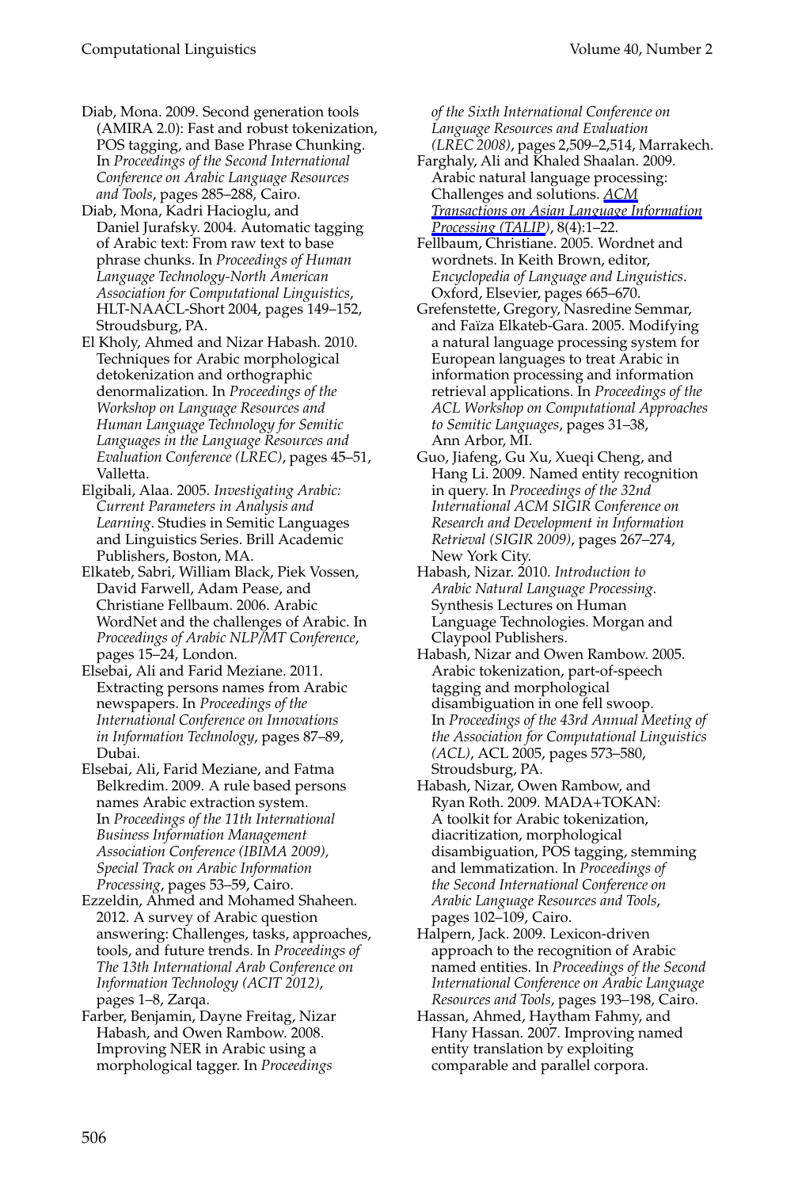Diab, Mona. 2009. Second generation tools (AMIRA 2.0): Fast and robust tokenization, POS tagging, and Base Phrase Chunking. In *Proceedings of the Second International Conference on Arabic Language Resources and Tools*, pages 285–288, Cairo.

Diab, Mona, Kadri Hacioglu, and Daniel Jurafsky. 2004. Automatic tagging of Arabic text: From raw text to base phrase chunks. In *Proceedings of Human Language Technology-North American Association for Computational Linguistics*, HLT-NAACL-Short 2004, pages 149–152, Stroudsburg, PA.

El Kholy, Ahmed and Nizar Habash. 2010. Techniques for Arabic morphological detokenization and orthographic denormalization. In *Proceedings of the Workshop on Language Resources and Human Language Technology for Semitic Languages in the Language Resources and Evaluation Conference (LREC)*, pages 45–51, Valletta.

Elgibali, Alaa. 2005. *Investigating Arabic: Current Parameters in Analysis and Learning*. Studies in Semitic Languages and Linguistics Series. Brill Academic Publishers, Boston, MA.

Elkateb, Sabri, William Black, Piek Vossen, David Farwell, Adam Pease, and Christiane Fellbaum. 2006. Arabic WordNet and the challenges of Arabic. In *Proceedings of Arabic NLP/MT Conference*, pages 15–24, London.

Elsebai, Ali and Farid Meziane. 2011. Extracting persons names from Arabic newspapers. In *Proceedings of the International Conference on Innovations in Information Technology*, pages 87–89, Dubai.

Elsebai, Ali, Farid Meziane, and Fatma Belkredim. 2009. A rule based persons names Arabic extraction system. In *Proceedings of the 11th International Business Information Management Association Conference (IBIMA 2009), Special Track on Arabic Information Processing*, pages 53–59, Cairo.

Ezzeldin, Ahmed and Mohamed Shaheen. 2012. A survey of Arabic question answering: Challenges, tasks, approaches, tools, and future trends. In *Proceedings of The 13th International Arab Conference on Information Technology (ACIT 2012)*, pages 1–8, Zarqa.

Farber, Benjamin, Dayne Freitag, Nizar Habash, and Owen Rambow. 2008. Improving NER in Arabic using a morphological tagger. In *Proceedings of the Sixth International Conference on Language Resources and Evaluation (LREC 2008)*, pages 2,509–2,514, Marrakech.

Farghaly, Ali and Khaled Shaalan. 2009. Arabic natural language processing: Challenges and solutions. *ACM Transactions on Asian Language Information Processing (TALIP)*, 8(4):1–22.

Fellbaum, Christiane. 2005. Wordnet and wordnets. In Keith Brown, editor, *Encyclopedia of Language and Linguistics*. Oxford, Elsevier, pages 665–670.

Grefenstette, Gregory, Nasredine Semmar, and Faïza Elkateb-Gara. 2005. Modifying a natural language processing system for European languages to treat Arabic in information processing and information retrieval applications. In *Proceedings of the ACL Workshop on Computational Approaches to Semitic Languages*, pages 31–38, Ann Arbor, MI.

Guo, Jiafeng, Gu Xu, Xueqi Cheng, and Hang Li. 2009. Named entity recognition in query. In *Proceedings of the 32nd International ACM SIGIR Conference on Research and Development in Information Retrieval (SIGIR 2009)*, pages 267–274, New York City.

Habash, Nizar. 2010. *Introduction to Arabic Natural Language Processing*. Synthesis Lectures on Human Language Technologies. Morgan and Claypool Publishers.

Habash, Nizar and Owen Rambow. 2005. Arabic tokenization, part-of-speech tagging and morphological disambiguation in one fell swoop. In *Proceedings of the 43rd Annual Meeting of the Association for Computational Linguistics (ACL)*, ACL 2005, pages 573–580, Stroudsburg, PA.

Habash, Nizar, Owen Rambow, and Ryan Roth. 2009. MADA+TOKAN: A toolkit for Arabic tokenization, diacritization, morphological disambiguation, POS tagging, stemming and lemmatization. In *Proceedings of the Second International Conference on Arabic Language Resources and Tools*, pages 102–109, Cairo.

Halpern, Jack. 2009. Lexicon-driven approach to the recognition of Arabic named entities. In *Proceedings of the Second International Conference on Arabic Language Resources and Tools*, pages 193–198, Cairo.

Hassan, Ahmed, Haytham Fahmy, and Hany Hassan. 2007. Improving named entity translation by exploiting comparable and parallel corpora.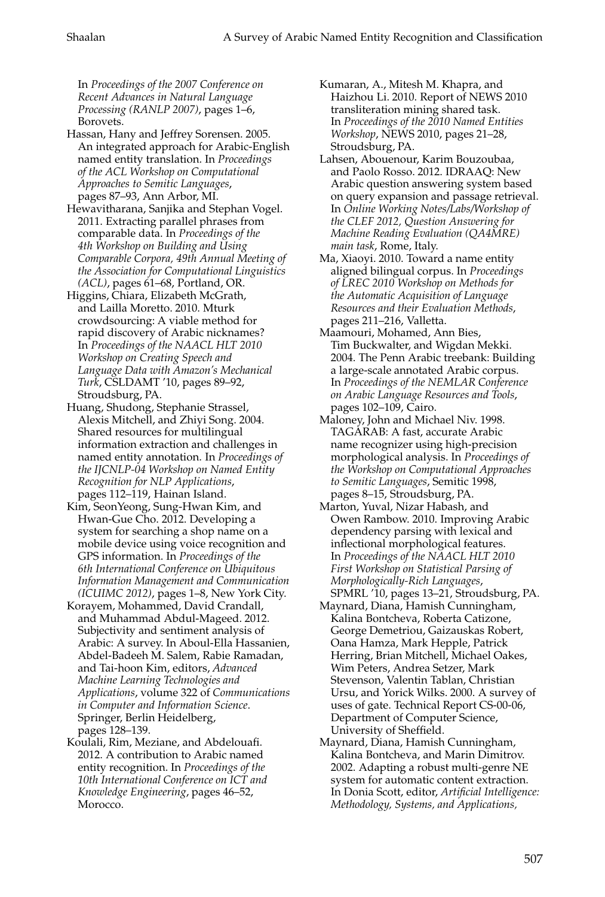In *Proceedings of the 2007 Conference on Recent Advances in Natural Language Processing (RANLP 2007)*, pages 1–6, Borovets.

Hassan, Hany and Jeffrey Sorensen. 2005. An integrated approach for Arabic-English named entity translation. In *Proceedings of the ACL Workshop on Computational Approaches to Semitic Languages*, pages 87–93, Ann Arbor, MI.

Hewavitharana, Sanjika and Stephan Vogel. 2011. Extracting parallel phrases from comparable data. In *Proceedings of the 4th Workshop on Building and Using Comparable Corpora, 49th Annual Meeting of the Association for Computational Linguistics (ACL)*, pages 61–68, Portland, OR.

Higgins, Chiara, Elizabeth McGrath, and Lailla Moretto. 2010. Mturk crowdsourcing: A viable method for rapid discovery of Arabic nicknames? In *Proceedings of the NAACL HLT 2010 Workshop on Creating Speech and Language Data with Amazon's Mechanical Turk*, CSLDAMT '10, pages 89–92, Stroudsburg, PA.

Huang, Shudong, Stephanie Strassel, Alexis Mitchell, and Zhiyi Song. 2004. Shared resources for multilingual information extraction and challenges in named entity annotation. In *Proceedings of the IJCNLP-04 Workshop on Named Entity Recognition for NLP Applications*, pages 112–119, Hainan Island.

Kim, SeonYeong, Sung-Hwan Kim, and Hwan-Gue Cho. 2012. Developing a system for searching a shop name on a mobile device using voice recognition and GPS information. In *Proceedings of the 6th International Conference on Ubiquitous Information Management and Communication (ICUIMC 2012)*, pages 1–8, New York City.

Korayem, Mohammed, David Crandall, and Muhammad Abdul-Mageed. 2012. Subjectivity and sentiment analysis of Arabic: A survey. In Aboul-Ella Hassanien, Abdel-Badeeh M. Salem, Rabie Ramadan, and Tai-hoon Kim, editors, *Advanced Machine Learning Technologies and Applications*, volume 322 of *Communications in Computer and Information Science*. Springer, Berlin Heidelberg, pages 128–139.

Koulali, Rim, Meziane, and Abdelouafi. 2012. A contribution to Arabic named entity recognition. In *Proceedings of the 10th International Conference on ICT and Knowledge Engineering*, pages 46–52, Morocco.

Kumaran, A., Mitesh M. Khapra, and Haizhou Li. 2010. Report of NEWS 2010 transliteration mining shared task. In *Proceedings of the 2010 Named Entities Workshop*, NEWS 2010, pages 21–28, Stroudsburg, PA.

Lahsen, Abouenour, Karim Bouzoubaa, and Paolo Rosso. 2012. IDRAAQ: New Arabic question answering system based on query expansion and passage retrieval. In *Online Working Notes/Labs/Workshop of the CLEF 2012, Question Answering for Machine Reading Evaluation (QA4MRE) main task*, Rome, Italy.

Ma, Xiaoyi. 2010. Toward a name entity aligned bilingual corpus. In *Proceedings of LREC 2010 Workshop on Methods for the Automatic Acquisition of Language Resources and their Evaluation Methods*, pages 211–216, Valletta.

Maamouri, Mohamed, Ann Bies, Tim Buckwalter, and Wigdan Mekki. 2004. The Penn Arabic treebank: Building a large-scale annotated Arabic corpus. In *Proceedings of the NEMLAR Conference on Arabic Language Resources and Tools*, pages 102–109, Cairo.

Maloney, John and Michael Niv. 1998. TAGARAB: A fast, accurate Arabic name recognizer using high-precision morphological analysis. In *Proceedings of the Workshop on Computational Approaches to Semitic Languages*, Semitic 1998, pages 8–15, Stroudsburg, PA.

Marton, Yuval, Nizar Habash, and Owen Rambow. 2010. Improving Arabic dependency parsing with lexical and inflectional morphological features. In *Proceedings of the NAACL HLT 2010 First Workshop on Statistical Parsing of Morphologically-Rich Languages*, SPMRL '10, pages 13–21, Stroudsburg, PA.

Maynard, Diana, Hamish Cunningham, Kalina Bontcheva, Roberta Catizone, George Demetriou, Gaizauskas Robert, Oana Hamza, Mark Hepple, Patrick Herring, Brian Mitchell, Michael Oakes, Wim Peters, Andrea Setzer, Mark Stevenson, Valentin Tablan, Christian Ursu, and Yorick Wilks. 2000. A survey of uses of gate. Technical Report CS-00-06, Department of Computer Science, University of Sheffield.

Maynard, Diana, Hamish Cunningham, Kalina Bontcheva, and Marin Dimitrov. 2002. Adapting a robust multi-genre NE system for automatic content extraction. In Donia Scott, editor, *Artificial Intelligence: Methodology, Systems, and Applications,*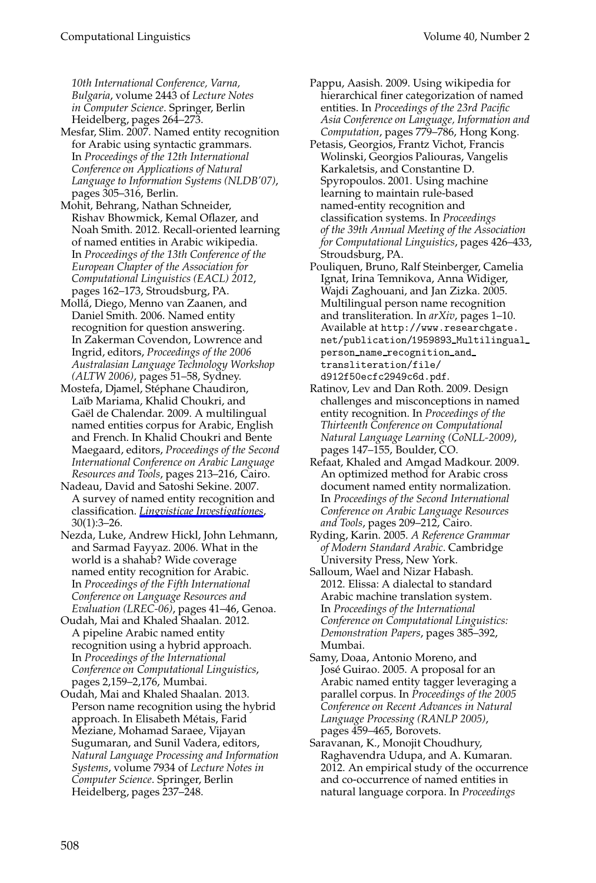*10th International Conference, Varna, Bulgaria*, volume 2443 of *Lecture Notes in Computer Science*. Springer, Berlin Heidelberg, pages 264–273.

Mesfar, Slim. 2007. Named entity recognition for Arabic using syntactic grammars. In *Proceedings of the 12th International Conference on Applications of Natural Language to Information Systems (NLDB'07)*, pages 305–316, Berlin.

Mohit, Behrang, Nathan Schneider, Rishav Bhowmick, Kemal Oflazer, and Noah Smith. 2012. Recall-oriented learning of named entities in Arabic wikipedia. In *Proceedings of the 13th Conference of the European Chapter of the Association for Computational Linguistics (EACL) 2012*, pages 162–173, Stroudsburg, PA.

Mollá, Diego, Menno van Zaanen, and Daniel Smith. 2006. Named entity recognition for question answering. In Zakerman Covendon, Lowrence and Ingrid, editors, *Proceedings of the 2006 Australasian Language Technology Workshop (ALTW 2006)*, pages 51–58, Sydney.

Mostefa, Djamel, Stéphane Chaudiron, Laïb Mariama, Khalid Choukri, and Gaël de Chalendar. 2009. A multilingual named entities corpus for Arabic, English and French. In Khalid Choukri and Bente Maegaard, editors, *Proceedings of the Second International Conference on Arabic Language Resources and Tools*, pages 213–216, Cairo.

Nadeau, David and Satoshi Sekine. 2007. A survey of named entity recognition and classification. *Lingvisticae Investigationes*, 30(1):3–26.

Nezda, Luke, Andrew Hickl, John Lehmann, and Sarmad Fayyaz. 2006. What in the world is a shahab? Wide coverage named entity recognition for Arabic. In *Proceedings of the Fifth International Conference on Language Resources and Evaluation (LREC-06)*, pages 41–46, Genoa.

Oudah, Mai and Khaled Shaalan. 2012. A pipeline Arabic named entity recognition using a hybrid approach. In *Proceedings of the International Conference on Computational Linguistics*, pages 2,159–2,176, Mumbai.

Oudah, Mai and Khaled Shaalan. 2013. Person name recognition using the hybrid approach. In Elisabeth Métais, Farid Meziane, Mohamad Saraee, Vijayan Sugumaran, and Sunil Vadera, editors, *Natural Language Processing and Information Systems*, volume 7934 of *Lecture Notes in Computer Science*. Springer, Berlin Heidelberg, pages 237–248.

Pappu, Aasish. 2009. Using wikipedia for hierarchical finer categorization of named entities. In *Proceedings of the 23rd Pacific Asia Conference on Language, Information and Computation*, pages 779–786, Hong Kong.

Petasis, Georgios, Frantz Vichot, Francis Wolinski, Georgios Paliouras, Vangelis Karkaletsis, and Constantine D. Spyropoulos. 2001. Using machine learning to maintain rule-based named-entity recognition and classification systems. In *Proceedings of the 39th Annual Meeting of the Association for Computational Linguistics*, pages 426–433, Stroudsburg, PA.

Pouliquen, Bruno, Ralf Steinberger, Camelia Ignat, Irina Temnikova, Anna Widiger, Wajdi Zaghouani, and Jan Zizka. 2005. Multilingual person name recognition and transliteration. In *arXiv*, pages 1–10. Available at http://www.researchgate.net/publication/1959893_Multilingual_person_name_recognition_and_transliteration/file/d912f50ecfc2949c6d.pdf.

Ratinov, Lev and Dan Roth. 2009. Design challenges and misconceptions in named entity recognition. In *Proceedings of the Thirteenth Conference on Computational Natural Language Learning (CoNLL-2009)*, pages 147–155, Boulder, CO.

Refaat, Khaled and Amgad Madkour. 2009. An optimized method for Arabic cross document named entity normalization. In *Proceedings of the Second International Conference on Arabic Language Resources and Tools*, pages 209–212, Cairo.

Ryding, Karin. 2005. *A Reference Grammar of Modern Standard Arabic*. Cambridge University Press, New York.

Salloum, Wael and Nizar Habash. 2012. Elissa: A dialectal to standard Arabic machine translation system. In *Proceedings of the International Conference on Computational Linguistics: Demonstration Papers*, pages 385–392, Mumbai.

Samy, Doaa, Antonio Moreno, and José Guirao. 2005. A proposal for an Arabic named entity tagger leveraging a parallel corpus. In *Proceedings of the 2005 Conference on Recent Advances in Natural Language Processing (RANLP 2005)*, pages 459–465, Borovets.

Saravanan, K., Monojit Choudhury, Raghavendra Udupa, and A. Kumaran. 2012. An empirical study of the occurrence and co-occurrence of named entities in natural language corpora. In *Proceedings*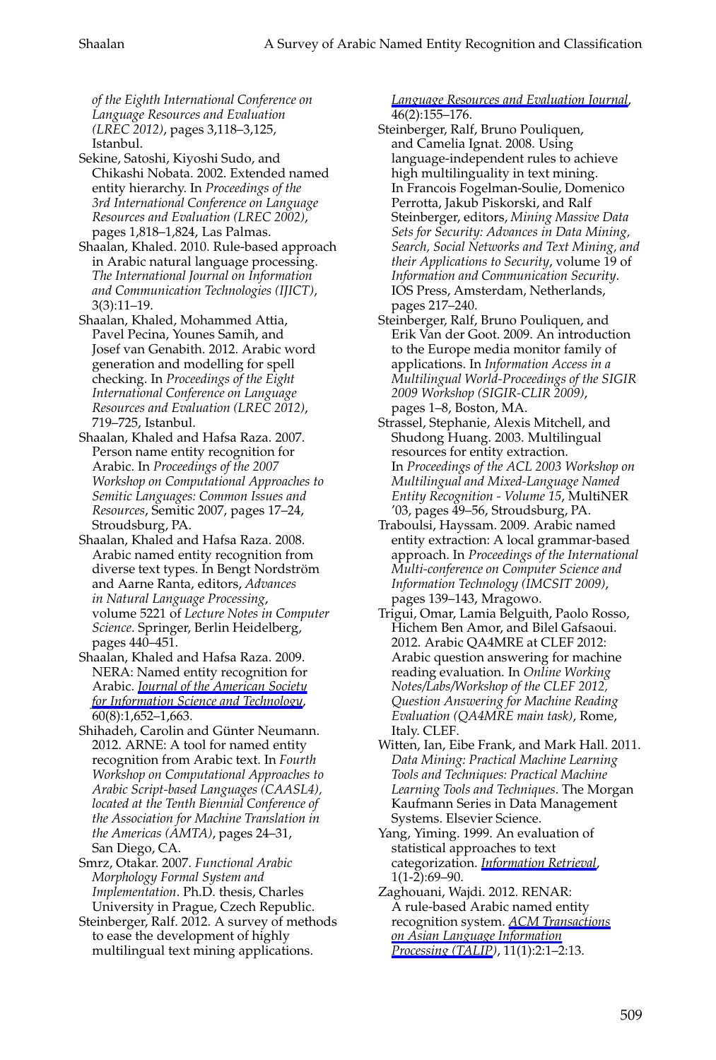*of the Eighth International Conference on Language Resources and Evaluation (LREC 2012)*, pages 3,118–3,125, Istanbul.

Sekine, Satoshi, Kiyoshi Sudo, and Chikashi Nobata. 2002. Extended named entity hierarchy. In *Proceedings of the 3rd International Conference on Language Resources and Evaluation (LREC 2002)*, pages 1,818–1,824, Las Palmas.

Shaalan, Khaled. 2010. Rule-based approach in Arabic natural language processing. *The International Journal on Information and Communication Technologies (IJICT)*, 3(3):11–19.

Shaalan, Khaled, Mohammed Attia, Pavel Pecina, Younes Samih, and Josef van Genabith. 2012. Arabic word generation and modelling for spell checking. In *Proceedings of the Eight International Conference on Language Resources and Evaluation (LREC 2012)*, 719–725, Istanbul.

Shaalan, Khaled and Hafsa Raza. 2007. Person name entity recognition for Arabic. In *Proceedings of the 2007 Workshop on Computational Approaches to Semitic Languages: Common Issues and Resources*, Semitic 2007, pages 17–24, Stroudsburg, PA.

Shaalan, Khaled and Hafsa Raza. 2008. Arabic named entity recognition from diverse text types. In Bengt Nordström and Aarne Ranta, editors, *Advances in Natural Language Processing*, volume 5221 of *Lecture Notes in Computer Science*. Springer, Berlin Heidelberg, pages 440–451.

Shaalan, Khaled and Hafsa Raza. 2009. NERA: Named entity recognition for Arabic. *Journal of the American Society for Information Science and Technology*, 60(8):1,652–1,663.

Shihadeh, Carolin and Günter Neumann. 2012. ARNE: A tool for named entity recognition from Arabic text. In *Fourth Workshop on Computational Approaches to Arabic Script-based Languages (CAASL4), located at the Tenth Biennial Conference of the Association for Machine Translation in the Americas (AMTA)*, pages 24–31, San Diego, CA.

Smrz, Otakar. 2007. *Functional Arabic Morphology Formal System and Implementation*. Ph.D. thesis, Charles University in Prague, Czech Republic.

Steinberger, Ralf. 2012. A survey of methods to ease the development of highly multilingual text mining applications. *Language Resources and Evaluation Journal*, 46(2):155–176.

Steinberger, Ralf, Bruno Pouliquen, and Camelia Ignat. 2008. Using language-independent rules to achieve high multilinguality in text mining. In Francois Fogelman-Soulie, Domenico Perrotta, Jakub Piskorski, and Ralf Steinberger, editors, *Mining Massive Data Sets for Security: Advances in Data Mining, Search, Social Networks and Text Mining, and their Applications to Security*, volume 19 of *Information and Communication Security*. IOS Press, Amsterdam, Netherlands, pages 217–240.

Steinberger, Ralf, Bruno Pouliquen, and Erik Van der Goot. 2009. An introduction to the Europe media monitor family of applications. In *Information Access in a Multilingual World-Proceedings of the SIGIR 2009 Workshop (SIGIR-CLIR 2009)*, pages 1–8, Boston, MA.

Strassel, Stephanie, Alexis Mitchell, and Shudong Huang. 2003. Multilingual resources for entity extraction. In *Proceedings of the ACL 2003 Workshop on Multilingual and Mixed-Language Named Entity Recognition - Volume 15*, MultiNER '03, pages 49–56, Stroudsburg, PA.

Traboulsi, Hayssam. 2009. Arabic named entity extraction: A local grammar-based approach. In *Proceedings of the International Multi-conference on Computer Science and Information Technology (IMCSIT 2009)*, pages 139–143, Mragowo.

Trigui, Omar, Lamia Belguith, Paolo Rosso, Hichem Ben Amor, and Bilel Gafsaoui. 2012. Arabic QA4MRE at CLEF 2012: Arabic question answering for machine reading evaluation. In *Online Working Notes/Labs/Workshop of the CLEF 2012, Question Answering for Machine Reading Evaluation (QA4MRE main task)*, Rome, Italy. CLEF.

Witten, Ian, Eibe Frank, and Mark Hall. 2011. *Data Mining: Practical Machine Learning Tools and Techniques: Practical Machine Learning Tools and Techniques*. The Morgan Kaufmann Series in Data Management Systems. Elsevier Science.

Yang, Yiming. 1999. An evaluation of statistical approaches to text categorization. *Information Retrieval*, 1(1-2):69–90.

Zaghouani, Wajdi. 2012. RENAR: A rule-based Arabic named entity recognition system. *ACM Transactions on Asian Language Information Processing (TALIP)*, 11(1):2:1–2:13.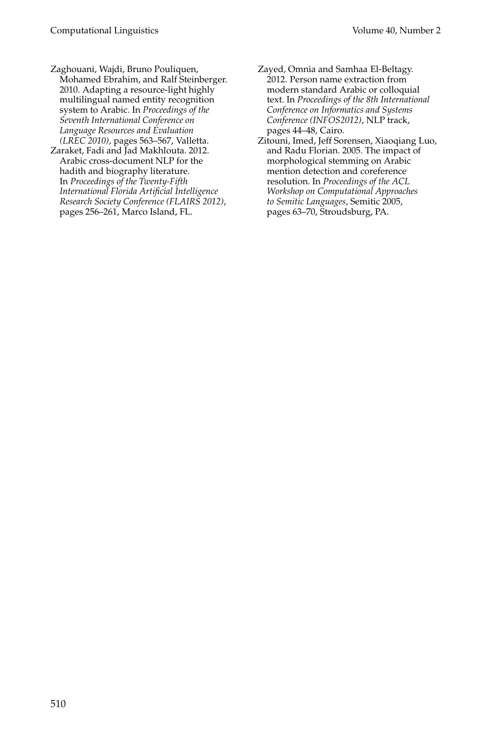Zaghouani, Wajdi, Bruno Pouliquen, Mohamed Ebrahim, and Ralf Steinberger. 2010. Adapting a resource-light highly multilingual named entity recognition system to Arabic. In *Proceedings of the Seventh International Conference on Language Resources and Evaluation (LREC 2010)*, pages 563–567, Valletta.

Zaraket, Fadi and Jad Makhlouta. 2012. Arabic cross-document NLP for the hadith and biography literature. In *Proceedings of the Twenty-Fifth International Florida Artificial Intelligence Research Society Conference (FLAIRS 2012)*, pages 256–261, Marco Island, FL.

Zayed, Omnia and Samhaa El-Beltagy. 2012. Person name extraction from modern standard Arabic or colloquial text. In *Proceedings of the 8th International Conference on Informatics and Systems Conference (INFOS2012)*, NLP track, pages 44–48, Cairo.

Zitouni, Imed, Jeff Sorensen, Xiaoqiang Luo, and Radu Florian. 2005. The impact of morphological stemming on Arabic mention detection and coreference resolution. In *Proceedings of the ACL Workshop on Computational Approaches to Semitic Languages*, Semitic 2005, pages 63–70, Stroudsburg, PA.